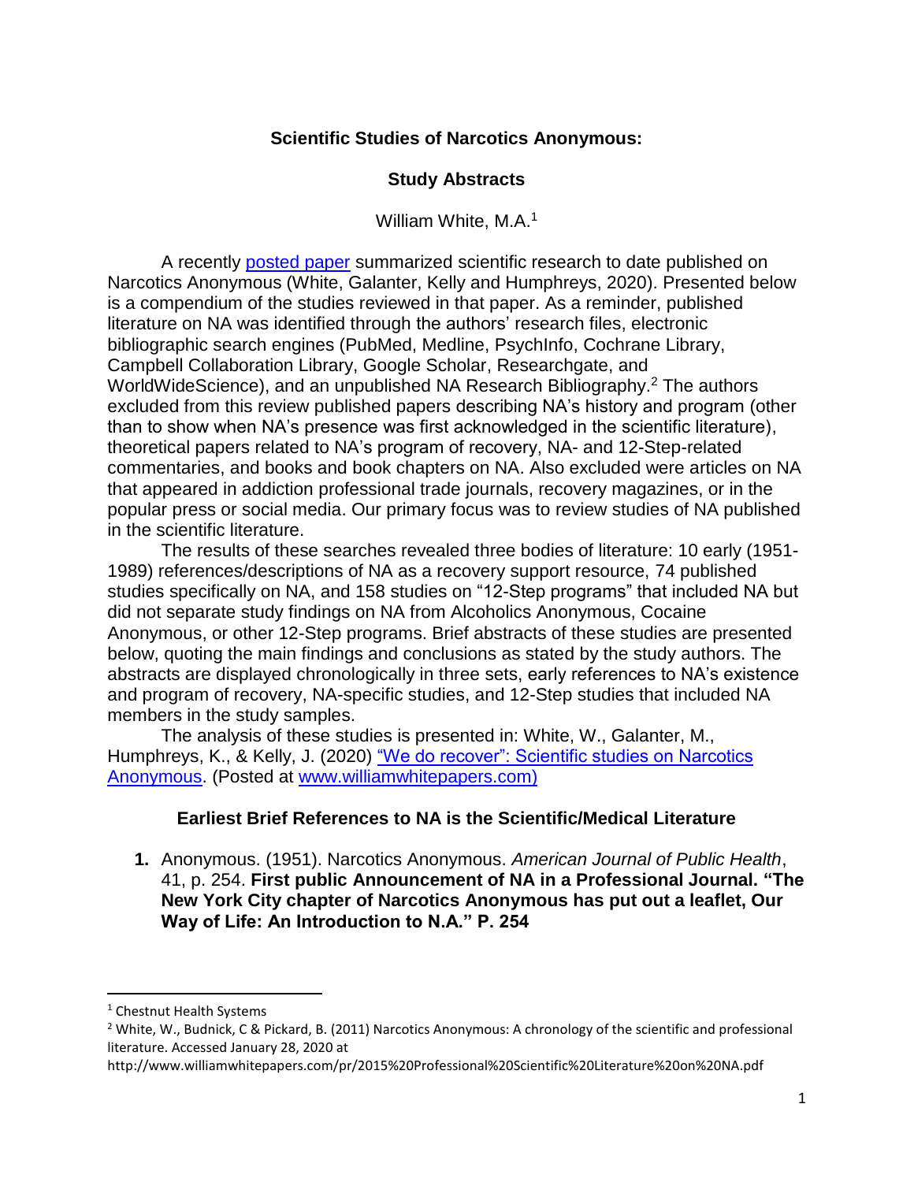# Scientific Studies of Narcotics Anonymous:

## Study Abstracts

William White, M.A.[1]

A recently [posted paper](#) summarized scientific research to date published on Narcotics Anonymous (White, Galanter, Kelly and Humphreys, 2020). Presented below is a compendium of the studies reviewed in that paper. As a reminder, published literature on NA was identified through the authors' research files, electronic bibliographic search engines (PubMed, Medline, PsychInfo, Cochrane Library, Campbell Collaboration Library, Google Scholar, Researchgate, and WorldWideScience), and an unpublished NA Research Bibliography.[2] The authors excluded from this review published papers describing NA's history and program (other than to show when NA's presence was first acknowledged in the scientific literature), theoretical papers related to NA's program of recovery, NA- and 12-Step-related commentaries, and books and book chapters on NA. Also excluded were articles on NA that appeared in addiction professional trade journals, recovery magazines, or in the popular press or social media. Our primary focus was to review studies of NA published in the scientific literature.

The results of these searches revealed three bodies of literature: 10 early (1951-1989) references/descriptions of NA as a recovery support resource, 74 published studies specifically on NA, and 158 studies on "12-Step programs" that included NA but did not separate study findings on NA from Alcoholics Anonymous, Cocaine Anonymous, or other 12-Step programs. Brief abstracts of these studies are presented below, quoting the main findings and conclusions as stated by the study authors. The abstracts are displayed chronologically in three sets, early references to NA's existence and program of recovery, NA-specific studies, and 12-Step studies that included NA members in the study samples.

The analysis of these studies is presented in: White, W., Galanter, M., Humphreys, K., & Kelly, J. (2020) ["We do recover": Scientific studies on Narcotics Anonymous](#). (Posted at [www.williamwhitepapers.com)](#)

### Earliest Brief References to NA is the Scientific/Medical Literature

1. Anonymous. (1951). Narcotics Anonymous. *American Journal of Public Health*, 41, p. 254. **First public Announcement of NA in a Professional Journal. "The New York City chapter of Narcotics Anonymous has put out a leaflet, Our Way of Life: An Introduction to N.A." P. 254**

---

[1] Chestnut Health Systems

[2] White, W., Budnick, C & Pickard, B. (2011) Narcotics Anonymous: A chronology of the scientific and professional literature. Accessed January 28, 2020 at http://www.williamwhitepapers.com/pr/2015%20Professional%20Scientific%20Literature%20on%20NA.pdf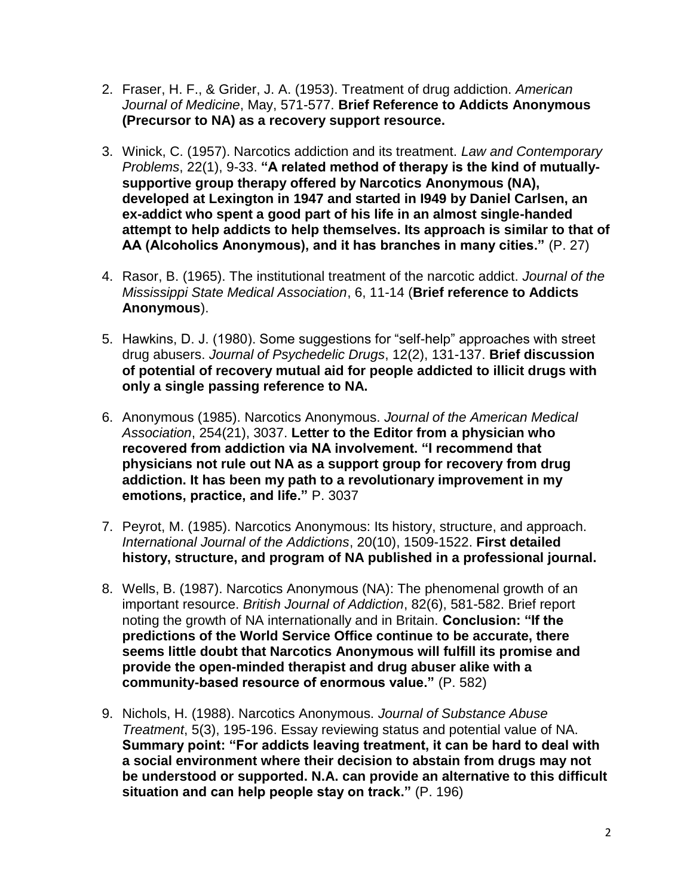2. Fraser, H. F., & Grider, J. A. (1953). Treatment of drug addiction. *American Journal of Medicine*, May, 571-577. **Brief Reference to Addicts Anonymous (Precursor to NA) as a recovery support resource.**

3. Winick, C. (1957). Narcotics addiction and its treatment. *Law and Contemporary Problems*, 22(1), 9-33. **"A related method of therapy is the kind of mutually-supportive group therapy offered by Narcotics Anonymous (NA), developed at Lexington in 1947 and started in I949 by Daniel Carlsen, an ex-addict who spent a good part of his life in an almost single-handed attempt to help addicts to help themselves. Its approach is similar to that of AA (Alcoholics Anonymous), and it has branches in many cities."** (P. 27)

4. Rasor, B. (1965). The institutional treatment of the narcotic addict. *Journal of the Mississippi State Medical Association*, 6, 11-14 (**Brief reference to Addicts Anonymous**).

5. Hawkins, D. J. (1980). Some suggestions for "self-help" approaches with street drug abusers. *Journal of Psychedelic Drugs*, 12(2), 131-137. **Brief discussion of potential of recovery mutual aid for people addicted to illicit drugs with only a single passing reference to NA.**

6. Anonymous (1985). Narcotics Anonymous. *Journal of the American Medical Association*, 254(21), 3037. **Letter to the Editor from a physician who recovered from addiction via NA involvement. "I recommend that physicians not rule out NA as a support group for recovery from drug addiction. It has been my path to a revolutionary improvement in my emotions, practice, and life."** P. 3037

7. Peyrot, M. (1985). Narcotics Anonymous: Its history, structure, and approach. *International Journal of the Addictions*, 20(10), 1509-1522. **First detailed history, structure, and program of NA published in a professional journal.**

8. Wells, B. (1987). Narcotics Anonymous (NA): The phenomenal growth of an important resource. *British Journal of Addiction*, 82(6), 581-582. Brief report noting the growth of NA internationally and in Britain. **Conclusion: "If the predictions of the World Service Office continue to be accurate, there seems little doubt that Narcotics Anonymous will fulfill its promise and provide the open-minded therapist and drug abuser alike with a community-based resource of enormous value."** (P. 582)

9. Nichols, H. (1988). Narcotics Anonymous. *Journal of Substance Abuse Treatment*, 5(3), 195-196. Essay reviewing status and potential value of NA. **Summary point: "For addicts leaving treatment, it can be hard to deal with a social environment where their decision to abstain from drugs may not be understood or supported. N.A. can provide an alternative to this difficult situation and can help people stay on track."** (P. 196)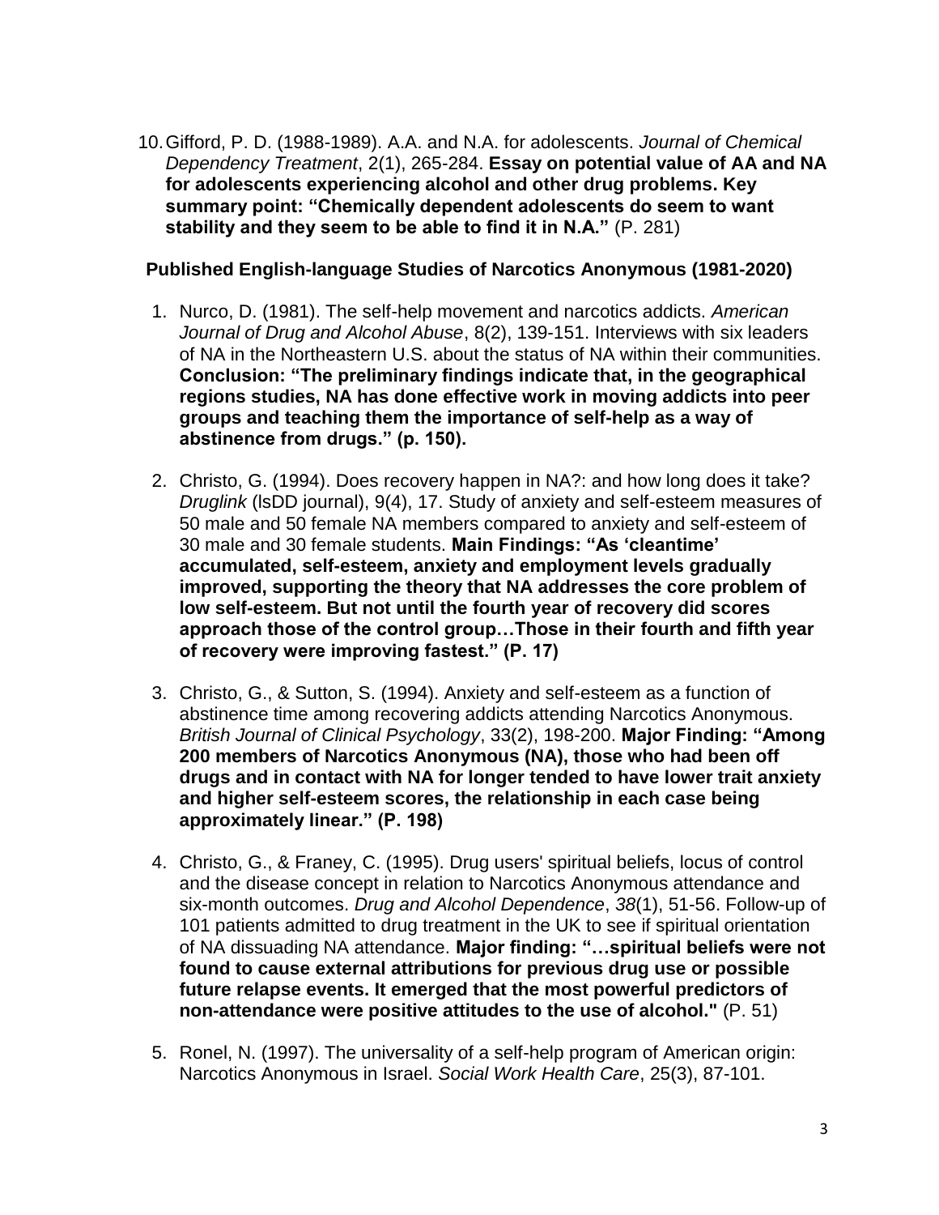10. Gifford, P. D. (1988-1989). A.A. and N.A. for adolescents. *Journal of Chemical Dependency Treatment*, 2(1), 265-284. **Essay on potential value of AA and NA for adolescents experiencing alcohol and other drug problems. Key summary point: "Chemically dependent adolescents do seem to want stability and they seem to be able to find it in N.A."** (P. 281)

**Published English-language Studies of Narcotics Anonymous (1981-2020)**

1. Nurco, D. (1981). The self-help movement and narcotics addicts. *American Journal of Drug and Alcohol Abuse*, 8(2), 139-151. Interviews with six leaders of NA in the Northeastern U.S. about the status of NA within their communities. **Conclusion: "The preliminary findings indicate that, in the geographical regions studies, NA has done effective work in moving addicts into peer groups and teaching them the importance of self-help as a way of abstinence from drugs." (p. 150).**

2. Christo, G. (1994). Does recovery happen in NA?: and how long does it take? *Druglink* (lsDD journal), 9(4), 17. Study of anxiety and self-esteem measures of 50 male and 50 female NA members compared to anxiety and self-esteem of 30 male and 30 female students. **Main Findings: "As 'cleantime' accumulated, self-esteem, anxiety and employment levels gradually improved, supporting the theory that NA addresses the core problem of low self-esteem. But not until the fourth year of recovery did scores approach those of the control group…Those in their fourth and fifth year of recovery were improving fastest." (P. 17)**

3. Christo, G., & Sutton, S. (1994). Anxiety and self-esteem as a function of abstinence time among recovering addicts attending Narcotics Anonymous. *British Journal of Clinical Psychology*, 33(2), 198-200. **Major Finding: "Among 200 members of Narcotics Anonymous (NA), those who had been off drugs and in contact with NA for longer tended to have lower trait anxiety and higher self-esteem scores, the relationship in each case being approximately linear." (P. 198)**

4. Christo, G., & Franey, C. (1995). Drug users' spiritual beliefs, locus of control and the disease concept in relation to Narcotics Anonymous attendance and six-month outcomes. *Drug and Alcohol Dependence*, *38*(1), 51-56. Follow-up of 101 patients admitted to drug treatment in the UK to see if spiritual orientation of NA dissuading NA attendance. **Major finding: "…spiritual beliefs were not found to cause external attributions for previous drug use or possible future relapse events. It emerged that the most powerful predictors of non-attendance were positive attitudes to the use of alcohol."** (P. 51)

5. Ronel, N. (1997). The universality of a self-help program of American origin: Narcotics Anonymous in Israel. *Social Work Health Care*, 25(3), 87-101.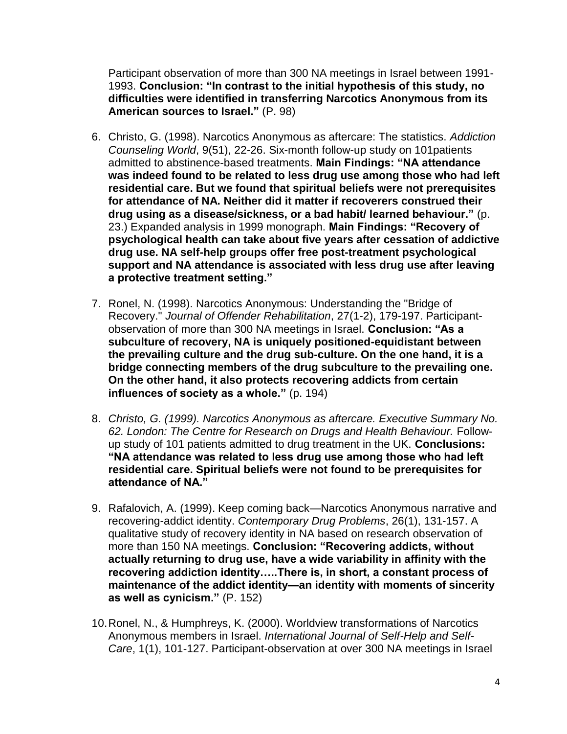Participant observation of more than 300 NA meetings in Israel between 1991-1993. **Conclusion: "In contrast to the initial hypothesis of this study, no difficulties were identified in transferring Narcotics Anonymous from its American sources to Israel."** (P. 98)

6. Christo, G. (1998). Narcotics Anonymous as aftercare: The statistics. *Addiction Counseling World*, 9(51), 22-26. Six-month follow-up study on 101patients admitted to abstinence-based treatments. **Main Findings: "NA attendance was indeed found to be related to less drug use among those who had left residential care. But we found that spiritual beliefs were not prerequisites for attendance of NA. Neither did it matter if recoverers construed their drug using as a disease/sickness, or a bad habit/ learned behaviour."** (p. 23.) Expanded analysis in 1999 monograph. **Main Findings: "Recovery of psychological health can take about five years after cessation of addictive drug use. NA self-help groups offer free post-treatment psychological support and NA attendance is associated with less drug use after leaving a protective treatment setting."**

7. Ronel, N. (1998). Narcotics Anonymous: Understanding the "Bridge of Recovery." *Journal of Offender Rehabilitation*, 27(1-2), 179-197. Participant-observation of more than 300 NA meetings in Israel. **Conclusion: "As a subculture of recovery, NA is uniquely positioned-equidistant between the prevailing culture and the drug sub-culture. On the one hand, it is a bridge connecting members of the drug subculture to the prevailing one. On the other hand, it also protects recovering addicts from certain influences of society as a whole."** (p. 194)

8. *Christo, G. (1999). Narcotics Anonymous as aftercare. Executive Summary No. 62. London: The Centre for Research on Drugs and Health Behaviour.* Follow-up study of 101 patients admitted to drug treatment in the UK. **Conclusions: "NA attendance was related to less drug use among those who had left residential care. Spiritual beliefs were not found to be prerequisites for attendance of NA."**

9. Rafalovich, A. (1999). Keep coming back—Narcotics Anonymous narrative and recovering-addict identity. *Contemporary Drug Problems*, 26(1), 131-157. A qualitative study of recovery identity in NA based on research observation of more than 150 NA meetings. **Conclusion: "Recovering addicts, without actually returning to drug use, have a wide variability in affinity with the recovering addiction identity…..There is, in short, a constant process of maintenance of the addict identity—an identity with moments of sincerity as well as cynicism."** (P. 152)

10. Ronel, N., & Humphreys, K. (2000). Worldview transformations of Narcotics Anonymous members in Israel. *International Journal of Self-Help and Self-Care*, 1(1), 101-127. Participant-observation at over 300 NA meetings in Israel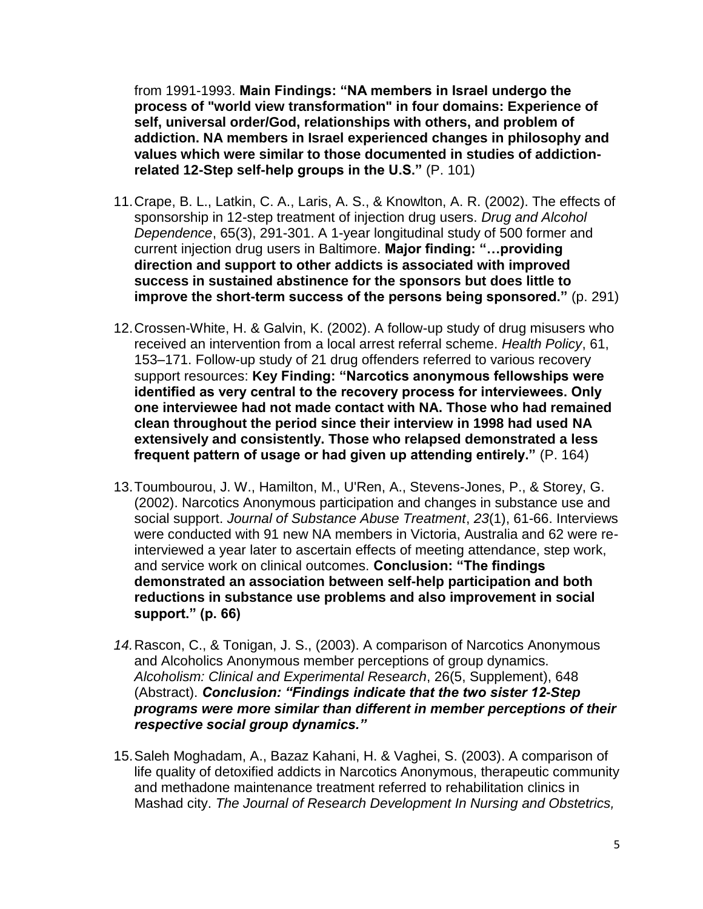from 1991-1993. **Main Findings: “NA members in Israel undergo the process of "world view transformation" in four domains: Experience of self, universal order/God, relationships with others, and problem of addiction. NA members in Israel experienced changes in philosophy and values which were similar to those documented in studies of addiction-related 12-Step self-help groups in the U.S.”** (P. 101)

11. Crape, B. L., Latkin, C. A., Laris, A. S., & Knowlton, A. R. (2002). The effects of sponsorship in 12-step treatment of injection drug users. *Drug and Alcohol Dependence*, 65(3), 291-301. A 1-year longitudinal study of 500 former and current injection drug users in Baltimore. **Major finding: “…providing direction and support to other addicts is associated with improved success in sustained abstinence for the sponsors but does little to improve the short-term success of the persons being sponsored.”** (p. 291)

12. Crossen-White, H. & Galvin, K. (2002). A follow-up study of drug misusers who received an intervention from a local arrest referral scheme. *Health Policy*, 61, 153–171. Follow-up study of 21 drug offenders referred to various recovery support resources: **Key Finding: “Narcotics anonymous fellowships were identified as very central to the recovery process for interviewees. Only one interviewee had not made contact with NA. Those who had remained clean throughout the period since their interview in 1998 had used NA extensively and consistently. Those who relapsed demonstrated a less frequent pattern of usage or had given up attending entirely.”** (P. 164)

13. Toumbourou, J. W., Hamilton, M., U'Ren, A., Stevens-Jones, P., & Storey, G. (2002). Narcotics Anonymous participation and changes in substance use and social support. *Journal of Substance Abuse Treatment*, *23*(1), 61-66. Interviews were conducted with 91 new NA members in Victoria, Australia and 62 were re-interviewed a year later to ascertain effects of meeting attendance, step work, and service work on clinical outcomes. **Conclusion: “The findings demonstrated an association between self-help participation and both reductions in substance use problems and also improvement in social support.” (p. 66)**

14. Rascon, C., & Tonigan, J. S., (2003). A comparison of Narcotics Anonymous and Alcoholics Anonymous member perceptions of group dynamics. *Alcoholism: Clinical and Experimental Research*, 26(5, Supplement), 648 (Abstract). ***Conclusion: “Findings indicate that the two sister 12-Step programs were more similar than different in member perceptions of their respective social group dynamics.”***

15. Saleh Moghadam, A., Bazaz Kahani, H. & Vaghei, S. (2003). A comparison of life quality of detoxified addicts in Narcotics Anonymous, therapeutic community and methadone maintenance treatment referred to rehabilitation clinics in Mashad city. *The Journal of Research Development In Nursing and Obstetrics,*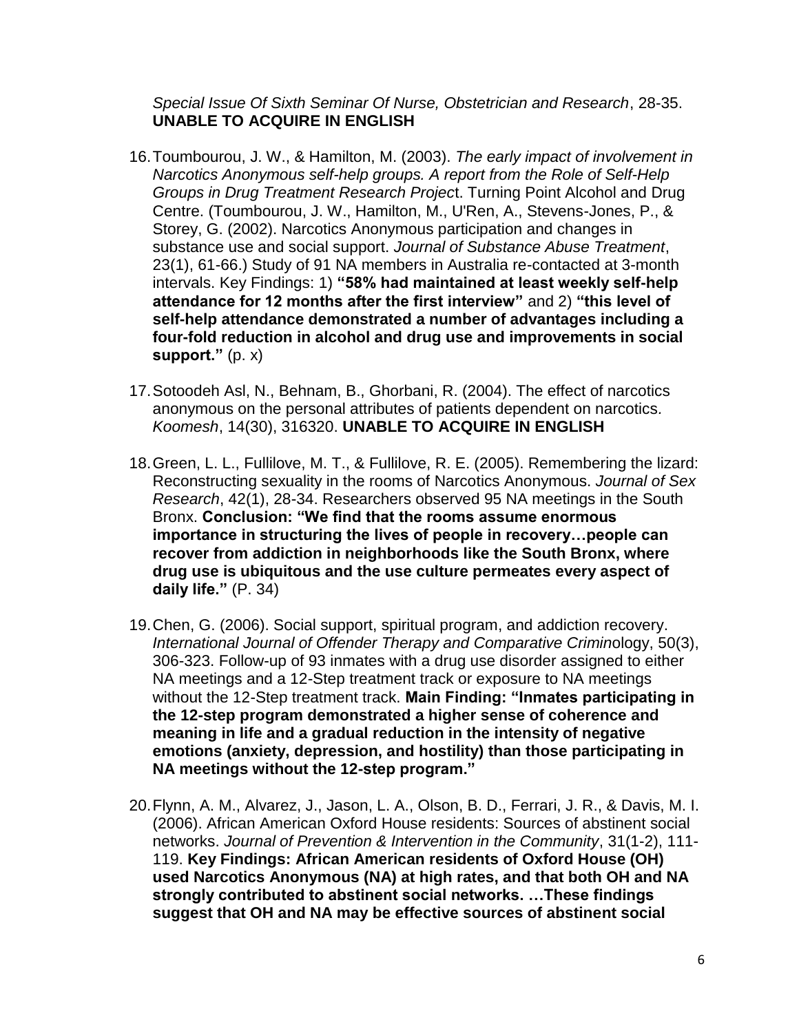*Special Issue Of Sixth Seminar Of Nurse, Obstetrician and Research*, 28-35. **UNABLE TO ACQUIRE IN ENGLISH**

16. Toumbourou, J. W., & Hamilton, M. (2003). *The early impact of involvement in Narcotics Anonymous self-help groups. A report from the Role of Self-Help Groups in Drug Treatment Research Projec*t. Turning Point Alcohol and Drug Centre. (Toumbourou, J. W., Hamilton, M., U'Ren, A., Stevens-Jones, P., & Storey, G. (2002). Narcotics Anonymous participation and changes in substance use and social support. *Journal of Substance Abuse Treatment*, 23(1), 61-66.) Study of 91 NA members in Australia re-contacted at 3-month intervals. Key Findings: 1) **"58% had maintained at least weekly self-help attendance for 12 months after the first interview"** and 2) **"this level of self-help attendance demonstrated a number of advantages including a four-fold reduction in alcohol and drug use and improvements in social support."** (p. x)

17. Sotoodeh Asl, N., Behnam, B., Ghorbani, R. (2004). The effect of narcotics anonymous on the personal attributes of patients dependent on narcotics. *Koomesh*, 14(30), 316320. **UNABLE TO ACQUIRE IN ENGLISH**

18. Green, L. L., Fullilove, M. T., & Fullilove, R. E. (2005). Remembering the lizard: Reconstructing sexuality in the rooms of Narcotics Anonymous. *Journal of Sex Research*, 42(1), 28-34. Researchers observed 95 NA meetings in the South Bronx. **Conclusion: "We find that the rooms assume enormous importance in structuring the lives of people in recovery…people can recover from addiction in neighborhoods like the South Bronx, where drug use is ubiquitous and the use culture permeates every aspect of daily life."** (P. 34)

19. Chen, G. (2006). Social support, spiritual program, and addiction recovery. *International Journal of Offender Therapy and Comparative Crimin*ology, 50(3), 306-323. Follow-up of 93 inmates with a drug use disorder assigned to either NA meetings and a 12-Step treatment track or exposure to NA meetings without the 12-Step treatment track. **Main Finding: "Inmates participating in the 12-step program demonstrated a higher sense of coherence and meaning in life and a gradual reduction in the intensity of negative emotions (anxiety, depression, and hostility) than those participating in NA meetings without the 12-step program."**

20. Flynn, A. M., Alvarez, J., Jason, L. A., Olson, B. D., Ferrari, J. R., & Davis, M. I. (2006). African American Oxford House residents: Sources of abstinent social networks. *Journal of Prevention & Intervention in the Community*, 31(1-2), 111-119. **Key Findings: African American residents of Oxford House (OH) used Narcotics Anonymous (NA) at high rates, and that both OH and NA strongly contributed to abstinent social networks. …These findings suggest that OH and NA may be effective sources of abstinent social**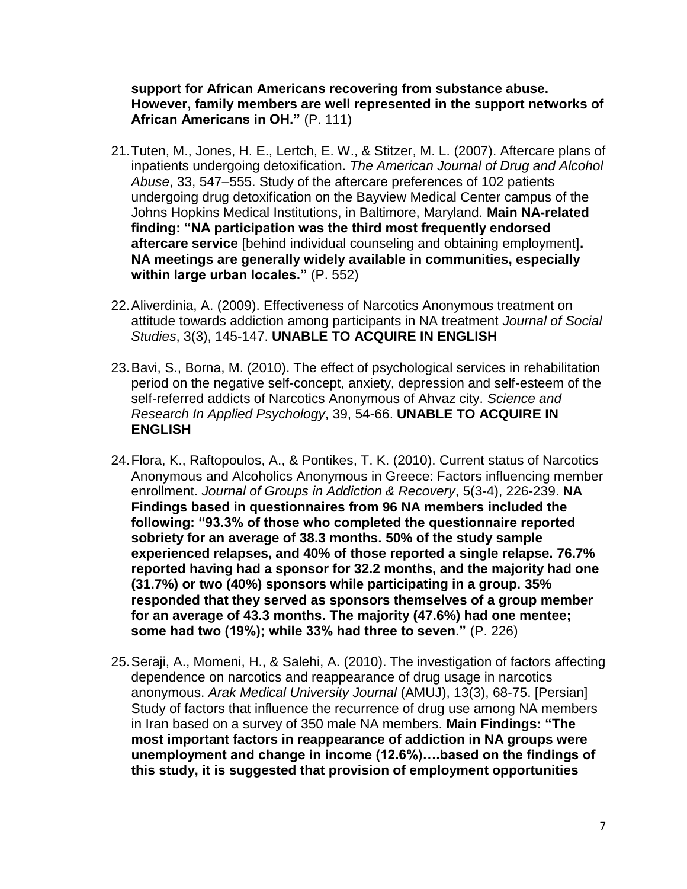**support for African Americans recovering from substance abuse. However, family members are well represented in the support networks of African Americans in OH."** (P. 111)

21. Tuten, M., Jones, H. E., Lertch, E. W., & Stitzer, M. L. (2007). Aftercare plans of inpatients undergoing detoxification. *The American Journal of Drug and Alcohol Abuse*, 33, 547–555. Study of the aftercare preferences of 102 patients undergoing drug detoxification on the Bayview Medical Center campus of the Johns Hopkins Medical Institutions, in Baltimore, Maryland. **Main NA-related finding: "NA participation was the third most frequently endorsed aftercare service** [behind individual counseling and obtaining employment]**. NA meetings are generally widely available in communities, especially within large urban locales."** (P. 552)

22. Aliverdinia, A. (2009). Effectiveness of Narcotics Anonymous treatment on attitude towards addiction among participants in NA treatment *Journal of Social Studies*, 3(3), 145-147. **UNABLE TO ACQUIRE IN ENGLISH**

23. Bavi, S., Borna, M. (2010). The effect of psychological services in rehabilitation period on the negative self-concept, anxiety, depression and self-esteem of the self-referred addicts of Narcotics Anonymous of Ahvaz city. *Science and Research In Applied Psychology*, 39, 54-66. **UNABLE TO ACQUIRE IN ENGLISH**

24. Flora, K., Raftopoulos, A., & Pontikes, T. K. (2010). Current status of Narcotics Anonymous and Alcoholics Anonymous in Greece: Factors influencing member enrollment. *Journal of Groups in Addiction & Recovery*, 5(3-4), 226-239. **NA Findings based in questionnaires from 96 NA members included the following: "93.3% of those who completed the questionnaire reported sobriety for an average of 38.3 months. 50% of the study sample experienced relapses, and 40% of those reported a single relapse. 76.7% reported having had a sponsor for 32.2 months, and the majority had one (31.7%) or two (40%) sponsors while participating in a group. 35% responded that they served as sponsors themselves of a group member for an average of 43.3 months. The majority (47.6%) had one mentee; some had two (19%); while 33% had three to seven."** (P. 226)

25. Seraji, A., Momeni, H., & Salehi, A. (2010). The investigation of factors affecting dependence on narcotics and reappearance of drug usage in narcotics anonymous. *Arak Medical University Journal* (AMUJ), 13(3), 68-75. [Persian] Study of factors that influence the recurrence of drug use among NA members in Iran based on a survey of 350 male NA members. **Main Findings: "The most important factors in reappearance of addiction in NA groups were unemployment and change in income (12.6%)….based on the findings of this study, it is suggested that provision of employment opportunities**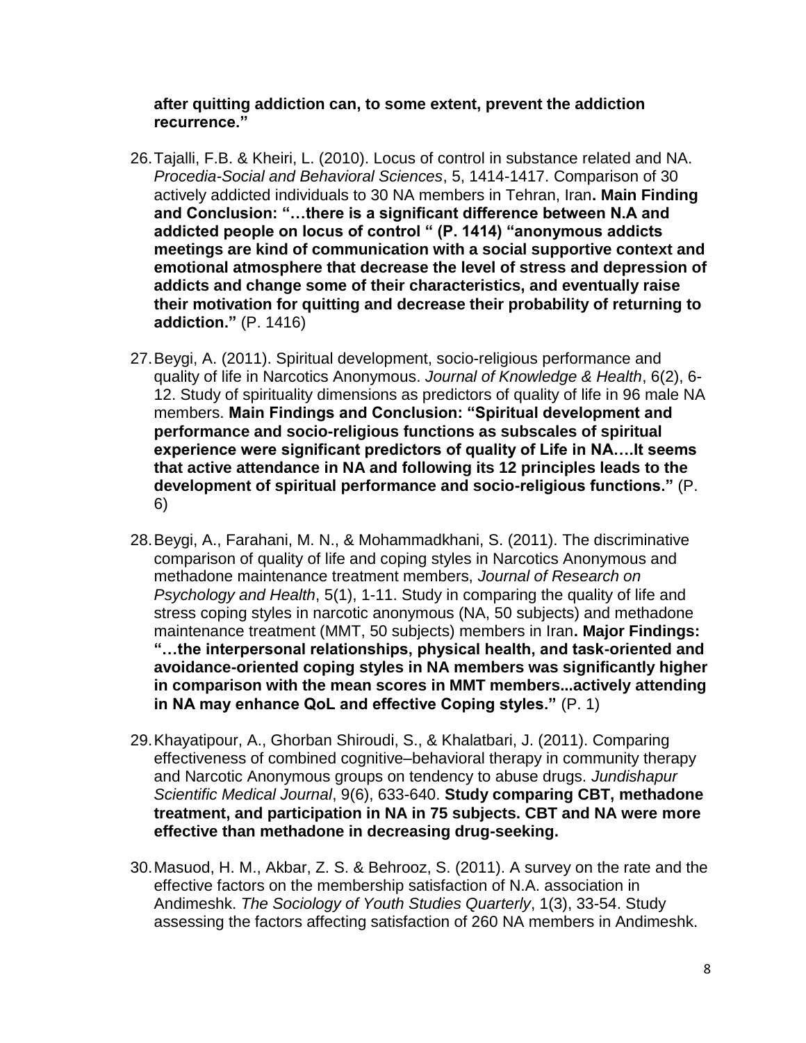**after quitting addiction can, to some extent, prevent the addiction recurrence."**

26. Tajalli, F.B. & Kheiri, L. (2010). Locus of control in substance related and NA. *Procedia-Social and Behavioral Sciences*, 5, 1414-1417. Comparison of 30 actively addicted individuals to 30 NA members in Tehran, Iran**. Main Finding and Conclusion: "…there is a significant difference between N.A and addicted people on locus of control " (P. 1414) "anonymous addicts meetings are kind of communication with a social supportive context and emotional atmosphere that decrease the level of stress and depression of addicts and change some of their characteristics, and eventually raise their motivation for quitting and decrease their probability of returning to addiction."** (P. 1416)

27. Beygi, A. (2011). Spiritual development, socio-religious performance and quality of life in Narcotics Anonymous. *Journal of Knowledge & Health*, 6(2), 6-12. Study of spirituality dimensions as predictors of quality of life in 96 male NA members. **Main Findings and Conclusion: "Spiritual development and performance and socio-religious functions as subscales of spiritual experience were significant predictors of quality of Life in NA….It seems that active attendance in NA and following its 12 principles leads to the development of spiritual performance and socio-religious functions."** (P. 6)

28. Beygi, A., Farahani, M. N., & Mohammadkhani, S. (2011). The discriminative comparison of quality of life and coping styles in Narcotics Anonymous and methadone maintenance treatment members, *Journal of Research on Psychology and Health*, 5(1), 1-11. Study in comparing the quality of life and stress coping styles in narcotic anonymous (NA, 50 subjects) and methadone maintenance treatment (MMT, 50 subjects) members in Iran**. Major Findings: "…the interpersonal relationships, physical health, and task-oriented and avoidance-oriented coping styles in NA members was significantly higher in comparison with the mean scores in MMT members...actively attending in NA may enhance QoL and effective Coping styles."** (P. 1)

29. Khayatipour, A., Ghorban Shiroudi, S., & Khalatbari, J. (2011). Comparing effectiveness of combined cognitive–behavioral therapy in community therapy and Narcotic Anonymous groups on tendency to abuse drugs. *Jundishapur Scientific Medical Journal*, 9(6), 633-640. **Study comparing CBT, methadone treatment, and participation in NA in 75 subjects. CBT and NA were more effective than methadone in decreasing drug-seeking.**

30. Masuod, H. M., Akbar, Z. S. & Behrooz, S. (2011). A survey on the rate and the effective factors on the membership satisfaction of N.A. association in Andimeshk. *The Sociology of Youth Studies Quarterly*, 1(3), 33-54. Study assessing the factors affecting satisfaction of 260 NA members in Andimeshk.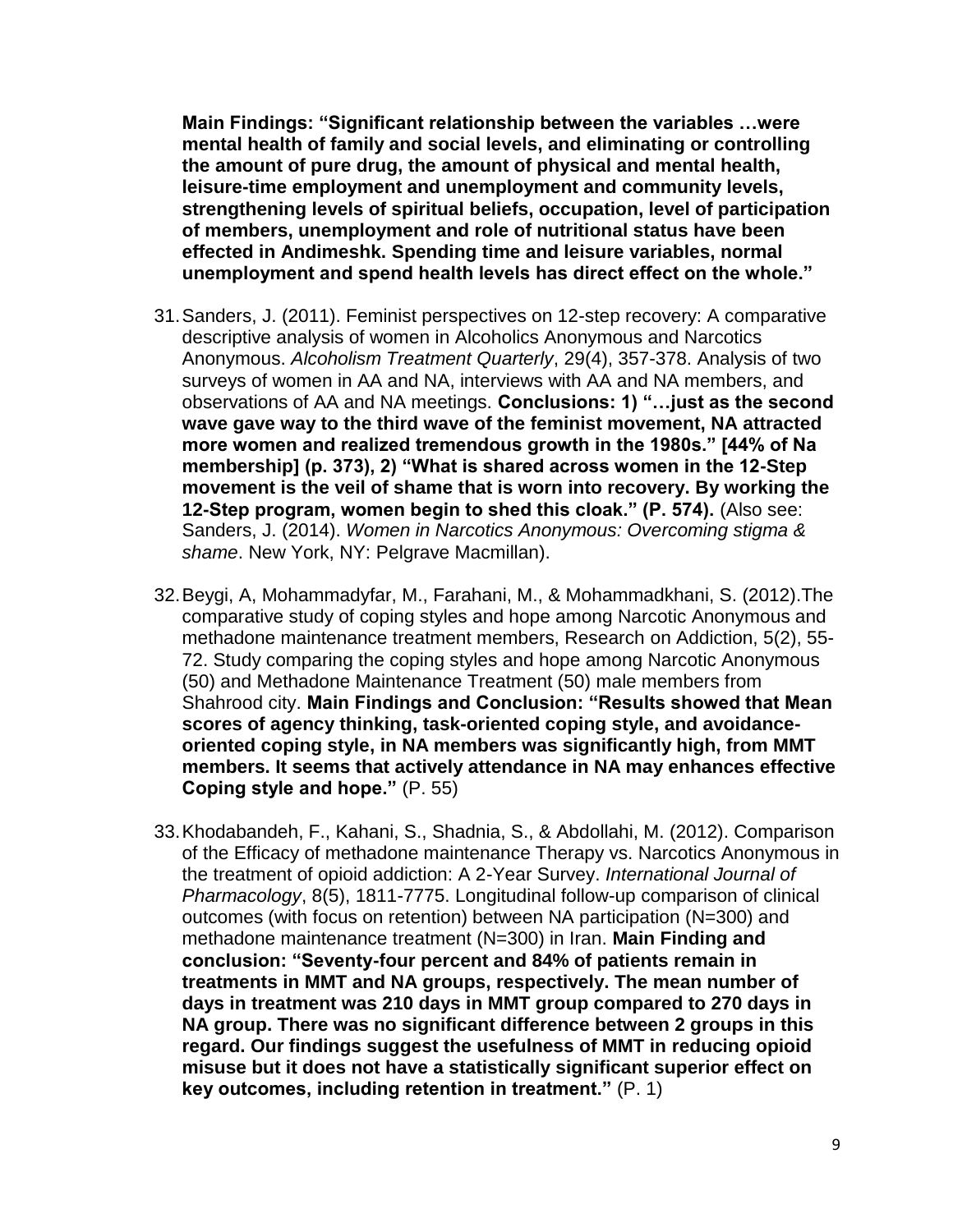**Main Findings: "Significant relationship between the variables …were mental health of family and social levels, and eliminating or controlling the amount of pure drug, the amount of physical and mental health, leisure-time employment and unemployment and community levels, strengthening levels of spiritual beliefs, occupation, level of participation of members, unemployment and role of nutritional status have been effected in Andimeshk. Spending time and leisure variables, normal unemployment and spend health levels has direct effect on the whole."**

31. Sanders, J. (2011). Feminist perspectives on 12-step recovery: A comparative descriptive analysis of women in Alcoholics Anonymous and Narcotics Anonymous. *Alcoholism Treatment Quarterly*, 29(4), 357-378. Analysis of two surveys of women in AA and NA, interviews with AA and NA members, and observations of AA and NA meetings. **Conclusions: 1) "…just as the second wave gave way to the third wave of the feminist movement, NA attracted more women and realized tremendous growth in the 1980s." [44% of Na membership] (p. 373), 2) "What is shared across women in the 12-Step movement is the veil of shame that is worn into recovery. By working the 12-Step program, women begin to shed this cloak." (P. 574).** (Also see: Sanders, J. (2014). *Women in Narcotics Anonymous: Overcoming stigma & shame*. New York, NY: Pelgrave Macmillan).

32. Beygi, A, Mohammadyfar, M., Farahani, M., & Mohammadkhani, S. (2012).The comparative study of coping styles and hope among Narcotic Anonymous and methadone maintenance treatment members, Research on Addiction, 5(2), 55-72. Study comparing the coping styles and hope among Narcotic Anonymous (50) and Methadone Maintenance Treatment (50) male members from Shahrood city. **Main Findings and Conclusion: "Results showed that Mean scores of agency thinking, task-oriented coping style, and avoidance-oriented coping style, in NA members was significantly high, from MMT members. It seems that actively attendance in NA may enhances effective Coping style and hope."** (P. 55)

33. Khodabandeh, F., Kahani, S., Shadnia, S., & Abdollahi, M. (2012). Comparison of the Efficacy of methadone maintenance Therapy vs. Narcotics Anonymous in the treatment of opioid addiction: A 2-Year Survey. *International Journal of Pharmacology*, 8(5), 1811-7775. Longitudinal follow-up comparison of clinical outcomes (with focus on retention) between NA participation (N=300) and methadone maintenance treatment (N=300) in Iran. **Main Finding and conclusion: "Seventy-four percent and 84% of patients remain in treatments in MMT and NA groups, respectively. The mean number of days in treatment was 210 days in MMT group compared to 270 days in NA group. There was no significant difference between 2 groups in this regard. Our findings suggest the usefulness of MMT in reducing opioid misuse but it does not have a statistically significant superior effect on key outcomes, including retention in treatment."** (P. 1)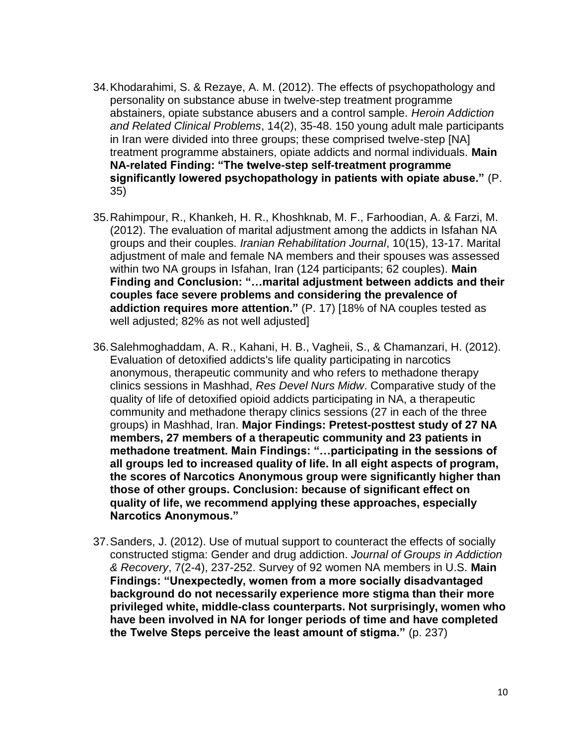34. Khodarahimi, S. & Rezaye, A. M. (2012). The effects of psychopathology and personality on substance abuse in twelve-step treatment programme abstainers, opiate substance abusers and a control sample. *Heroin Addiction and Related Clinical Problems*, 14(2), 35-48. 150 young adult male participants in Iran were divided into three groups; these comprised twelve-step [NA] treatment programme abstainers, opiate addicts and normal individuals. **Main NA-related Finding: "The twelve-step self-treatment programme significantly lowered psychopathology in patients with opiate abuse."** (P. 35)

35. Rahimpour, R., Khankeh, H. R., Khoshknab, M. F., Farhoodian, A. & Farzi, M. (2012). The evaluation of marital adjustment among the addicts in Isfahan NA groups and their couples. *Iranian Rehabilitation Journal*, 10(15), 13-17. Marital adjustment of male and female NA members and their spouses was assessed within two NA groups in Isfahan, Iran (124 participants; 62 couples). **Main Finding and Conclusion: "…marital adjustment between addicts and their couples face severe problems and considering the prevalence of addiction requires more attention."** (P. 17) [18% of NA couples tested as well adjusted; 82% as not well adjusted]

36. Salehmoghaddam, A. R., Kahani, H. B., Vagheii, S., & Chamanzari, H. (2012). Evaluation of detoxified addicts's life quality participating in narcotics anonymous, therapeutic community and who refers to methadone therapy clinics sessions in Mashhad, *Res Devel Nurs Midw*. Comparative study of the quality of life of detoxified opioid addicts participating in NA, a therapeutic community and methadone therapy clinics sessions (27 in each of the three groups) in Mashhad, Iran. **Major Findings: Pretest-posttest study of 27 NA members, 27 members of a therapeutic community and 23 patients in methadone treatment. Main Findings: "…participating in the sessions of all groups led to increased quality of life. In all eight aspects of program, the scores of Narcotics Anonymous group were significantly higher than those of other groups. Conclusion: because of significant effect on quality of life, we recommend applying these approaches, especially Narcotics Anonymous."**

37. Sanders, J. (2012). Use of mutual support to counteract the effects of socially constructed stigma: Gender and drug addiction. *Journal of Groups in Addiction & Recovery*, 7(2-4), 237-252. Survey of 92 women NA members in U.S. **Main Findings: "Unexpectedly, women from a more socially disadvantaged background do not necessarily experience more stigma than their more privileged white, middle-class counterparts. Not surprisingly, women who have been involved in NA for longer periods of time and have completed the Twelve Steps perceive the least amount of stigma."** (p. 237)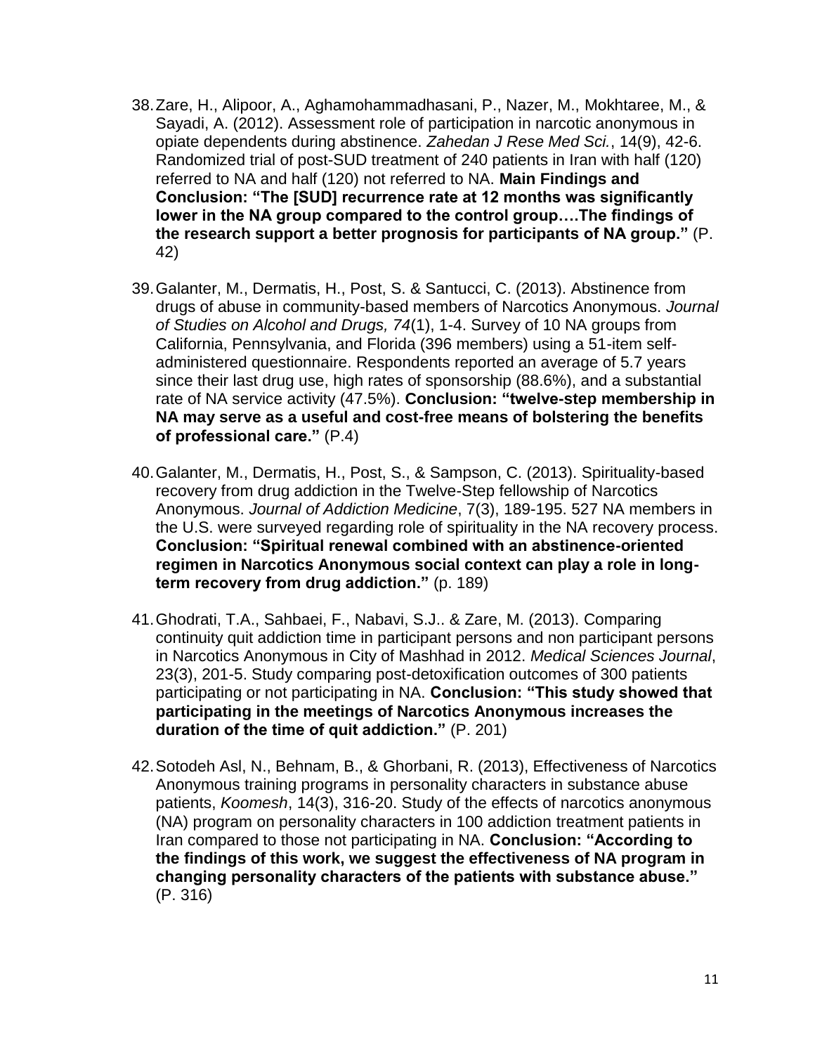38. Zare, H., Alipoor, A., Aghamohammadhasani, P., Nazer, M., Mokhtaree, M., & Sayadi, A. (2012). Assessment role of participation in narcotic anonymous in opiate dependents during abstinence. *Zahedan J Rese Med Sci.*, 14(9), 42-6. Randomized trial of post-SUD treatment of 240 patients in Iran with half (120) referred to NA and half (120) not referred to NA. **Main Findings and Conclusion: "The [SUD] recurrence rate at 12 months was significantly lower in the NA group compared to the control group….The findings of the research support a better prognosis for participants of NA group."** (P. 42)

39. Galanter, M., Dermatis, H., Post, S. & Santucci, C. (2013). Abstinence from drugs of abuse in community-based members of Narcotics Anonymous. *Journal of Studies on Alcohol and Drugs, 74*(1), 1-4. Survey of 10 NA groups from California, Pennsylvania, and Florida (396 members) using a 51-item self-administered questionnaire. Respondents reported an average of 5.7 years since their last drug use, high rates of sponsorship (88.6%), and a substantial rate of NA service activity (47.5%). **Conclusion: "twelve-step membership in NA may serve as a useful and cost-free means of bolstering the benefits of professional care."** (P.4)

40. Galanter, M., Dermatis, H., Post, S., & Sampson, C. (2013). Spirituality-based recovery from drug addiction in the Twelve-Step fellowship of Narcotics Anonymous. *Journal of Addiction Medicine*, 7(3), 189-195. 527 NA members in the U.S. were surveyed regarding role of spirituality in the NA recovery process. **Conclusion: "Spiritual renewal combined with an abstinence-oriented regimen in Narcotics Anonymous social context can play a role in long-term recovery from drug addiction."** (p. 189)

41. Ghodrati, T.A., Sahbaei, F., Nabavi, S.J.. & Zare, M. (2013). Comparing continuity quit addiction time in participant persons and non participant persons in Narcotics Anonymous in City of Mashhad in 2012. *Medical Sciences Journal*, 23(3), 201-5. Study comparing post-detoxification outcomes of 300 patients participating or not participating in NA. **Conclusion: "This study showed that participating in the meetings of Narcotics Anonymous increases the duration of the time of quit addiction."** (P. 201)

42. Sotodeh Asl, N., Behnam, B., & Ghorbani, R. (2013), Effectiveness of Narcotics Anonymous training programs in personality characters in substance abuse patients, *Koomesh*, 14(3), 316-20. Study of the effects of narcotics anonymous (NA) program on personality characters in 100 addiction treatment patients in Iran compared to those not participating in NA. **Conclusion: "According to the findings of this work, we suggest the effectiveness of NA program in changing personality characters of the patients with substance abuse."** (P. 316)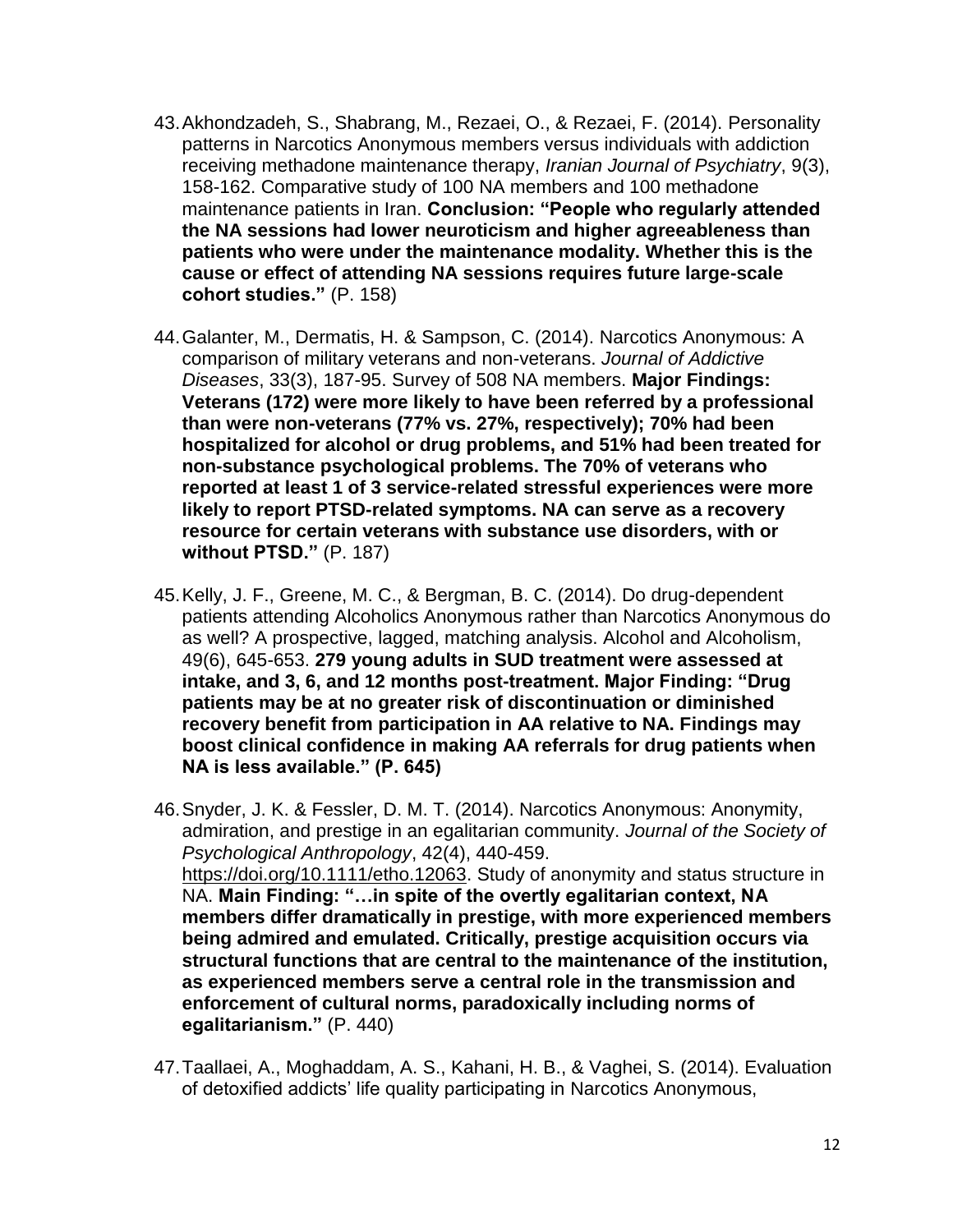43. Akhondzadeh, S., Shabrang, M., Rezaei, O., & Rezaei, F. (2014). Personality patterns in Narcotics Anonymous members versus individuals with addiction receiving methadone maintenance therapy, *Iranian Journal of Psychiatry*, 9(3), 158-162. Comparative study of 100 NA members and 100 methadone maintenance patients in Iran. **Conclusion: "People who regularly attended the NA sessions had lower neuroticism and higher agreeableness than patients who were under the maintenance modality. Whether this is the cause or effect of attending NA sessions requires future large-scale cohort studies."** (P. 158)

44. Galanter, M., Dermatis, H. & Sampson, C. (2014). Narcotics Anonymous: A comparison of military veterans and non-veterans. *Journal of Addictive Diseases*, 33(3), 187-95. Survey of 508 NA members. **Major Findings: Veterans (172) were more likely to have been referred by a professional than were non-veterans (77% vs. 27%, respectively); 70% had been hospitalized for alcohol or drug problems, and 51% had been treated for non-substance psychological problems. The 70% of veterans who reported at least 1 of 3 service-related stressful experiences were more likely to report PTSD-related symptoms. NA can serve as a recovery resource for certain veterans with substance use disorders, with or without PTSD."** (P. 187)

45. Kelly, J. F., Greene, M. C., & Bergman, B. C. (2014). Do drug-dependent patients attending Alcoholics Anonymous rather than Narcotics Anonymous do as well? A prospective, lagged, matching analysis. Alcohol and Alcoholism, 49(6), 645-653. **279 young adults in SUD treatment were assessed at intake, and 3, 6, and 12 months post-treatment. Major Finding: "Drug patients may be at no greater risk of discontinuation or diminished recovery benefit from participation in AA relative to NA. Findings may boost clinical confidence in making AA referrals for drug patients when NA is less available." (P. 645)**

46. Snyder, J. K. & Fessler, D. M. T. (2014). Narcotics Anonymous: Anonymity, admiration, and prestige in an egalitarian community. *Journal of the Society of Psychological Anthropology*, 42(4), 440-459. https://doi.org/10.1111/etho.12063. Study of anonymity and status structure in NA. **Main Finding: "…in spite of the overtly egalitarian context, NA members differ dramatically in prestige, with more experienced members being admired and emulated. Critically, prestige acquisition occurs via structural functions that are central to the maintenance of the institution, as experienced members serve a central role in the transmission and enforcement of cultural norms, paradoxically including norms of egalitarianism."** (P. 440)

47. Taallaei, A., Moghaddam, A. S., Kahani, H. B., & Vaghei, S. (2014). Evaluation of detoxified addicts' life quality participating in Narcotics Anonymous,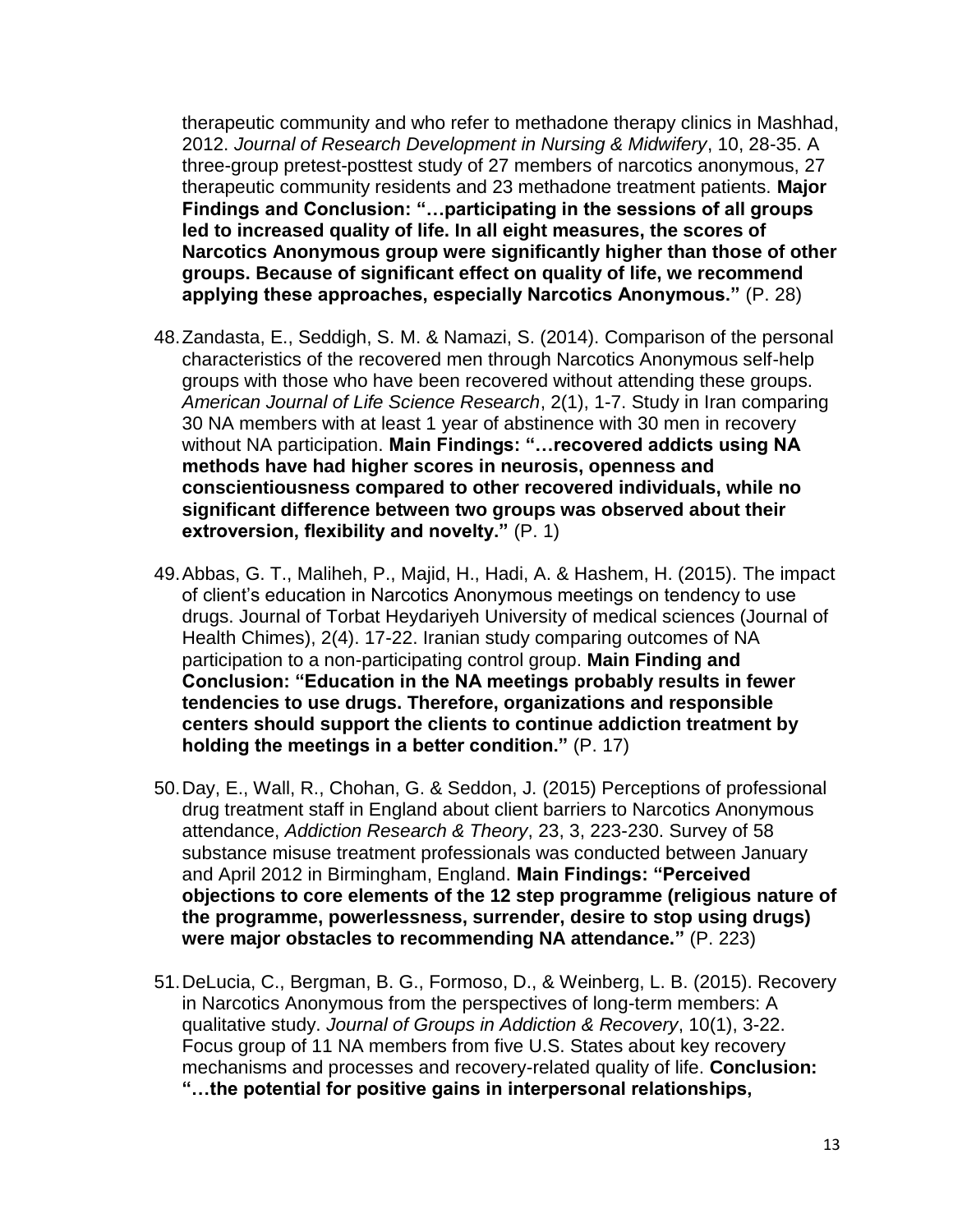therapeutic community and who refer to methadone therapy clinics in Mashhad, 2012. *Journal of Research Development in Nursing & Midwifery*, 10, 28-35. A three-group pretest-posttest study of 27 members of narcotics anonymous, 27 therapeutic community residents and 23 methadone treatment patients. **Major Findings and Conclusion: "…participating in the sessions of all groups led to increased quality of life. In all eight measures, the scores of Narcotics Anonymous group were significantly higher than those of other groups. Because of significant effect on quality of life, we recommend applying these approaches, especially Narcotics Anonymous."** (P. 28)

48. Zandasta, E., Seddigh, S. M. & Namazi, S. (2014). Comparison of the personal characteristics of the recovered men through Narcotics Anonymous self-help groups with those who have been recovered without attending these groups. *American Journal of Life Science Research*, 2(1), 1-7. Study in Iran comparing 30 NA members with at least 1 year of abstinence with 30 men in recovery without NA participation. **Main Findings: "…recovered addicts using NA methods have had higher scores in neurosis, openness and conscientiousness compared to other recovered individuals, while no significant difference between two groups was observed about their extroversion, flexibility and novelty."** (P. 1)

49. Abbas, G. T., Maliheh, P., Majid, H., Hadi, A. & Hashem, H. (2015). The impact of client's education in Narcotics Anonymous meetings on tendency to use drugs. Journal of Torbat Heydariyeh University of medical sciences (Journal of Health Chimes), 2(4). 17-22. Iranian study comparing outcomes of NA participation to a non-participating control group. **Main Finding and Conclusion: "Education in the NA meetings probably results in fewer tendencies to use drugs. Therefore, organizations and responsible centers should support the clients to continue addiction treatment by holding the meetings in a better condition."** (P. 17)

50. Day, E., Wall, R., Chohan, G. & Seddon, J. (2015) Perceptions of professional drug treatment staff in England about client barriers to Narcotics Anonymous attendance, *Addiction Research & Theory*, 23, 3, 223-230. Survey of 58 substance misuse treatment professionals was conducted between January and April 2012 in Birmingham, England. **Main Findings: "Perceived objections to core elements of the 12 step programme (religious nature of the programme, powerlessness, surrender, desire to stop using drugs) were major obstacles to recommending NA attendance."** (P. 223)

51. DeLucia, C., Bergman, B. G., Formoso, D., & Weinberg, L. B. (2015). Recovery in Narcotics Anonymous from the perspectives of long-term members: A qualitative study. *Journal of Groups in Addiction & Recovery*, 10(1), 3-22. Focus group of 11 NA members from five U.S. States about key recovery mechanisms and processes and recovery-related quality of life. **Conclusion: "…the potential for positive gains in interpersonal relationships,**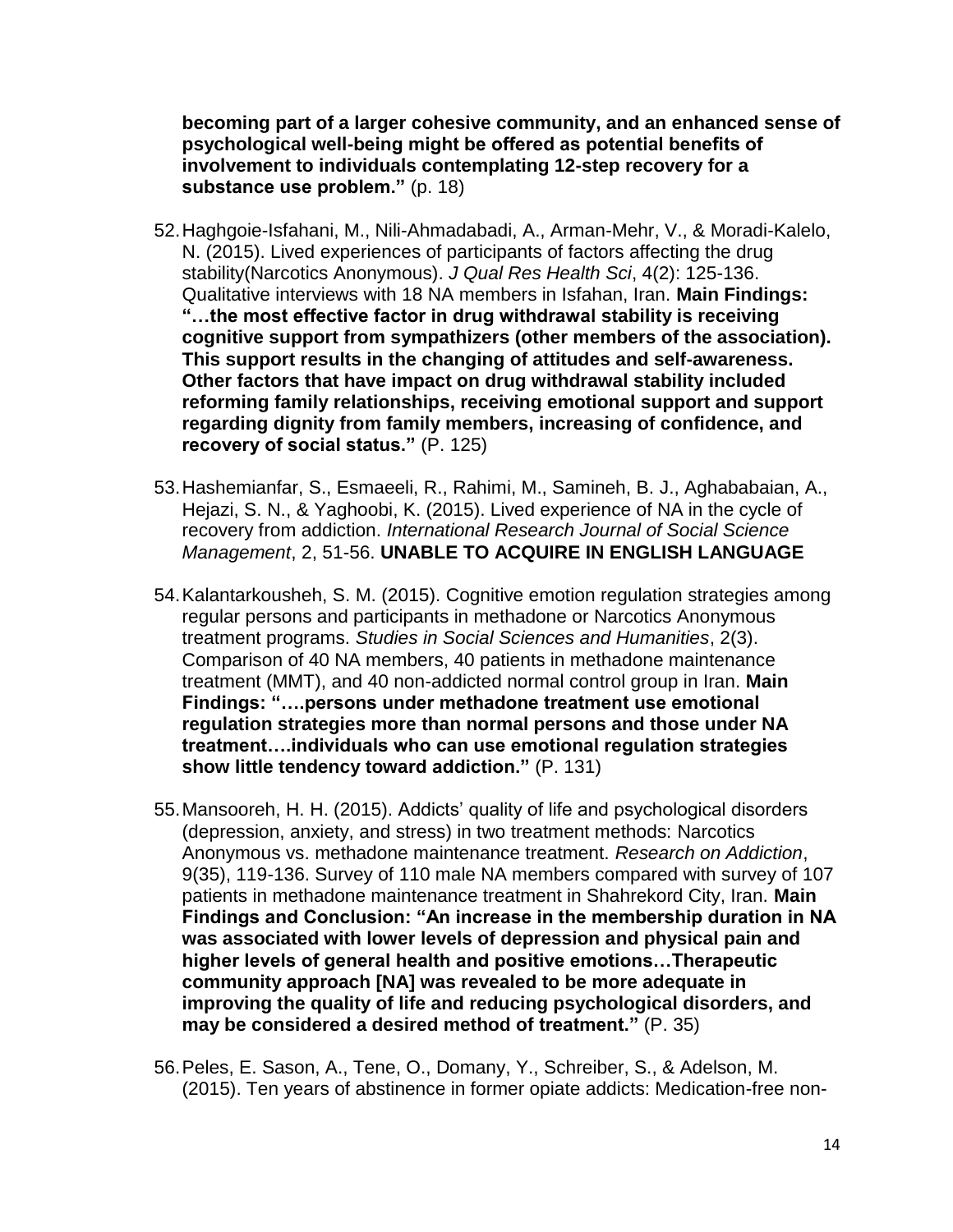**becoming part of a larger cohesive community, and an enhanced sense of psychological well-being might be offered as potential benefits of involvement to individuals contemplating 12-step recovery for a substance use problem."** (p. 18)

52. Haghgoie-Isfahani, M., Nili-Ahmadabadi, A., Arman-Mehr, V., & Moradi-Kalelo, N. (2015). Lived experiences of participants of factors affecting the drug stability(Narcotics Anonymous). *J Qual Res Health Sci*, 4(2): 125-136. Qualitative interviews with 18 NA members in Isfahan, Iran. **Main Findings: "…the most effective factor in drug withdrawal stability is receiving cognitive support from sympathizers (other members of the association). This support results in the changing of attitudes and self-awareness. Other factors that have impact on drug withdrawal stability included reforming family relationships, receiving emotional support and support regarding dignity from family members, increasing of confidence, and recovery of social status."** (P. 125)

53. Hashemianfar, S., Esmaeeli, R., Rahimi, M., Samineh, B. J., Aghababaian, A., Hejazi, S. N., & Yaghoobi, K. (2015). Lived experience of NA in the cycle of recovery from addiction. *International Research Journal of Social Science Management*, 2, 51-56. **UNABLE TO ACQUIRE IN ENGLISH LANGUAGE**

54. Kalantarkousheh, S. M. (2015). Cognitive emotion regulation strategies among regular persons and participants in methadone or Narcotics Anonymous treatment programs. *Studies in Social Sciences and Humanities*, 2(3). Comparison of 40 NA members, 40 patients in methadone maintenance treatment (MMT), and 40 non-addicted normal control group in Iran. **Main Findings: "….persons under methadone treatment use emotional regulation strategies more than normal persons and those under NA treatment….individuals who can use emotional regulation strategies show little tendency toward addiction."** (P. 131)

55. Mansooreh, H. H. (2015). Addicts' quality of life and psychological disorders (depression, anxiety, and stress) in two treatment methods: Narcotics Anonymous vs. methadone maintenance treatment. *Research on Addiction*, 9(35), 119-136. Survey of 110 male NA members compared with survey of 107 patients in methadone maintenance treatment in Shahrekord City, Iran. **Main Findings and Conclusion: "An increase in the membership duration in NA was associated with lower levels of depression and physical pain and higher levels of general health and positive emotions…Therapeutic community approach [NA] was revealed to be more adequate in improving the quality of life and reducing psychological disorders, and may be considered a desired method of treatment."** (P. 35)

56. Peles, E. Sason, A., Tene, O., Domany, Y., Schreiber, S., & Adelson, M. (2015). Ten years of abstinence in former opiate addicts: Medication-free non-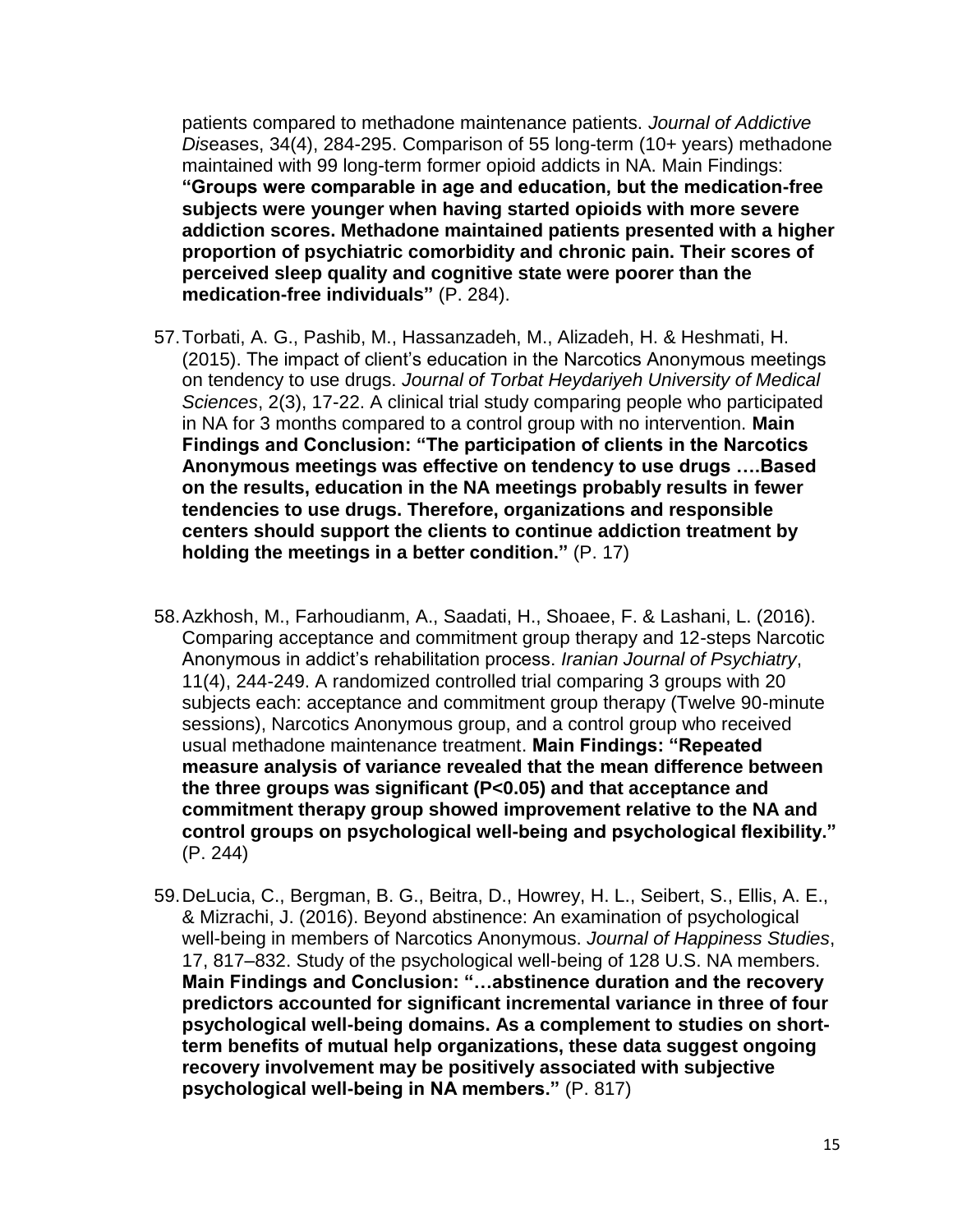patients compared to methadone maintenance patients. *Journal of Addictive Diseases*, 34(4), 284-295. Comparison of 55 long-term (10+ years) methadone maintained with 99 long-term former opioid addicts in NA. Main Findings: **"Groups were comparable in age and education, but the medication-free subjects were younger when having started opioids with more severe addiction scores. Methadone maintained patients presented with a higher proportion of psychiatric comorbidity and chronic pain. Their scores of perceived sleep quality and cognitive state were poorer than the medication-free individuals"** (P. 284).

57. Torbati, A. G., Pashib, M., Hassanzadeh, M., Alizadeh, H. & Heshmati, H. (2015). The impact of client's education in the Narcotics Anonymous meetings on tendency to use drugs. *Journal of Torbat Heydariyeh University of Medical Sciences*, 2(3), 17-22. A clinical trial study comparing people who participated in NA for 3 months compared to a control group with no intervention. **Main Findings and Conclusion: "The participation of clients in the Narcotics Anonymous meetings was effective on tendency to use drugs ….Based on the results, education in the NA meetings probably results in fewer tendencies to use drugs. Therefore, organizations and responsible centers should support the clients to continue addiction treatment by holding the meetings in a better condition."** (P. 17)

58. Azkhosh, M., Farhoudianm, A., Saadati, H., Shoaee, F. & Lashani, L. (2016). Comparing acceptance and commitment group therapy and 12-steps Narcotic Anonymous in addict's rehabilitation process. *Iranian Journal of Psychiatry*, 11(4), 244-249. A randomized controlled trial comparing 3 groups with 20 subjects each: acceptance and commitment group therapy (Twelve 90-minute sessions), Narcotics Anonymous group, and a control group who received usual methadone maintenance treatment. **Main Findings: "Repeated measure analysis of variance revealed that the mean difference between the three groups was significant ($P<0.05$) and that acceptance and commitment therapy group showed improvement relative to the NA and control groups on psychological well-being and psychological flexibility."** (P. 244)

59. DeLucia, C., Bergman, B. G., Beitra, D., Howrey, H. L., Seibert, S., Ellis, A. E., & Mizrachi, J. (2016). Beyond abstinence: An examination of psychological well-being in members of Narcotics Anonymous. *Journal of Happiness Studies*, 17, 817–832. Study of the psychological well-being of 128 U.S. NA members. **Main Findings and Conclusion: "…abstinence duration and the recovery predictors accounted for significant incremental variance in three of four psychological well-being domains. As a complement to studies on short-term benefits of mutual help organizations, these data suggest ongoing recovery involvement may be positively associated with subjective psychological well-being in NA members."** (P. 817)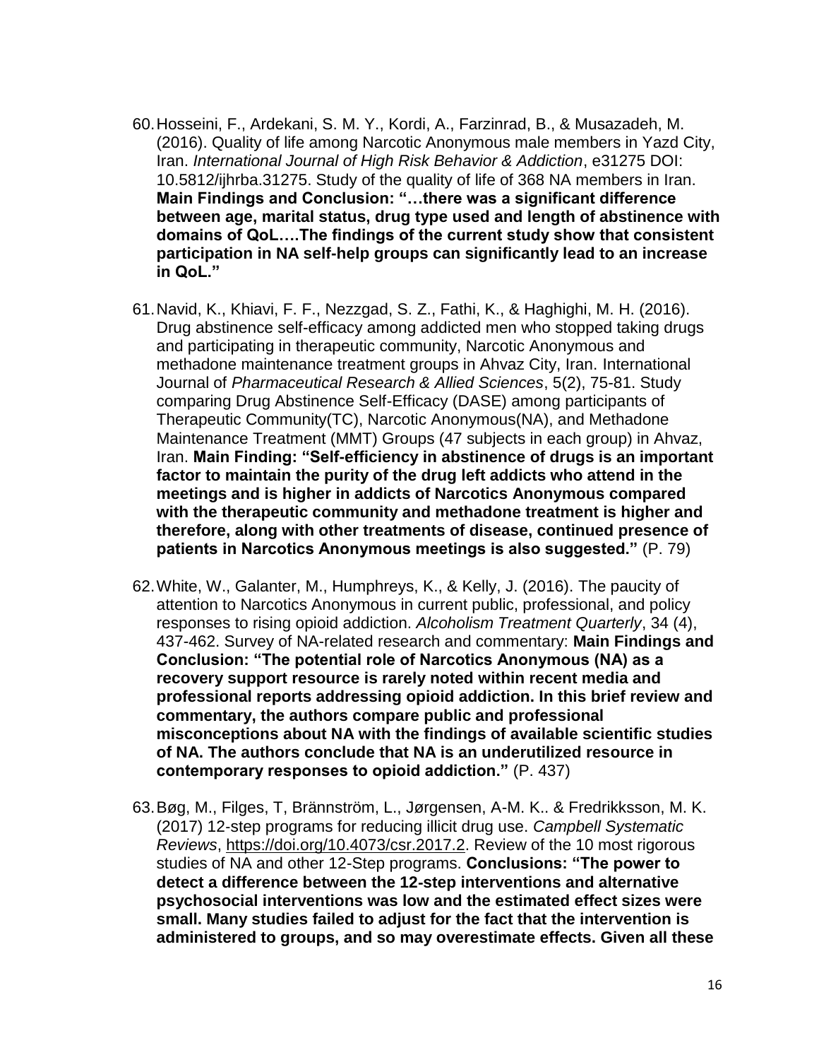60. Hosseini, F., Ardekani, S. M. Y., Kordi, A., Farzinrad, B., & Musazadeh, M. (2016). Quality of life among Narcotic Anonymous male members in Yazd City, Iran. *International Journal of High Risk Behavior & Addiction*, e31275 DOI: 10.5812/ijhrba.31275. Study of the quality of life of 368 NA members in Iran. **Main Findings and Conclusion: "…there was a significant difference between age, marital status, drug type used and length of abstinence with domains of QoL….The findings of the current study show that consistent participation in NA self-help groups can significantly lead to an increase in QoL."**

61. Navid, K., Khiavi, F. F., Nezzgad, S. Z., Fathi, K., & Haghighi, M. H. (2016). Drug abstinence self-efficacy among addicted men who stopped taking drugs and participating in therapeutic community, Narcotic Anonymous and methadone maintenance treatment groups in Ahvaz City, Iran. International Journal of *Pharmaceutical Research & Allied Sciences*, 5(2), 75-81. Study comparing Drug Abstinence Self-Efficacy (DASE) among participants of Therapeutic Community(TC), Narcotic Anonymous(NA), and Methadone Maintenance Treatment (MMT) Groups (47 subjects in each group) in Ahvaz, Iran. **Main Finding: "Self-efficiency in abstinence of drugs is an important factor to maintain the purity of the drug left addicts who attend in the meetings and is higher in addicts of Narcotics Anonymous compared with the therapeutic community and methadone treatment is higher and therefore, along with other treatments of disease, continued presence of patients in Narcotics Anonymous meetings is also suggested."** (P. 79)

62. White, W., Galanter, M., Humphreys, K., & Kelly, J. (2016). The paucity of attention to Narcotics Anonymous in current public, professional, and policy responses to rising opioid addiction. *Alcoholism Treatment Quarterly*, 34 (4), 437-462. Survey of NA-related research and commentary: **Main Findings and Conclusion: "The potential role of Narcotics Anonymous (NA) as a recovery support resource is rarely noted within recent media and professional reports addressing opioid addiction. In this brief review and commentary, the authors compare public and professional misconceptions about NA with the findings of available scientific studies of NA. The authors conclude that NA is an underutilized resource in contemporary responses to opioid addiction."** (P. 437)

63. Bøg, M., Filges, T, Brännström, L., Jørgensen, A-M. K.. & Fredrikksson, M. K. (2017) 12-step programs for reducing illicit drug use. *Campbell Systematic Reviews*, https://doi.org/10.4073/csr.2017.2. Review of the 10 most rigorous studies of NA and other 12-Step programs. **Conclusions: "The power to detect a difference between the 12-step interventions and alternative psychosocial interventions was low and the estimated effect sizes were small. Many studies failed to adjust for the fact that the intervention is administered to groups, and so may overestimate effects. Given all these**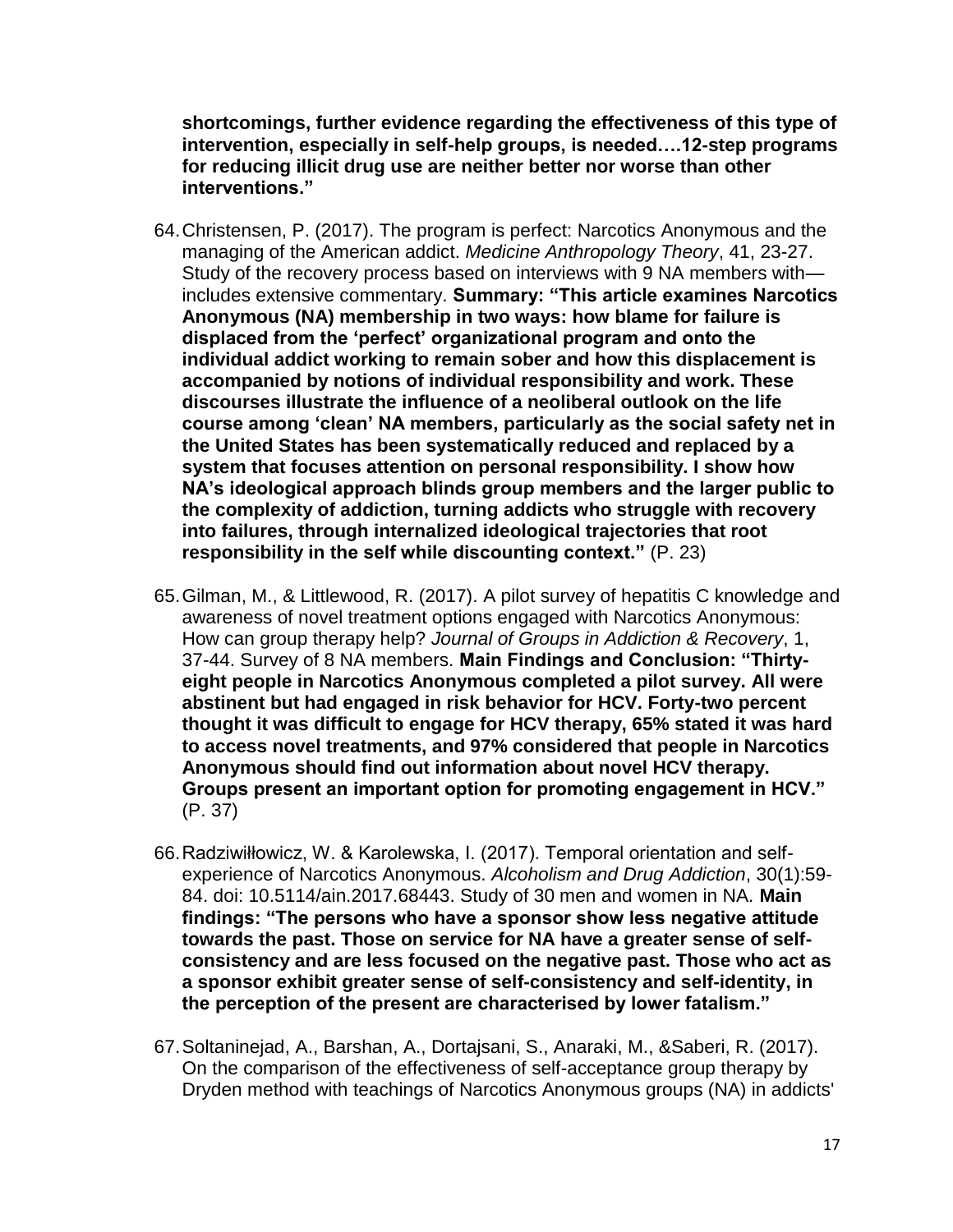**shortcomings, further evidence regarding the effectiveness of this type of intervention, especially in self-help groups, is needed….12-step programs for reducing illicit drug use are neither better nor worse than other interventions."**

64. Christensen, P. (2017). The program is perfect: Narcotics Anonymous and the managing of the American addict. *Medicine Anthropology Theory*, 41, 23-27. Study of the recovery process based on interviews with 9 NA members with—includes extensive commentary. **Summary: "This article examines Narcotics Anonymous (NA) membership in two ways: how blame for failure is displaced from the 'perfect' organizational program and onto the individual addict working to remain sober and how this displacement is accompanied by notions of individual responsibility and work. These discourses illustrate the influence of a neoliberal outlook on the life course among 'clean' NA members, particularly as the social safety net in the United States has been systematically reduced and replaced by a system that focuses attention on personal responsibility. I show how NA's ideological approach blinds group members and the larger public to the complexity of addiction, turning addicts who struggle with recovery into failures, through internalized ideological trajectories that root responsibility in the self while discounting context."** (P. 23)

65. Gilman, M., & Littlewood, R. (2017). A pilot survey of hepatitis C knowledge and awareness of novel treatment options engaged with Narcotics Anonymous: How can group therapy help? *Journal of Groups in Addiction & Recovery*, 1, 37-44. Survey of 8 NA members. **Main Findings and Conclusion: "Thirty-eight people in Narcotics Anonymous completed a pilot survey. All were abstinent but had engaged in risk behavior for HCV. Forty-two percent thought it was difficult to engage for HCV therapy, 65% stated it was hard to access novel treatments, and 97% considered that people in Narcotics Anonymous should find out information about novel HCV therapy. Groups present an important option for promoting engagement in HCV."** (P. 37)

66. Radziwiłłowicz, W. & Karolewska, I. (2017). Temporal orientation and self-experience of Narcotics Anonymous. *Alcoholism and Drug Addiction*, 30(1):59-84. doi: 10.5114/ain.2017.68443. Study of 30 men and women in NA. **Main findings: "The persons who have a sponsor show less negative attitude towards the past. Those on service for NA have a greater sense of self-consistency and are less focused on the negative past. Those who act as a sponsor exhibit greater sense of self-consistency and self-identity, in the perception of the present are characterised by lower fatalism."**

67. Soltaninejad, A., Barshan, A., Dortajsani, S., Anaraki, M., &Saberi, R. (2017). On the comparison of the effectiveness of self-acceptance group therapy by Dryden method with teachings of Narcotics Anonymous groups (NA) in addicts'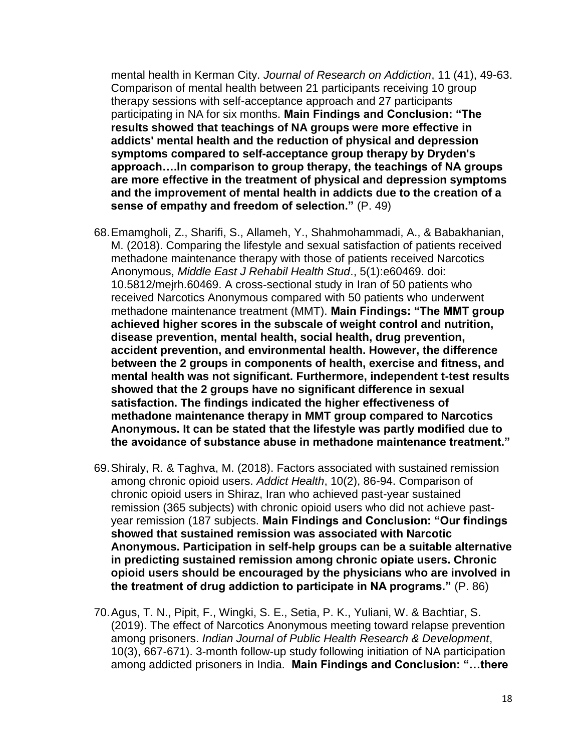mental health in Kerman City. *Journal of Research on Addiction*, 11 (41), 49-63. Comparison of mental health between 21 participants receiving 10 group therapy sessions with self-acceptance approach and 27 participants participating in NA for six months. **Main Findings and Conclusion: "The results showed that teachings of NA groups were more effective in addicts' mental health and the reduction of physical and depression symptoms compared to self-acceptance group therapy by Dryden's approach….In comparison to group therapy, the teachings of NA groups are more effective in the treatment of physical and depression symptoms and the improvement of mental health in addicts due to the creation of a sense of empathy and freedom of selection."** (P. 49)

68. Emamgholi, Z., Sharifi, S., Allameh, Y., Shahmohammadi, A., & Babakhanian, M. (2018). Comparing the lifestyle and sexual satisfaction of patients received methadone maintenance therapy with those of patients received Narcotics Anonymous, *Middle East J Rehabil Health Stud*., 5(1):e60469. doi: 10.5812/mejrh.60469. A cross-sectional study in Iran of 50 patients who received Narcotics Anonymous compared with 50 patients who underwent methadone maintenance treatment (MMT). **Main Findings: "The MMT group achieved higher scores in the subscale of weight control and nutrition, disease prevention, mental health, social health, drug prevention, accident prevention, and environmental health. However, the difference between the 2 groups in components of health, exercise and fitness, and mental health was not significant. Furthermore, independent t-test results showed that the 2 groups have no significant difference in sexual satisfaction. The findings indicated the higher effectiveness of methadone maintenance therapy in MMT group compared to Narcotics Anonymous. It can be stated that the lifestyle was partly modified due to the avoidance of substance abuse in methadone maintenance treatment."**

69. Shiraly, R. & Taghva, M. (2018). Factors associated with sustained remission among chronic opioid users. *Addict Health*, 10(2), 86-94. Comparison of chronic opioid users in Shiraz, Iran who achieved past-year sustained remission (365 subjects) with chronic opioid users who did not achieve past-year remission (187 subjects. **Main Findings and Conclusion: "Our findings showed that sustained remission was associated with Narcotic Anonymous. Participation in self-help groups can be a suitable alternative in predicting sustained remission among chronic opiate users. Chronic opioid users should be encouraged by the physicians who are involved in the treatment of drug addiction to participate in NA programs."** (P. 86)

70. Agus, T. N., Pipit, F., Wingki, S. E., Setia, P. K., Yuliani, W. & Bachtiar, S. (2019). The effect of Narcotics Anonymous meeting toward relapse prevention among prisoners. *Indian Journal of Public Health Research & Development*, 10(3), 667-671). 3-month follow-up study following initiation of NA participation among addicted prisoners in India. **Main Findings and Conclusion: "…there**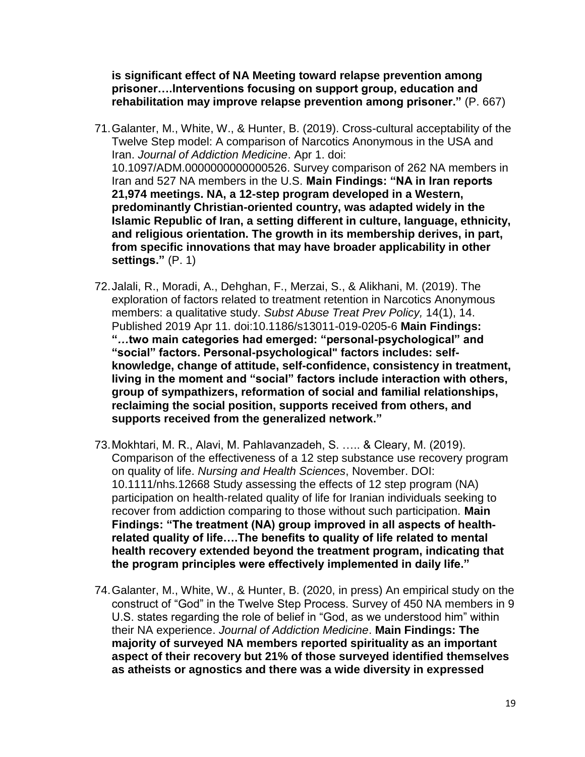**is significant effect of NA Meeting toward relapse prevention among prisoner….Interventions focusing on support group, education and rehabilitation may improve relapse prevention among prisoner."** (P. 667)

71. Galanter, M., White, W., & Hunter, B. (2019). Cross-cultural acceptability of the Twelve Step model: A comparison of Narcotics Anonymous in the USA and Iran. *Journal of Addiction Medicine*. Apr 1. doi: 10.1097/ADM.0000000000000526. Survey comparison of 262 NA members in Iran and 527 NA members in the U.S. **Main Findings: "NA in Iran reports 21,974 meetings. NA, a 12-step program developed in a Western, predominantly Christian-oriented country, was adapted widely in the Islamic Republic of Iran, a setting different in culture, language, ethnicity, and religious orientation. The growth in its membership derives, in part, from specific innovations that may have broader applicability in other settings."** (P. 1)

72. Jalali, R., Moradi, A., Dehghan, F., Merzai, S., & Alikhani, M. (2019). The exploration of factors related to treatment retention in Narcotics Anonymous members: a qualitative study. *Subst Abuse Treat Prev Policy,* 14(1), 14. Published 2019 Apr 11. doi:10.1186/s13011-019-0205-6 **Main Findings: "…two main categories had emerged: "personal-psychological" and "social" factors. Personal-psychological" factors includes: self-knowledge, change of attitude, self-confidence, consistency in treatment, living in the moment and "social" factors include interaction with others, group of sympathizers, reformation of social and familial relationships, reclaiming the social position, supports received from others, and supports received from the generalized network."**

73. Mokhtari, M. R., Alavi, M. Pahlavanzadeh, S. ….. & Cleary, M. (2019). Comparison of the effectiveness of a 12 step substance use recovery program on quality of life. *Nursing and Health Sciences*, November. DOI: 10.1111/nhs.12668 Study assessing the effects of 12 step program (NA) participation on health-related quality of life for Iranian individuals seeking to recover from addiction comparing to those without such participation. **Main Findings: "The treatment (NA) group improved in all aspects of health-related quality of life….The benefits to quality of life related to mental health recovery extended beyond the treatment program, indicating that the program principles were effectively implemented in daily life."**

74. Galanter, M., White, W., & Hunter, B. (2020, in press) An empirical study on the construct of "God" in the Twelve Step Process. Survey of 450 NA members in 9 U.S. states regarding the role of belief in "God, as we understood him" within their NA experience. *Journal of Addiction Medicine*. **Main Findings: The majority of surveyed NA members reported spirituality as an important aspect of their recovery but 21% of those surveyed identified themselves as atheists or agnostics and there was a wide diversity in expressed**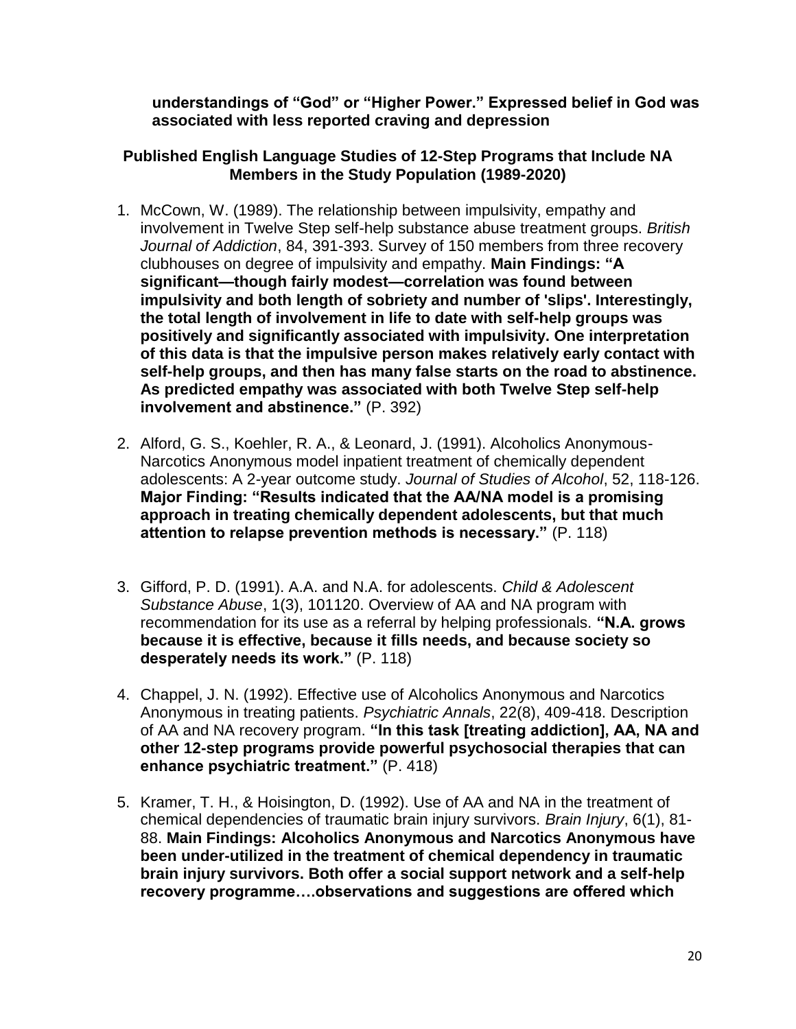**understandings of "God" or "Higher Power." Expressed belief in God was associated with less reported craving and depression**

## Published English Language Studies of 12-Step Programs that Include NA Members in the Study Population (1989-2020)

1. McCown, W. (1989). The relationship between impulsivity, empathy and involvement in Twelve Step self-help substance abuse treatment groups. *British Journal of Addiction*, 84, 391-393. Survey of 150 members from three recovery clubhouses on degree of impulsivity and empathy. **Main Findings: "A significant—though fairly modest—correlation was found between impulsivity and both length of sobriety and number of 'slips'. Interestingly, the total length of involvement in life to date with self-help groups was positively and significantly associated with impulsivity. One interpretation of this data is that the impulsive person makes relatively early contact with self-help groups, and then has many false starts on the road to abstinence. As predicted empathy was associated with both Twelve Step self-help involvement and abstinence."** (P. 392)

2. Alford, G. S., Koehler, R. A., & Leonard, J. (1991). Alcoholics Anonymous-Narcotics Anonymous model inpatient treatment of chemically dependent adolescents: A 2-year outcome study. *Journal of Studies of Alcohol*, 52, 118-126. **Major Finding: "Results indicated that the AA/NA model is a promising approach in treating chemically dependent adolescents, but that much attention to relapse prevention methods is necessary."** (P. 118)

3. Gifford, P. D. (1991). A.A. and N.A. for adolescents. *Child & Adolescent Substance Abuse*, 1(3), 101120. Overview of AA and NA program with recommendation for its use as a referral by helping professionals. **"N.A. grows because it is effective, because it fills needs, and because society so desperately needs its work."** (P. 118)

4. Chappel, J. N. (1992). Effective use of Alcoholics Anonymous and Narcotics Anonymous in treating patients. *Psychiatric Annals*, 22(8), 409-418. Description of AA and NA recovery program. **"In this task [treating addiction], AA, NA and other 12-step programs provide powerful psychosocial therapies that can enhance psychiatric treatment."** (P. 418)

5. Kramer, T. H., & Hoisington, D. (1992). Use of AA and NA in the treatment of chemical dependencies of traumatic brain injury survivors. *Brain Injury*, 6(1), 81-88. **Main Findings: Alcoholics Anonymous and Narcotics Anonymous have been under-utilized in the treatment of chemical dependency in traumatic brain injury survivors. Both offer a social support network and a self-help recovery programme….observations and suggestions are offered which**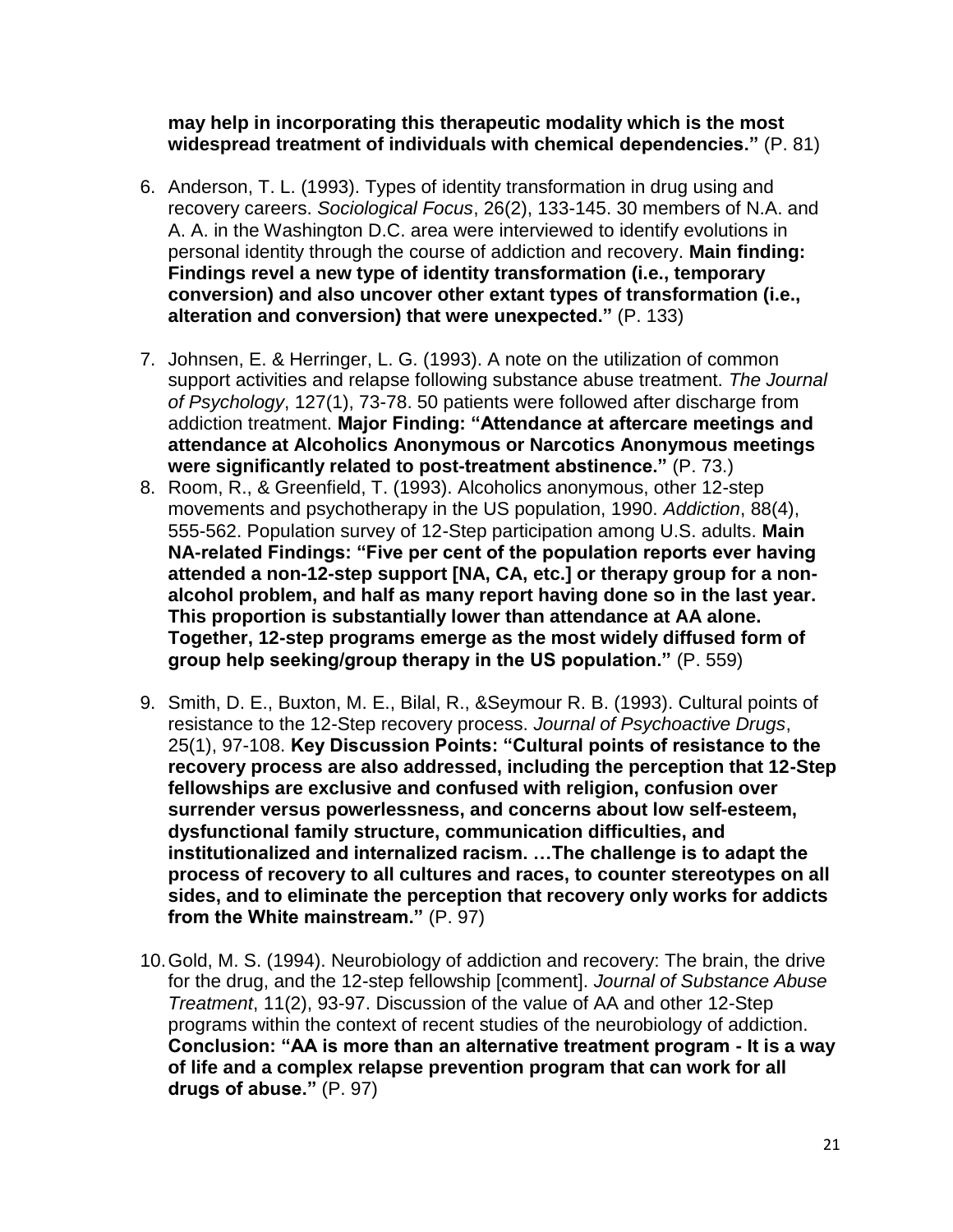**may help in incorporating this therapeutic modality which is the most widespread treatment of individuals with chemical dependencies."** (P. 81)

6. Anderson, T. L. (1993). Types of identity transformation in drug using and recovery careers. *Sociological Focus*, 26(2), 133-145. 30 members of N.A. and A. A. in the Washington D.C. area were interviewed to identify evolutions in personal identity through the course of addiction and recovery. **Main finding: Findings revel a new type of identity transformation (i.e., temporary conversion) and also uncover other extant types of transformation (i.e., alteration and conversion) that were unexpected."** (P. 133)

7. Johnsen, E. & Herringer, L. G. (1993). A note on the utilization of common support activities and relapse following substance abuse treatment. *The Journal of Psychology*, 127(1), 73-78. 50 patients were followed after discharge from addiction treatment. **Major Finding: "Attendance at aftercare meetings and attendance at Alcoholics Anonymous or Narcotics Anonymous meetings were significantly related to post-treatment abstinence."** (P. 73.)

8. Room, R., & Greenfield, T. (1993). Alcoholics anonymous, other 12-step movements and psychotherapy in the US population, 1990. *Addiction*, 88(4), 555-562. Population survey of 12-Step participation among U.S. adults. **Main NA-related Findings: "Five per cent of the population reports ever having attended a non-12-step support [NA, CA, etc.] or therapy group for a non-alcohol problem, and half as many report having done so in the last year. This proportion is substantially lower than attendance at AA alone. Together, 12-step programs emerge as the most widely diffused form of group help seeking/group therapy in the US population."** (P. 559)

9. Smith, D. E., Buxton, M. E., Bilal, R., &Seymour R. B. (1993). Cultural points of resistance to the 12-Step recovery process. *Journal of Psychoactive Drugs*, 25(1), 97-108. **Key Discussion Points: "Cultural points of resistance to the recovery process are also addressed, including the perception that 12-Step fellowships are exclusive and confused with religion, confusion over surrender versus powerlessness, and concerns about low self-esteem, dysfunctional family structure, communication difficulties, and institutionalized and internalized racism. …The challenge is to adapt the process of recovery to all cultures and races, to counter stereotypes on all sides, and to eliminate the perception that recovery only works for addicts from the White mainstream."** (P. 97)

10. Gold, M. S. (1994). Neurobiology of addiction and recovery: The brain, the drive for the drug, and the 12-step fellowship [comment]. *Journal of Substance Abuse Treatment*, 11(2), 93-97. Discussion of the value of AA and other 12-Step programs within the context of recent studies of the neurobiology of addiction. **Conclusion: "AA is more than an alternative treatment program - It is a way of life and a complex relapse prevention program that can work for all drugs of abuse."** (P. 97)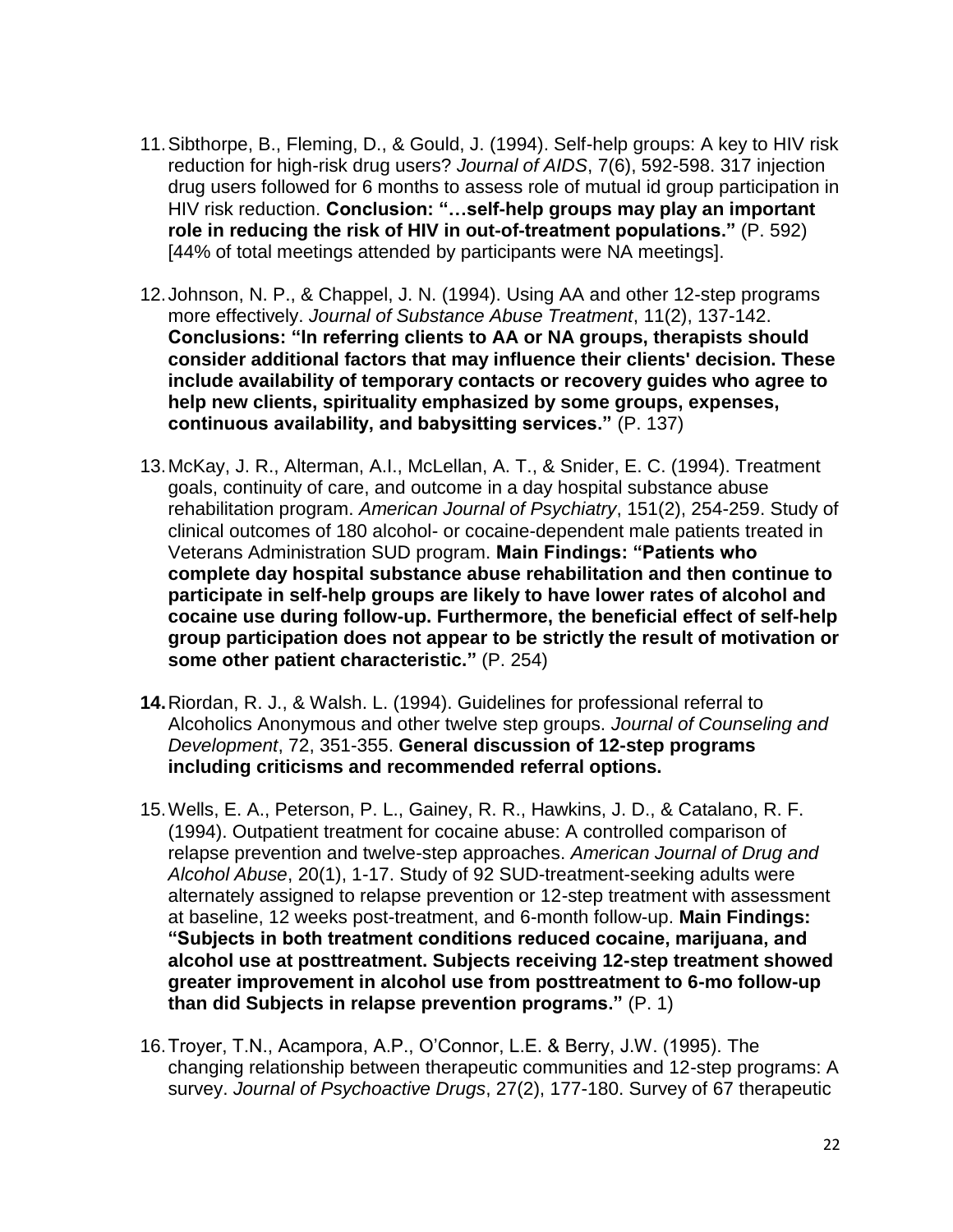11. Sibthorpe, B., Fleming, D., & Gould, J. (1994). Self-help groups: A key to HIV risk reduction for high-risk drug users? *Journal of AIDS*, 7(6), 592-598. 317 injection drug users followed for 6 months to assess role of mutual id group participation in HIV risk reduction. **Conclusion: "…self-help groups may play an important role in reducing the risk of HIV in out-of-treatment populations."** (P. 592) [44% of total meetings attended by participants were NA meetings].

12. Johnson, N. P., & Chappel, J. N. (1994). Using AA and other 12-step programs more effectively. *Journal of Substance Abuse Treatment*, 11(2), 137-142. **Conclusions: "In referring clients to AA or NA groups, therapists should consider additional factors that may influence their clients' decision. These include availability of temporary contacts or recovery guides who agree to help new clients, spirituality emphasized by some groups, expenses, continuous availability, and babysitting services."** (P. 137)

13. McKay, J. R., Alterman, A.I., McLellan, A. T., & Snider, E. C. (1994). Treatment goals, continuity of care, and outcome in a day hospital substance abuse rehabilitation program. *American Journal of Psychiatry*, 151(2), 254-259. Study of clinical outcomes of 180 alcohol- or cocaine-dependent male patients treated in Veterans Administration SUD program. **Main Findings: "Patients who complete day hospital substance abuse rehabilitation and then continue to participate in self-help groups are likely to have lower rates of alcohol and cocaine use during follow-up. Furthermore, the beneficial effect of self-help group participation does not appear to be strictly the result of motivation or some other patient characteristic."** (P. 254)

14. Riordan, R. J., & Walsh. L. (1994). Guidelines for professional referral to Alcoholics Anonymous and other twelve step groups. *Journal of Counseling and Development*, 72, 351-355. **General discussion of 12-step programs including criticisms and recommended referral options.**

15. Wells, E. A., Peterson, P. L., Gainey, R. R., Hawkins, J. D., & Catalano, R. F. (1994). Outpatient treatment for cocaine abuse: A controlled comparison of relapse prevention and twelve-step approaches. *American Journal of Drug and Alcohol Abuse*, 20(1), 1-17. Study of 92 SUD-treatment-seeking adults were alternately assigned to relapse prevention or 12-step treatment with assessment at baseline, 12 weeks post-treatment, and 6-month follow-up. **Main Findings: "Subjects in both treatment conditions reduced cocaine, marijuana, and alcohol use at posttreatment. Subjects receiving 12-step treatment showed greater improvement in alcohol use from posttreatment to 6-mo follow-up than did Subjects in relapse prevention programs."** (P. 1)

16. Troyer, T.N., Acampora, A.P., O'Connor, L.E. & Berry, J.W. (1995). The changing relationship between therapeutic communities and 12-step programs: A survey. *Journal of Psychoactive Drugs*, 27(2), 177-180. Survey of 67 therapeutic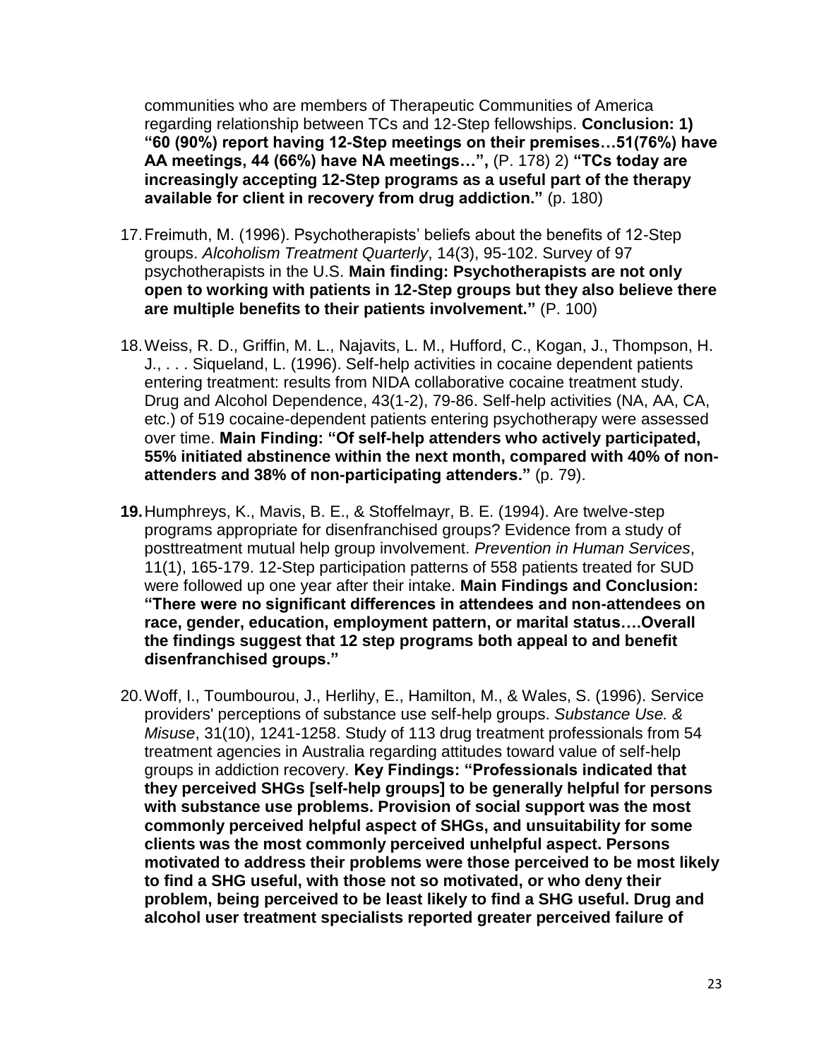communities who are members of Therapeutic Communities of America regarding relationship between TCs and 12-Step fellowships. **Conclusion: 1) "60 (90%) report having 12-Step meetings on their premises…51(76%) have AA meetings, 44 (66%) have NA meetings…",** (P. 178) 2) **"TCs today are increasingly accepting 12-Step programs as a useful part of the therapy available for client in recovery from drug addiction."** (p. 180)

17. Freimuth, M. (1996). Psychotherapists' beliefs about the benefits of 12-Step groups. *Alcoholism Treatment Quarterly*, 14(3), 95-102. Survey of 97 psychotherapists in the U.S. **Main finding: Psychotherapists are not only open to working with patients in 12-Step groups but they also believe there are multiple benefits to their patients involvement."** (P. 100)

18. Weiss, R. D., Griffin, M. L., Najavits, L. M., Hufford, C., Kogan, J., Thompson, H. J., . . . Siqueland, L. (1996). Self-help activities in cocaine dependent patients entering treatment: results from NIDA collaborative cocaine treatment study. Drug and Alcohol Dependence, 43(1-2), 79-86. Self-help activities (NA, AA, CA, etc.) of 519 cocaine-dependent patients entering psychotherapy were assessed over time. **Main Finding: "Of self-help attenders who actively participated, 55% initiated abstinence within the next month, compared with 40% of non-attenders and 38% of non-participating attenders."** (p. 79).

**19.** Humphreys, K., Mavis, B. E., & Stoffelmayr, B. E. (1994). Are twelve-step programs appropriate for disenfranchised groups? Evidence from a study of posttreatment mutual help group involvement. *Prevention in Human Services*, 11(1), 165-179. 12-Step participation patterns of 558 patients treated for SUD were followed up one year after their intake. **Main Findings and Conclusion: "There were no significant differences in attendees and non-attendees on race, gender, education, employment pattern, or marital status….Overall the findings suggest that 12 step programs both appeal to and benefit disenfranchised groups."**

20. Woff, I., Toumbourou, J., Herlihy, E., Hamilton, M., & Wales, S. (1996). Service providers' perceptions of substance use self-help groups. *Substance Use. & Misuse*, 31(10), 1241-1258. Study of 113 drug treatment professionals from 54 treatment agencies in Australia regarding attitudes toward value of self-help groups in addiction recovery. **Key Findings: "Professionals indicated that they perceived SHGs [self-help groups] to be generally helpful for persons with substance use problems. Provision of social support was the most commonly perceived helpful aspect of SHGs, and unsuitability for some clients was the most commonly perceived unhelpful aspect. Persons motivated to address their problems were those perceived to be most likely to find a SHG useful, with those not so motivated, or who deny their problem, being perceived to be least likely to find a SHG useful. Drug and alcohol user treatment specialists reported greater perceived failure of**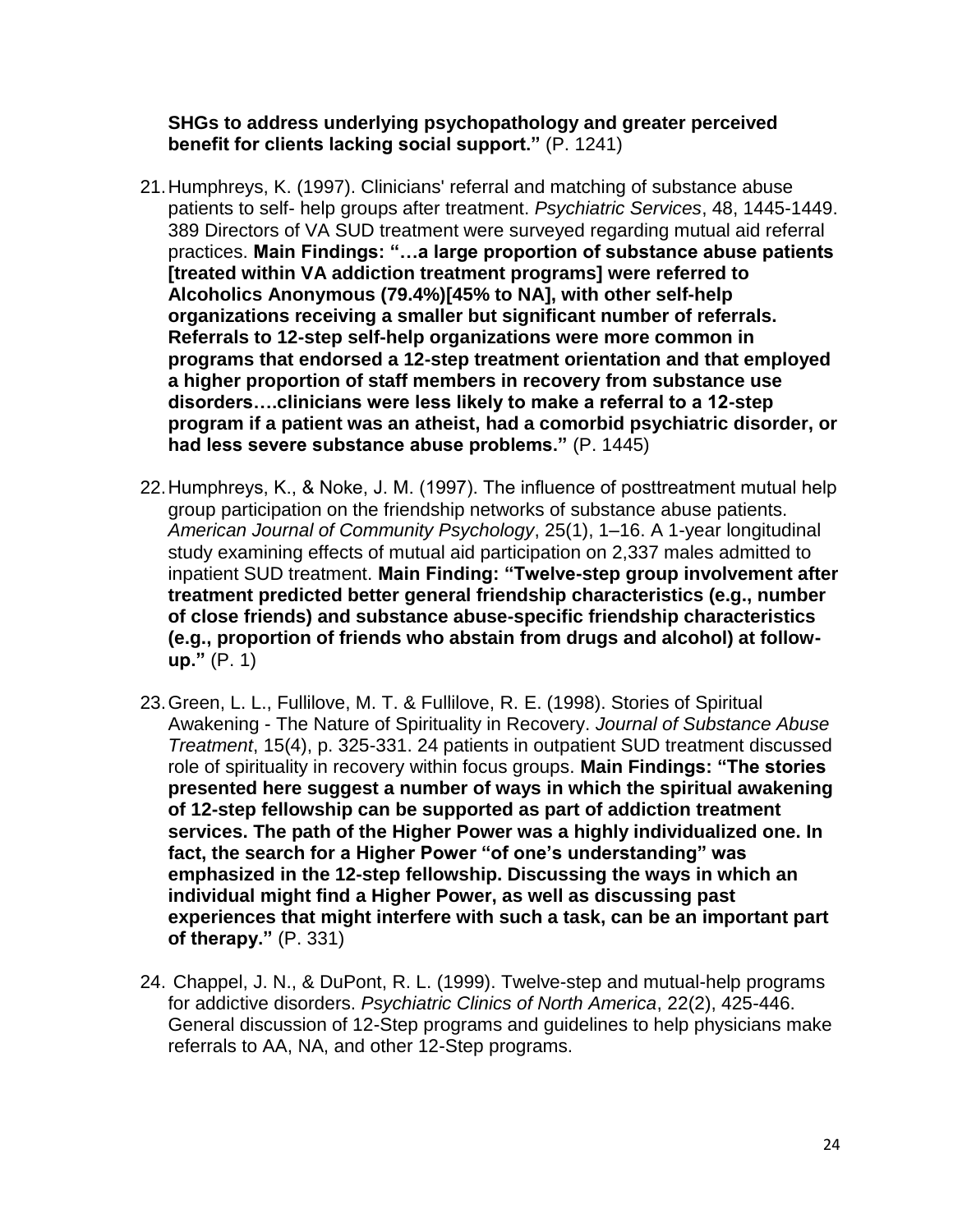**SHGs to address underlying psychopathology and greater perceived benefit for clients lacking social support."** (P. 1241)

21. Humphreys, K. (1997). Clinicians' referral and matching of substance abuse patients to self- help groups after treatment. *Psychiatric Services*, 48, 1445-1449. 389 Directors of VA SUD treatment were surveyed regarding mutual aid referral practices. **Main Findings: "…a large proportion of substance abuse patients [treated within VA addiction treatment programs] were referred to Alcoholics Anonymous (79.4%)[45% to NA], with other self-help organizations receiving a smaller but significant number of referrals. Referrals to 12-step self-help organizations were more common in programs that endorsed a 12-step treatment orientation and that employed a higher proportion of staff members in recovery from substance use disorders….clinicians were less likely to make a referral to a 12-step program if a patient was an atheist, had a comorbid psychiatric disorder, or had less severe substance abuse problems."** (P. 1445)

22. Humphreys, K., & Noke, J. M. (1997). The influence of posttreatment mutual help group participation on the friendship networks of substance abuse patients. *American Journal of Community Psychology*, 25(1), 1–16. A 1-year longitudinal study examining effects of mutual aid participation on 2,337 males admitted to inpatient SUD treatment. **Main Finding: "Twelve-step group involvement after treatment predicted better general friendship characteristics (e.g., number of close friends) and substance abuse-specific friendship characteristics (e.g., proportion of friends who abstain from drugs and alcohol) at follow-up."** (P. 1)

23. Green, L. L., Fullilove, M. T. & Fullilove, R. E. (1998). Stories of Spiritual Awakening - The Nature of Spirituality in Recovery. *Journal of Substance Abuse Treatment*, 15(4), p. 325-331. 24 patients in outpatient SUD treatment discussed role of spirituality in recovery within focus groups. **Main Findings: "The stories presented here suggest a number of ways in which the spiritual awakening of 12-step fellowship can be supported as part of addiction treatment services. The path of the Higher Power was a highly individualized one. In fact, the search for a Higher Power "of one's understanding" was emphasized in the 12-step fellowship. Discussing the ways in which an individual might find a Higher Power, as well as discussing past experiences that might interfere with such a task, can be an important part of therapy."** (P. 331)

24. Chappel, J. N., & DuPont, R. L. (1999). Twelve-step and mutual-help programs for addictive disorders. *Psychiatric Clinics of North America*, 22(2), 425-446. General discussion of 12-Step programs and guidelines to help physicians make referrals to AA, NA, and other 12-Step programs.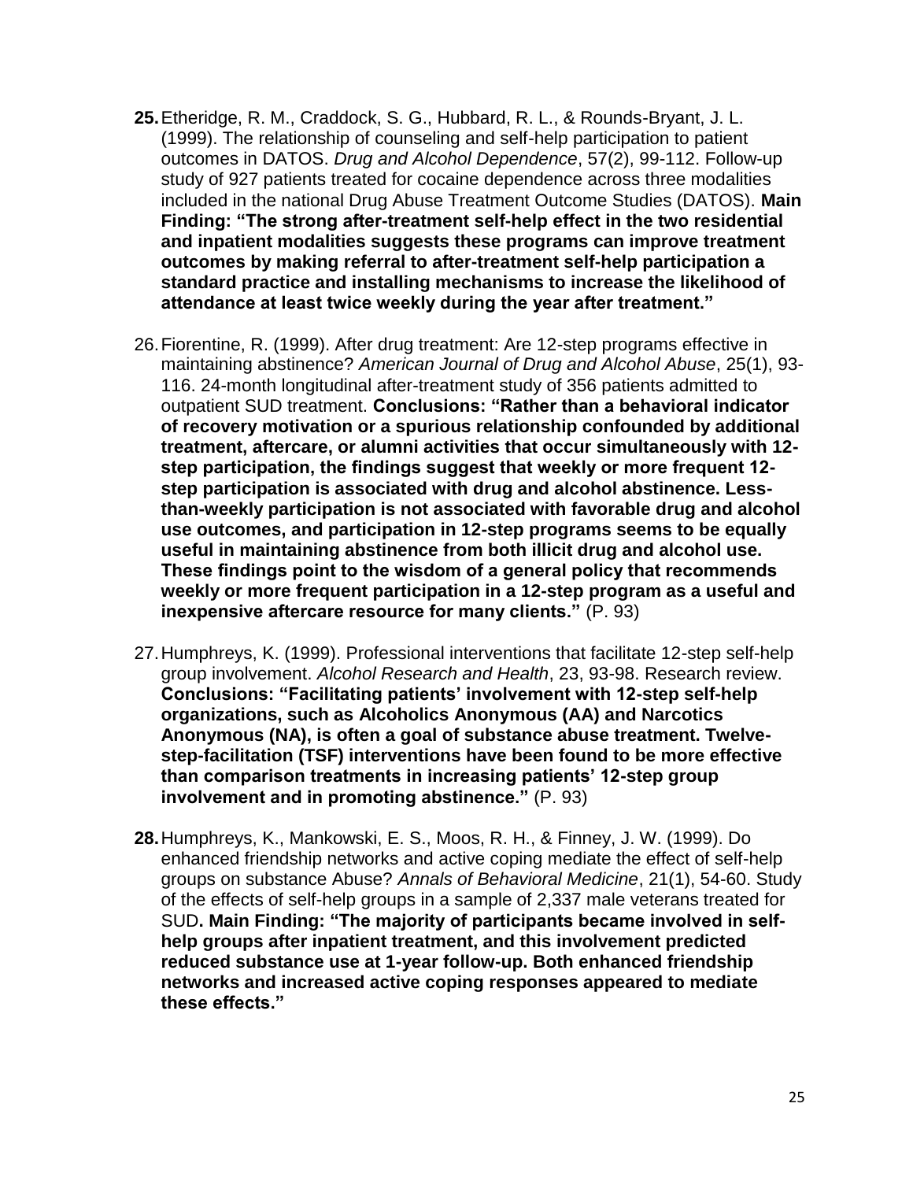**25.** Etheridge, R. M., Craddock, S. G., Hubbard, R. L., & Rounds-Bryant, J. L. (1999). The relationship of counseling and self-help participation to patient outcomes in DATOS. *Drug and Alcohol Dependence*, 57(2), 99-112. Follow-up study of 927 patients treated for cocaine dependence across three modalities included in the national Drug Abuse Treatment Outcome Studies (DATOS). **Main Finding: "The strong after-treatment self-help effect in the two residential and inpatient modalities suggests these programs can improve treatment outcomes by making referral to after-treatment self-help participation a standard practice and installing mechanisms to increase the likelihood of attendance at least twice weekly during the year after treatment."**

26. Fiorentine, R. (1999). After drug treatment: Are 12-step programs effective in maintaining abstinence? *American Journal of Drug and Alcohol Abuse*, 25(1), 93-116. 24-month longitudinal after-treatment study of 356 patients admitted to outpatient SUD treatment. **Conclusions: "Rather than a behavioral indicator of recovery motivation or a spurious relationship confounded by additional treatment, aftercare, or alumni activities that occur simultaneously with 12-step participation, the findings suggest that weekly or more frequent 12-step participation is associated with drug and alcohol abstinence. Less-than-weekly participation is not associated with favorable drug and alcohol use outcomes, and participation in 12-step programs seems to be equally useful in maintaining abstinence from both illicit drug and alcohol use. These findings point to the wisdom of a general policy that recommends weekly or more frequent participation in a 12-step program as a useful and inexpensive aftercare resource for many clients."** (P. 93)

27. Humphreys, K. (1999). Professional interventions that facilitate 12-step self-help group involvement. *Alcohol Research and Health*, 23, 93-98. Research review. **Conclusions: "Facilitating patients' involvement with 12-step self-help organizations, such as Alcoholics Anonymous (AA) and Narcotics Anonymous (NA), is often a goal of substance abuse treatment. Twelve-step-facilitation (TSF) interventions have been found to be more effective than comparison treatments in increasing patients' 12-step group involvement and in promoting abstinence."** (P. 93)

**28.** Humphreys, K., Mankowski, E. S., Moos, R. H., & Finney, J. W. (1999). Do enhanced friendship networks and active coping mediate the effect of self-help groups on substance Abuse? *Annals of Behavioral Medicine*, 21(1), 54-60. Study of the effects of self-help groups in a sample of 2,337 male veterans treated for SUD**. Main Finding: "The majority of participants became involved in self-help groups after inpatient treatment, and this involvement predicted reduced substance use at 1-year follow-up. Both enhanced friendship networks and increased active coping responses appeared to mediate these effects."**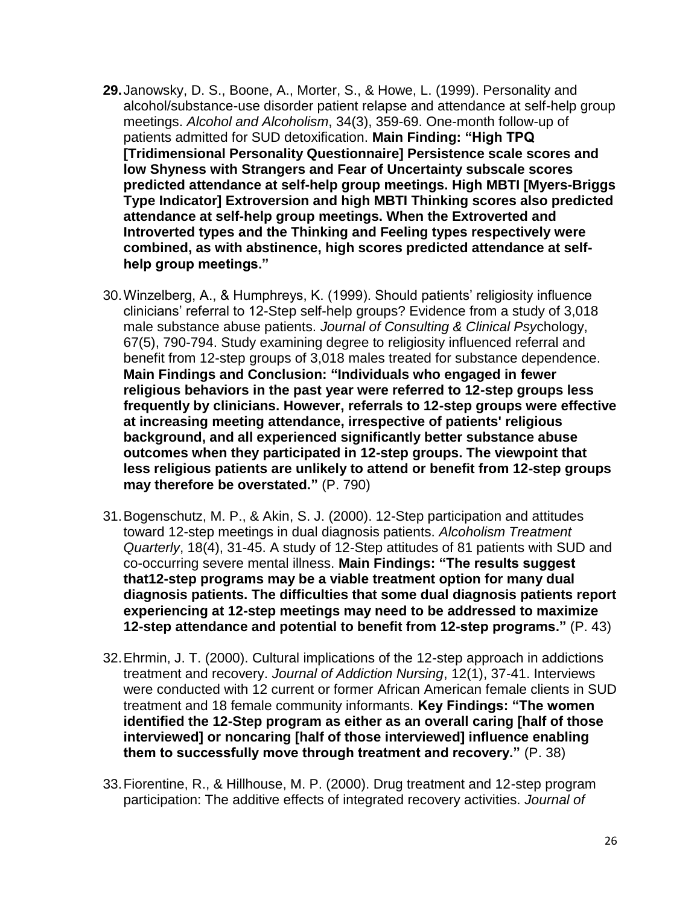29. Janowsky, D. S., Boone, A., Morter, S., & Howe, L. (1999). Personality and alcohol/substance-use disorder patient relapse and attendance at self-help group meetings. *Alcohol and Alcoholism*, 34(3), 359-69. One-month follow-up of patients admitted for SUD detoxification. **Main Finding: "High TPQ [Tridimensional Personality Questionnaire] Persistence scale scores and low Shyness with Strangers and Fear of Uncertainty subscale scores predicted attendance at self-help group meetings. High MBTI [Myers-Briggs Type Indicator] Extroversion and high MBTI Thinking scores also predicted attendance at self-help group meetings. When the Extroverted and Introverted types and the Thinking and Feeling types respectively were combined, as with abstinence, high scores predicted attendance at self-help group meetings."**

30. Winzelberg, A., & Humphreys, K. (1999). Should patients' religiosity influence clinicians' referral to 12-Step self-help groups? Evidence from a study of 3,018 male substance abuse patients. *Journal of Consulting & Clinical Psy*chology, 67(5), 790-794. Study examining degree to religiosity influenced referral and benefit from 12-step groups of 3,018 males treated for substance dependence. **Main Findings and Conclusion: "Individuals who engaged in fewer religious behaviors in the past year were referred to 12-step groups less frequently by clinicians. However, referrals to 12-step groups were effective at increasing meeting attendance, irrespective of patients' religious background, and all experienced significantly better substance abuse outcomes when they participated in 12-step groups. The viewpoint that less religious patients are unlikely to attend or benefit from 12-step groups may therefore be overstated."** (P. 790)

31. Bogenschutz, M. P., & Akin, S. J. (2000). 12-Step participation and attitudes toward 12-step meetings in dual diagnosis patients. *Alcoholism Treatment Quarterly*, 18(4), 31-45. A study of 12-Step attitudes of 81 patients with SUD and co-occurring severe mental illness. **Main Findings: "The results suggest that12-step programs may be a viable treatment option for many dual diagnosis patients. The difficulties that some dual diagnosis patients report experiencing at 12-step meetings may need to be addressed to maximize 12-step attendance and potential to benefit from 12-step programs."** (P. 43)

32. Ehrmin, J. T. (2000). Cultural implications of the 12-step approach in addictions treatment and recovery. *Journal of Addiction Nursing*, 12(1), 37-41. Interviews were conducted with 12 current or former African American female clients in SUD treatment and 18 female community informants. **Key Findings: "The women identified the 12-Step program as either as an overall caring [half of those interviewed] or noncaring [half of those interviewed] influence enabling them to successfully move through treatment and recovery."** (P. 38)

33. Fiorentine, R., & Hillhouse, M. P. (2000). Drug treatment and 12-step program participation: The additive effects of integrated recovery activities. *Journal of*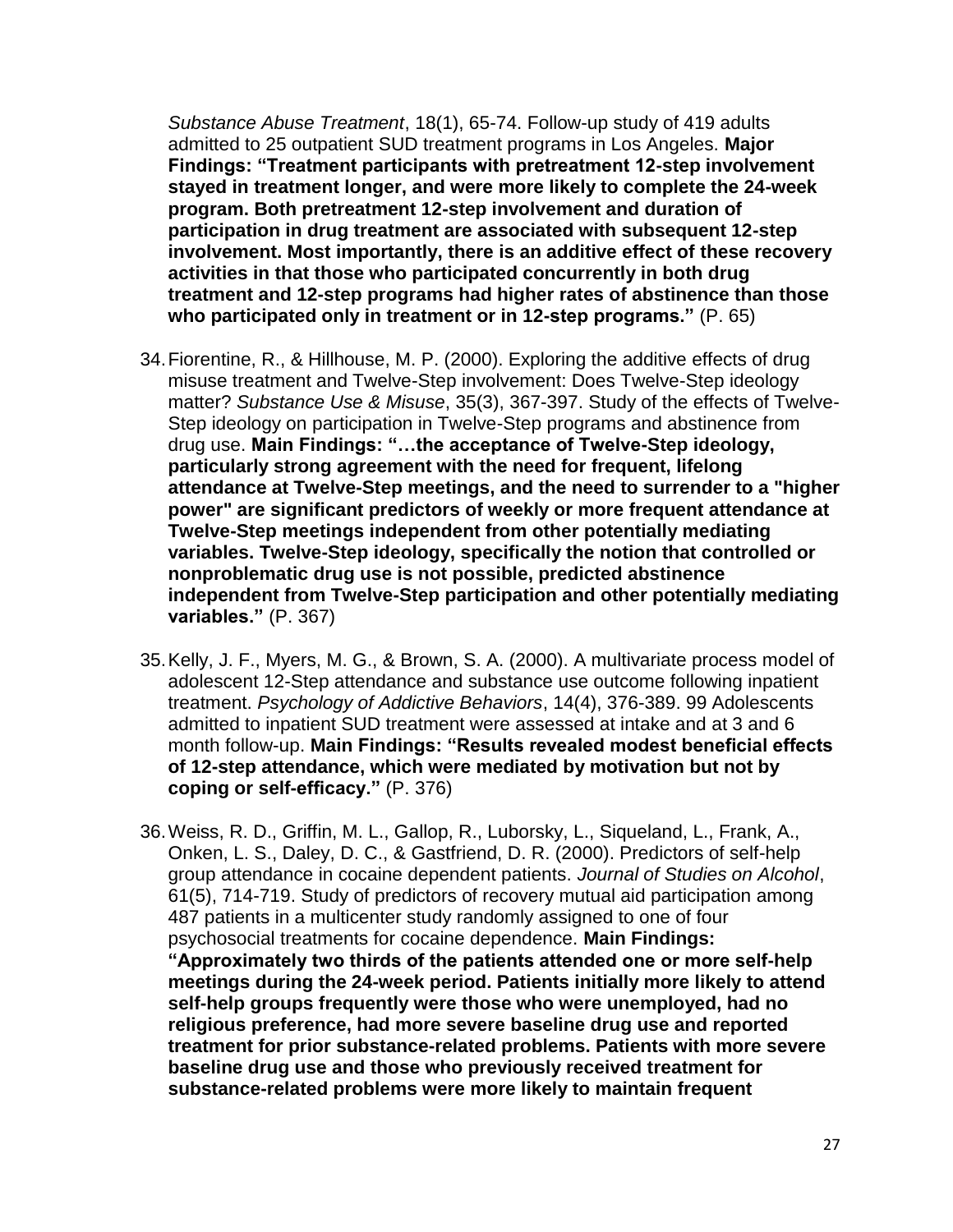*Substance Abuse Treatment*, 18(1), 65-74. Follow-up study of 419 adults admitted to 25 outpatient SUD treatment programs in Los Angeles. **Major Findings: "Treatment participants with pretreatment 12-step involvement stayed in treatment longer, and were more likely to complete the 24-week program. Both pretreatment 12-step involvement and duration of participation in drug treatment are associated with subsequent 12-step involvement. Most importantly, there is an additive effect of these recovery activities in that those who participated concurrently in both drug treatment and 12-step programs had higher rates of abstinence than those who participated only in treatment or in 12-step programs."** (P. 65)

34. Fiorentine, R., & Hillhouse, M. P. (2000). Exploring the additive effects of drug misuse treatment and Twelve-Step involvement: Does Twelve-Step ideology matter? *Substance Use & Misuse*, 35(3), 367-397. Study of the effects of Twelve-Step ideology on participation in Twelve-Step programs and abstinence from drug use. **Main Findings: "…the acceptance of Twelve-Step ideology, particularly strong agreement with the need for frequent, lifelong attendance at Twelve-Step meetings, and the need to surrender to a "higher power" are significant predictors of weekly or more frequent attendance at Twelve-Step meetings independent from other potentially mediating variables. Twelve-Step ideology, specifically the notion that controlled or nonproblematic drug use is not possible, predicted abstinence independent from Twelve-Step participation and other potentially mediating variables."** (P. 367)

35. Kelly, J. F., Myers, M. G., & Brown, S. A. (2000). A multivariate process model of adolescent 12-Step attendance and substance use outcome following inpatient treatment. *Psychology of Addictive Behaviors*, 14(4), 376-389. 99 Adolescents admitted to inpatient SUD treatment were assessed at intake and at 3 and 6 month follow-up. **Main Findings: "Results revealed modest beneficial effects of 12-step attendance, which were mediated by motivation but not by coping or self-efficacy."** (P. 376)

36. Weiss, R. D., Griffin, M. L., Gallop, R., Luborsky, L., Siqueland, L., Frank, A., Onken, L. S., Daley, D. C., & Gastfriend, D. R. (2000). Predictors of self-help group attendance in cocaine dependent patients. *Journal of Studies on Alcohol*, 61(5), 714-719. Study of predictors of recovery mutual aid participation among 487 patients in a multicenter study randomly assigned to one of four psychosocial treatments for cocaine dependence. **Main Findings: "Approximately two thirds of the patients attended one or more self-help meetings during the 24-week period. Patients initially more likely to attend self-help groups frequently were those who were unemployed, had no religious preference, had more severe baseline drug use and reported treatment for prior substance-related problems. Patients with more severe baseline drug use and those who previously received treatment for substance-related problems were more likely to maintain frequent**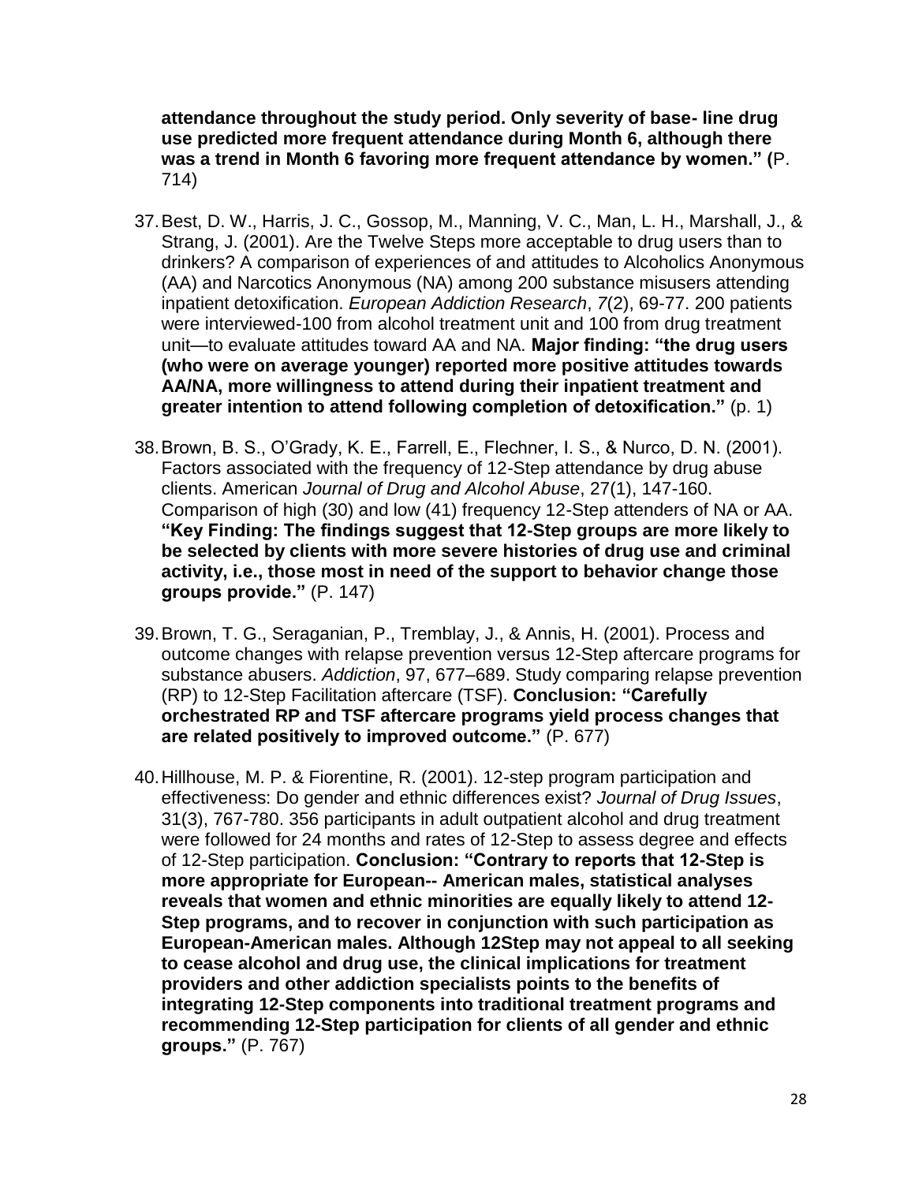**attendance throughout the study period. Only severity of base- line drug use predicted more frequent attendance during Month 6, although there was a trend in Month 6 favoring more frequent attendance by women." (**P. 714)

37. Best, D. W., Harris, J. C., Gossop, M., Manning, V. C., Man, L. H., Marshall, J., & Strang, J. (2001). Are the Twelve Steps more acceptable to drug users than to drinkers? A comparison of experiences of and attitudes to Alcoholics Anonymous (AA) and Narcotics Anonymous (NA) among 200 substance misusers attending inpatient detoxification. *European Addiction Research*, *7*(2), 69-77. 200 patients were interviewed-100 from alcohol treatment unit and 100 from drug treatment unit—to evaluate attitudes toward AA and NA. **Major finding: "the drug users (who were on average younger) reported more positive attitudes towards AA/NA, more willingness to attend during their inpatient treatment and greater intention to attend following completion of detoxification."** (p. 1)

38. Brown, B. S., O'Grady, K. E., Farrell, E., Flechner, I. S., & Nurco, D. N. (2001). Factors associated with the frequency of 12-Step attendance by drug abuse clients. American *Journal of Drug and Alcohol Abuse*, 27(1), 147-160. Comparison of high (30) and low (41) frequency 12-Step attenders of NA or AA. **"Key Finding: The findings suggest that 12-Step groups are more likely to be selected by clients with more severe histories of drug use and criminal activity, i.e., those most in need of the support to behavior change those groups provide."** (P. 147)

39. Brown, T. G., Seraganian, P., Tremblay, J., & Annis, H. (2001). Process and outcome changes with relapse prevention versus 12-Step aftercare programs for substance abusers. *Addiction*, 97, 677–689. Study comparing relapse prevention (RP) to 12-Step Facilitation aftercare (TSF). **Conclusion: "Carefully orchestrated RP and TSF aftercare programs yield process changes that are related positively to improved outcome."** (P. 677)

40. Hillhouse, M. P. & Fiorentine, R. (2001). 12-step program participation and effectiveness: Do gender and ethnic differences exist? *Journal of Drug Issues*, 31(3), 767-780. 356 participants in adult outpatient alcohol and drug treatment were followed for 24 months and rates of 12-Step to assess degree and effects of 12-Step participation. **Conclusion: "Contrary to reports that 12-Step is more appropriate for European-- American males, statistical analyses reveals that women and ethnic minorities are equally likely to attend 12-Step programs, and to recover in conjunction with such participation as European-American males. Although 12Step may not appeal to all seeking to cease alcohol and drug use, the clinical implications for treatment providers and other addiction specialists points to the benefits of integrating 12-Step components into traditional treatment programs and recommending 12-Step participation for clients of all gender and ethnic groups."** (P. 767)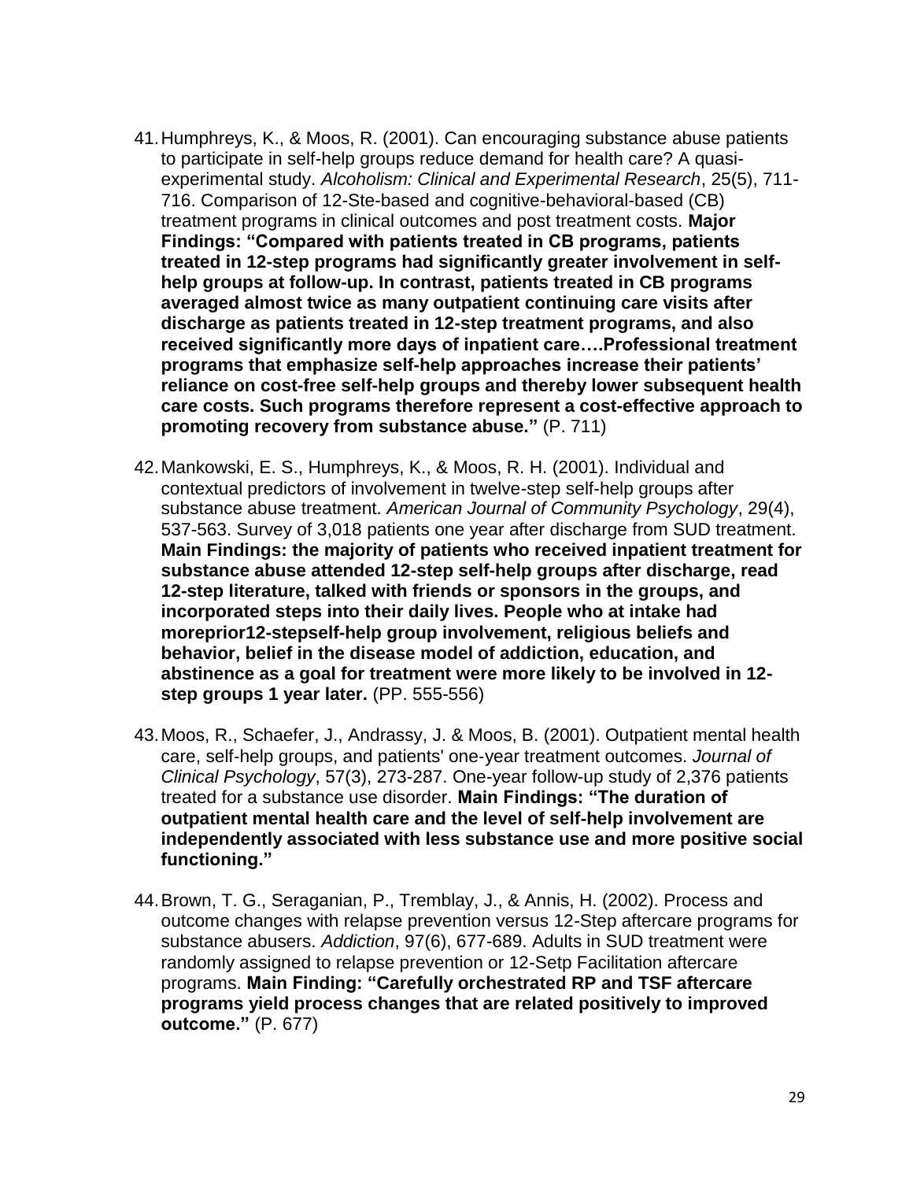41. Humphreys, K., & Moos, R. (2001). Can encouraging substance abuse patients to participate in self-help groups reduce demand for health care? A quasi-experimental study. *Alcoholism: Clinical and Experimental Research*, 25(5), 711-716. Comparison of 12-Ste-based and cognitive-behavioral-based (CB) treatment programs in clinical outcomes and post treatment costs. **Major Findings: "Compared with patients treated in CB programs, patients treated in 12-step programs had significantly greater involvement in self-help groups at follow-up. In contrast, patients treated in CB programs averaged almost twice as many outpatient continuing care visits after discharge as patients treated in 12-step treatment programs, and also received significantly more days of inpatient care….Professional treatment programs that emphasize self-help approaches increase their patients' reliance on cost-free self-help groups and thereby lower subsequent health care costs. Such programs therefore represent a cost-effective approach to promoting recovery from substance abuse."** (P. 711)

42. Mankowski, E. S., Humphreys, K., & Moos, R. H. (2001). Individual and contextual predictors of involvement in twelve-step self-help groups after substance abuse treatment. *American Journal of Community Psychology*, 29(4), 537-563. Survey of 3,018 patients one year after discharge from SUD treatment. **Main Findings: the majority of patients who received inpatient treatment for substance abuse attended 12-step self-help groups after discharge, read 12-step literature, talked with friends or sponsors in the groups, and incorporated steps into their daily lives. People who at intake had moreprior12-stepself-help group involvement, religious beliefs and behavior, belief in the disease model of addiction, education, and abstinence as a goal for treatment were more likely to be involved in 12-step groups 1 year later.** (PP. 555-556)

43. Moos, R., Schaefer, J., Andrassy, J. & Moos, B. (2001). Outpatient mental health care, self-help groups, and patients' one-year treatment outcomes. *Journal of Clinical Psychology*, 57(3), 273-287. One-year follow-up study of 2,376 patients treated for a substance use disorder. **Main Findings: "The duration of outpatient mental health care and the level of self-help involvement are independently associated with less substance use and more positive social functioning."**

44. Brown, T. G., Seraganian, P., Tremblay, J., & Annis, H. (2002). Process and outcome changes with relapse prevention versus 12-Step aftercare programs for substance abusers. *Addiction*, 97(6), 677-689. Adults in SUD treatment were randomly assigned to relapse prevention or 12-Setp Facilitation aftercare programs. **Main Finding: "Carefully orchestrated RP and TSF aftercare programs yield process changes that are related positively to improved outcome."** (P. 677)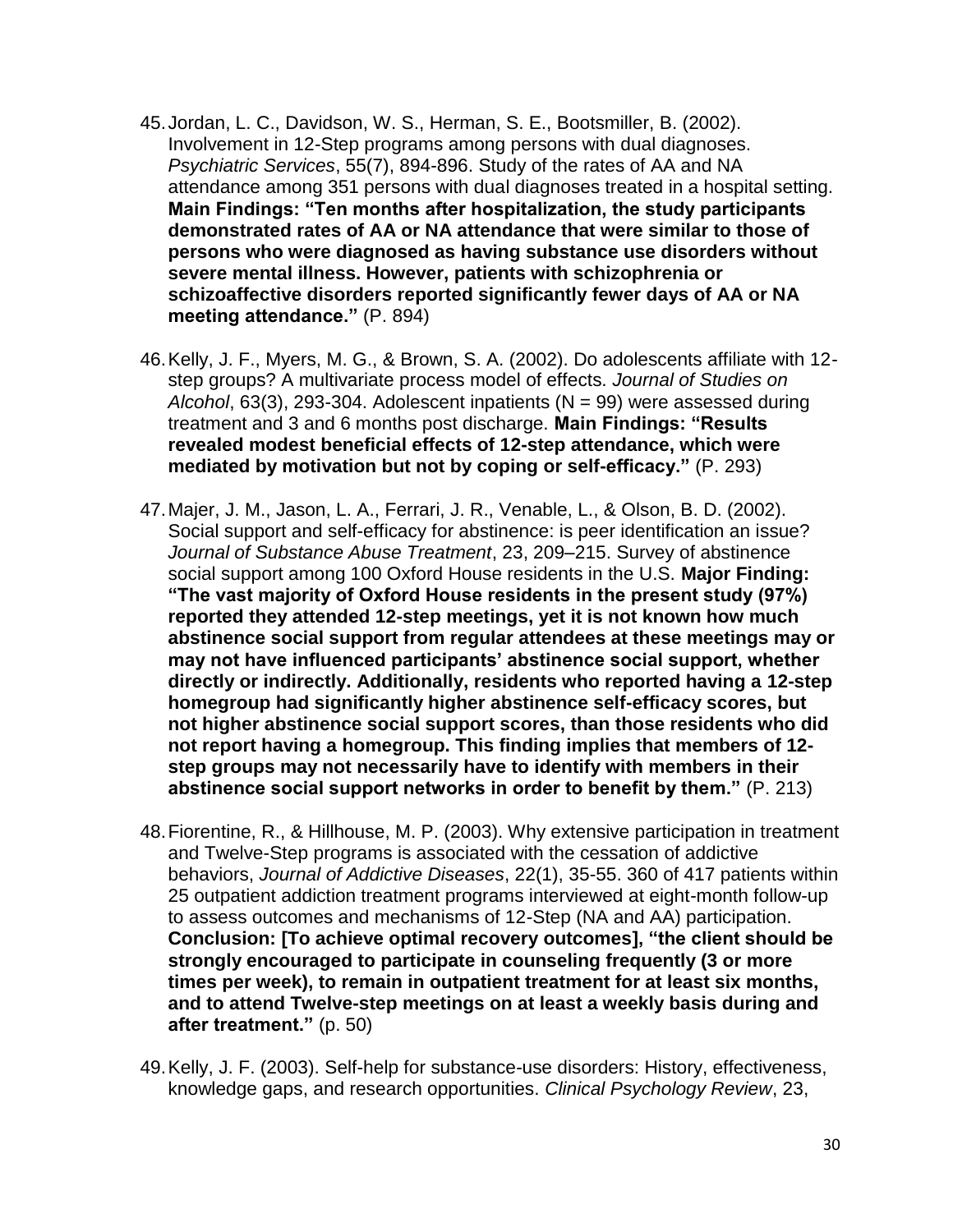45. Jordan, L. C., Davidson, W. S., Herman, S. E., Bootsmiller, B. (2002). Involvement in 12-Step programs among persons with dual diagnoses. *Psychiatric Services*, 55(7), 894-896. Study of the rates of AA and NA attendance among 351 persons with dual diagnoses treated in a hospital setting. **Main Findings: "Ten months after hospitalization, the study participants demonstrated rates of AA or NA attendance that were similar to those of persons who were diagnosed as having substance use disorders without severe mental illness. However, patients with schizophrenia or schizoaffective disorders reported significantly fewer days of AA or NA meeting attendance."** (P. 894)

46. Kelly, J. F., Myers, M. G., & Brown, S. A. (2002). Do adolescents affiliate with 12-step groups? A multivariate process model of effects. *Journal of Studies on Alcohol*, 63(3), 293-304. Adolescent inpatients (N = 99) were assessed during treatment and 3 and 6 months post discharge. **Main Findings: "Results revealed modest beneficial effects of 12-step attendance, which were mediated by motivation but not by coping or self-efficacy."** (P. 293)

47. Majer, J. M., Jason, L. A., Ferrari, J. R., Venable, L., & Olson, B. D. (2002). Social support and self-efficacy for abstinence: is peer identification an issue? *Journal of Substance Abuse Treatment*, 23, 209–215. Survey of abstinence social support among 100 Oxford House residents in the U.S. **Major Finding: "The vast majority of Oxford House residents in the present study (97%) reported they attended 12-step meetings, yet it is not known how much abstinence social support from regular attendees at these meetings may or may not have influenced participants' abstinence social support, whether directly or indirectly. Additionally, residents who reported having a 12-step homegroup had significantly higher abstinence self-efficacy scores, but not higher abstinence social support scores, than those residents who did not report having a homegroup. This finding implies that members of 12-step groups may not necessarily have to identify with members in their abstinence social support networks in order to benefit by them."** (P. 213)

48. Fiorentine, R., & Hillhouse, M. P. (2003). Why extensive participation in treatment and Twelve-Step programs is associated with the cessation of addictive behaviors, *Journal of Addictive Diseases*, 22(1), 35-55. 360 of 417 patients within 25 outpatient addiction treatment programs interviewed at eight-month follow-up to assess outcomes and mechanisms of 12-Step (NA and AA) participation. **Conclusion: [To achieve optimal recovery outcomes], "the client should be strongly encouraged to participate in counseling frequently (3 or more times per week), to remain in outpatient treatment for at least six months, and to attend Twelve-step meetings on at least a weekly basis during and after treatment."** (p. 50)

49. Kelly, J. F. (2003). Self-help for substance-use disorders: History, effectiveness, knowledge gaps, and research opportunities. *Clinical Psychology Review*, 23,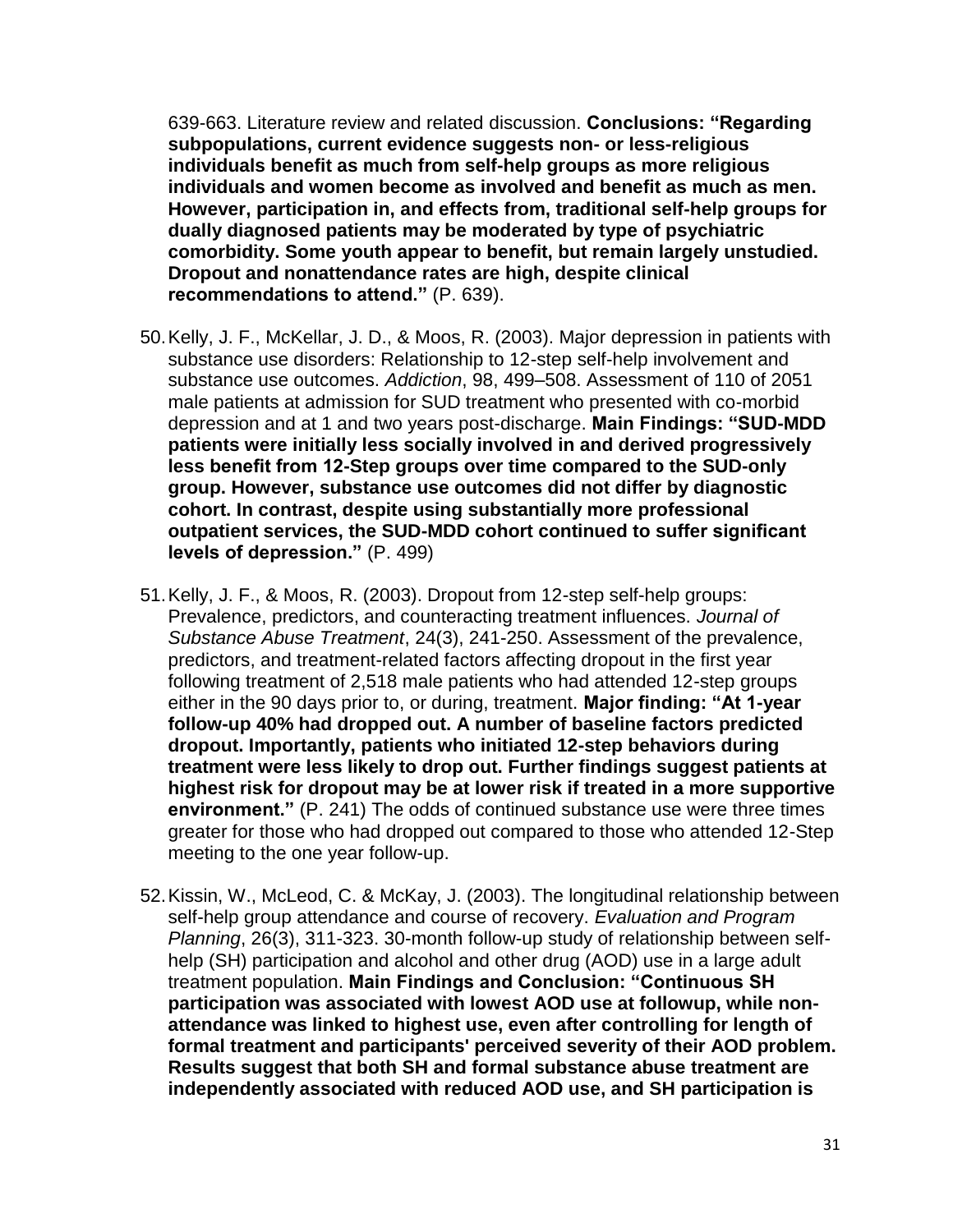639-663. Literature review and related discussion. **Conclusions: "Regarding subpopulations, current evidence suggests non- or less-religious individuals benefit as much from self-help groups as more religious individuals and women become as involved and benefit as much as men. However, participation in, and effects from, traditional self-help groups for dually diagnosed patients may be moderated by type of psychiatric comorbidity. Some youth appear to benefit, but remain largely unstudied. Dropout and nonattendance rates are high, despite clinical recommendations to attend."** (P. 639).

50. Kelly, J. F., McKellar, J. D., & Moos, R. (2003). Major depression in patients with substance use disorders: Relationship to 12-step self-help involvement and substance use outcomes. *Addiction*, 98, 499–508. Assessment of 110 of 2051 male patients at admission for SUD treatment who presented with co-morbid depression and at 1 and two years post-discharge. **Main Findings: "SUD-MDD patients were initially less socially involved in and derived progressively less benefit from 12-Step groups over time compared to the SUD-only group. However, substance use outcomes did not differ by diagnostic cohort. In contrast, despite using substantially more professional outpatient services, the SUD-MDD cohort continued to suffer significant levels of depression."** (P. 499)

51. Kelly, J. F., & Moos, R. (2003). Dropout from 12-step self-help groups: Prevalence, predictors, and counteracting treatment influences. *Journal of Substance Abuse Treatment*, 24(3), 241-250. Assessment of the prevalence, predictors, and treatment-related factors affecting dropout in the first year following treatment of 2,518 male patients who had attended 12-step groups either in the 90 days prior to, or during, treatment. **Major finding: "At 1-year follow-up 40% had dropped out. A number of baseline factors predicted dropout. Importantly, patients who initiated 12-step behaviors during treatment were less likely to drop out. Further findings suggest patients at highest risk for dropout may be at lower risk if treated in a more supportive environment."** (P. 241) The odds of continued substance use were three times greater for those who had dropped out compared to those who attended 12-Step meeting to the one year follow-up.

52. Kissin, W., McLeod, C. & McKay, J. (2003). The longitudinal relationship between self-help group attendance and course of recovery. *Evaluation and Program Planning*, 26(3), 311-323. 30-month follow-up study of relationship between self-help (SH) participation and alcohol and other drug (AOD) use in a large adult treatment population. **Main Findings and Conclusion: "Continuous SH participation was associated with lowest AOD use at followup, while non-attendance was linked to highest use, even after controlling for length of formal treatment and participants' perceived severity of their AOD problem. Results suggest that both SH and formal substance abuse treatment are independently associated with reduced AOD use, and SH participation is**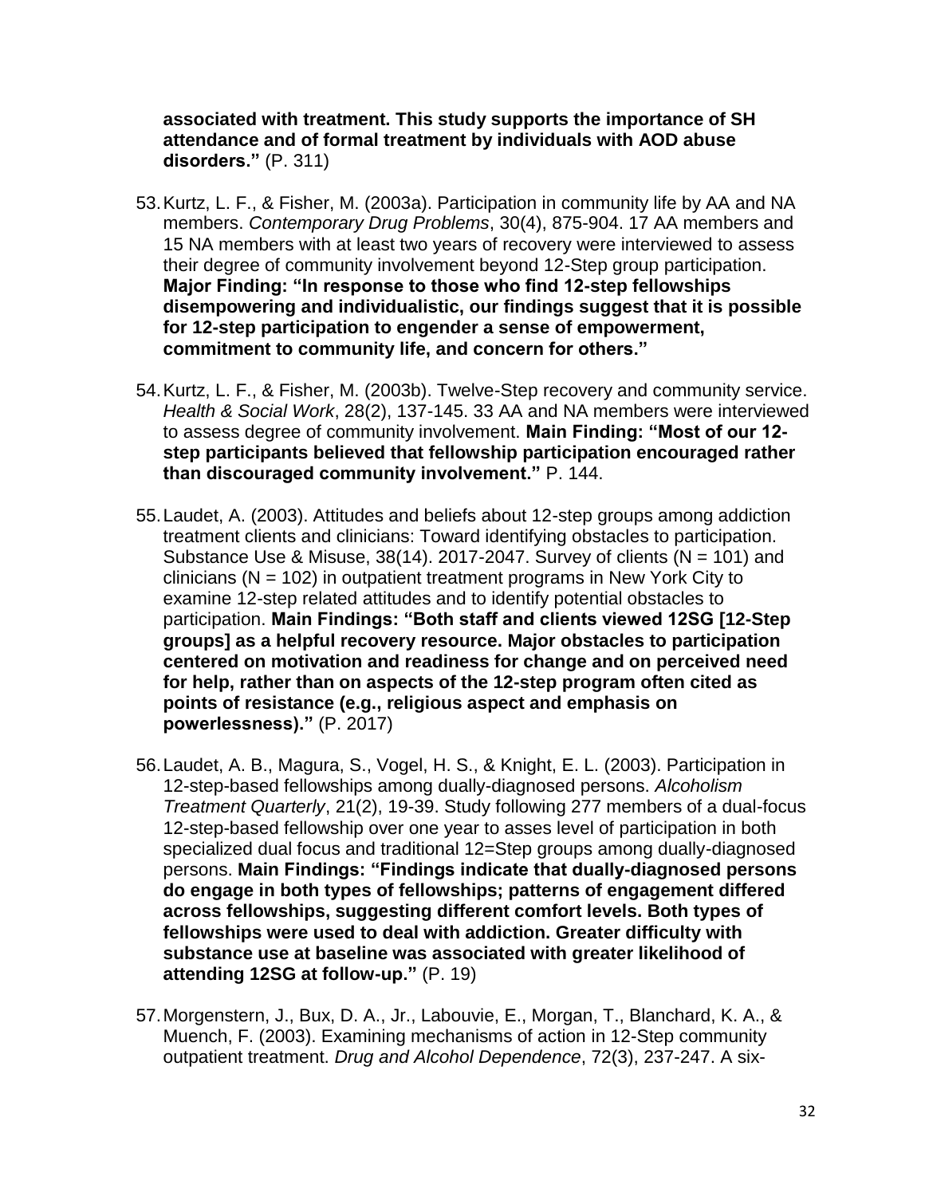**associated with treatment. This study supports the importance of SH attendance and of formal treatment by individuals with AOD abuse disorders."** (P. 311)

53. Kurtz, L. F., & Fisher, M. (2003a). Participation in community life by AA and NA members. *Contemporary Drug Problems*, 30(4), 875-904. 17 AA members and 15 NA members with at least two years of recovery were interviewed to assess their degree of community involvement beyond 12-Step group participation. **Major Finding: "In response to those who find 12-step fellowships disempowering and individualistic, our findings suggest that it is possible for 12-step participation to engender a sense of empowerment, commitment to community life, and concern for others."**

54. Kurtz, L. F., & Fisher, M. (2003b). Twelve-Step recovery and community service. *Health & Social Work*, 28(2), 137-145. 33 AA and NA members were interviewed to assess degree of community involvement. **Main Finding: "Most of our 12-step participants believed that fellowship participation encouraged rather than discouraged community involvement."** P. 144.

55. Laudet, A. (2003). Attitudes and beliefs about 12-step groups among addiction treatment clients and clinicians: Toward identifying obstacles to participation. Substance Use & Misuse, 38(14). 2017-2047. Survey of clients (N = 101) and clinicians (N = 102) in outpatient treatment programs in New York City to examine 12-step related attitudes and to identify potential obstacles to participation. **Main Findings: "Both staff and clients viewed 12SG [12-Step groups] as a helpful recovery resource. Major obstacles to participation centered on motivation and readiness for change and on perceived need for help, rather than on aspects of the 12-step program often cited as points of resistance (e.g., religious aspect and emphasis on powerlessness)."** (P. 2017)

56. Laudet, A. B., Magura, S., Vogel, H. S., & Knight, E. L. (2003). Participation in 12-step-based fellowships among dually-diagnosed persons. *Alcoholism Treatment Quarterly*, 21(2), 19-39. Study following 277 members of a dual-focus 12-step-based fellowship over one year to asses level of participation in both specialized dual focus and traditional 12=Step groups among dually-diagnosed persons. **Main Findings: "Findings indicate that dually-diagnosed persons do engage in both types of fellowships; patterns of engagement differed across fellowships, suggesting different comfort levels. Both types of fellowships were used to deal with addiction. Greater difficulty with substance use at baseline was associated with greater likelihood of attending 12SG at follow-up."** (P. 19)

57. Morgenstern, J., Bux, D. A., Jr., Labouvie, E., Morgan, T., Blanchard, K. A., & Muench, F. (2003). Examining mechanisms of action in 12-Step community outpatient treatment. *Drug and Alcohol Dependence*, 72(3), 237-247. A six-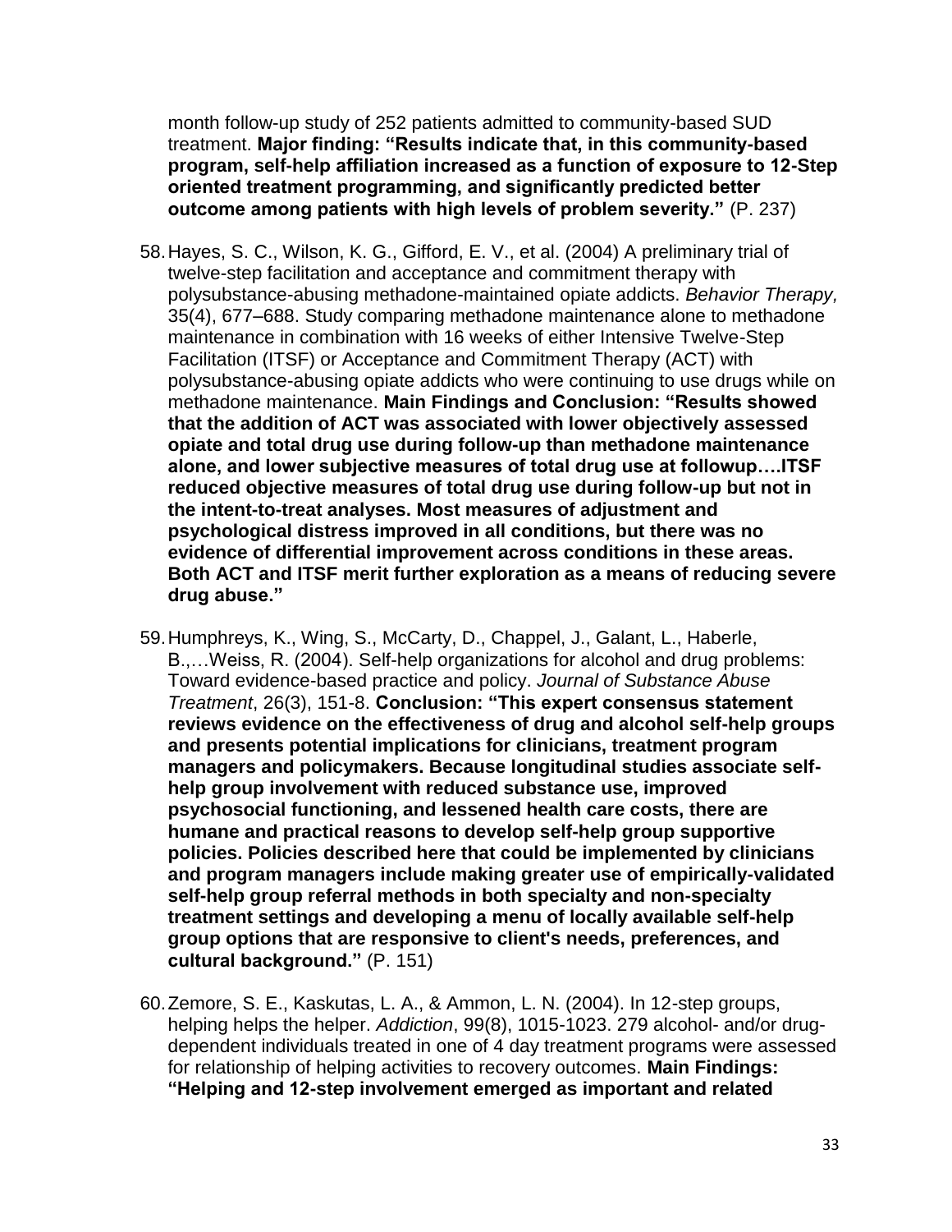month follow-up study of 252 patients admitted to community-based SUD treatment. **Major finding: "Results indicate that, in this community-based program, self-help affiliation increased as a function of exposure to 12-Step oriented treatment programming, and significantly predicted better outcome among patients with high levels of problem severity."** (P. 237)

58. Hayes, S. C., Wilson, K. G., Gifford, E. V., et al. (2004) A preliminary trial of twelve-step facilitation and acceptance and commitment therapy with polysubstance-abusing methadone-maintained opiate addicts. *Behavior Therapy,* 35(4), 677–688. Study comparing methadone maintenance alone to methadone maintenance in combination with 16 weeks of either Intensive Twelve-Step Facilitation (ITSF) or Acceptance and Commitment Therapy (ACT) with polysubstance-abusing opiate addicts who were continuing to use drugs while on methadone maintenance. **Main Findings and Conclusion: "Results showed that the addition of ACT was associated with lower objectively assessed opiate and total drug use during follow-up than methadone maintenance alone, and lower subjective measures of total drug use at followup….ITSF reduced objective measures of total drug use during follow-up but not in the intent-to-treat analyses. Most measures of adjustment and psychological distress improved in all conditions, but there was no evidence of differential improvement across conditions in these areas. Both ACT and ITSF merit further exploration as a means of reducing severe drug abuse."**

59. Humphreys, K., Wing, S., McCarty, D., Chappel, J., Galant, L., Haberle, B.,…Weiss, R. (2004). Self-help organizations for alcohol and drug problems: Toward evidence-based practice and policy. *Journal of Substance Abuse Treatment*, 26(3), 151-8. **Conclusion: "This expert consensus statement reviews evidence on the effectiveness of drug and alcohol self-help groups and presents potential implications for clinicians, treatment program managers and policymakers. Because longitudinal studies associate self-help group involvement with reduced substance use, improved psychosocial functioning, and lessened health care costs, there are humane and practical reasons to develop self-help group supportive policies. Policies described here that could be implemented by clinicians and program managers include making greater use of empirically-validated self-help group referral methods in both specialty and non-specialty treatment settings and developing a menu of locally available self-help group options that are responsive to client's needs, preferences, and cultural background."** (P. 151)

60. Zemore, S. E., Kaskutas, L. A., & Ammon, L. N. (2004). In 12-step groups, helping helps the helper. *Addiction*, 99(8), 1015-1023. 279 alcohol- and/or drug-dependent individuals treated in one of 4 day treatment programs were assessed for relationship of helping activities to recovery outcomes. **Main Findings: "Helping and 12-step involvement emerged as important and related**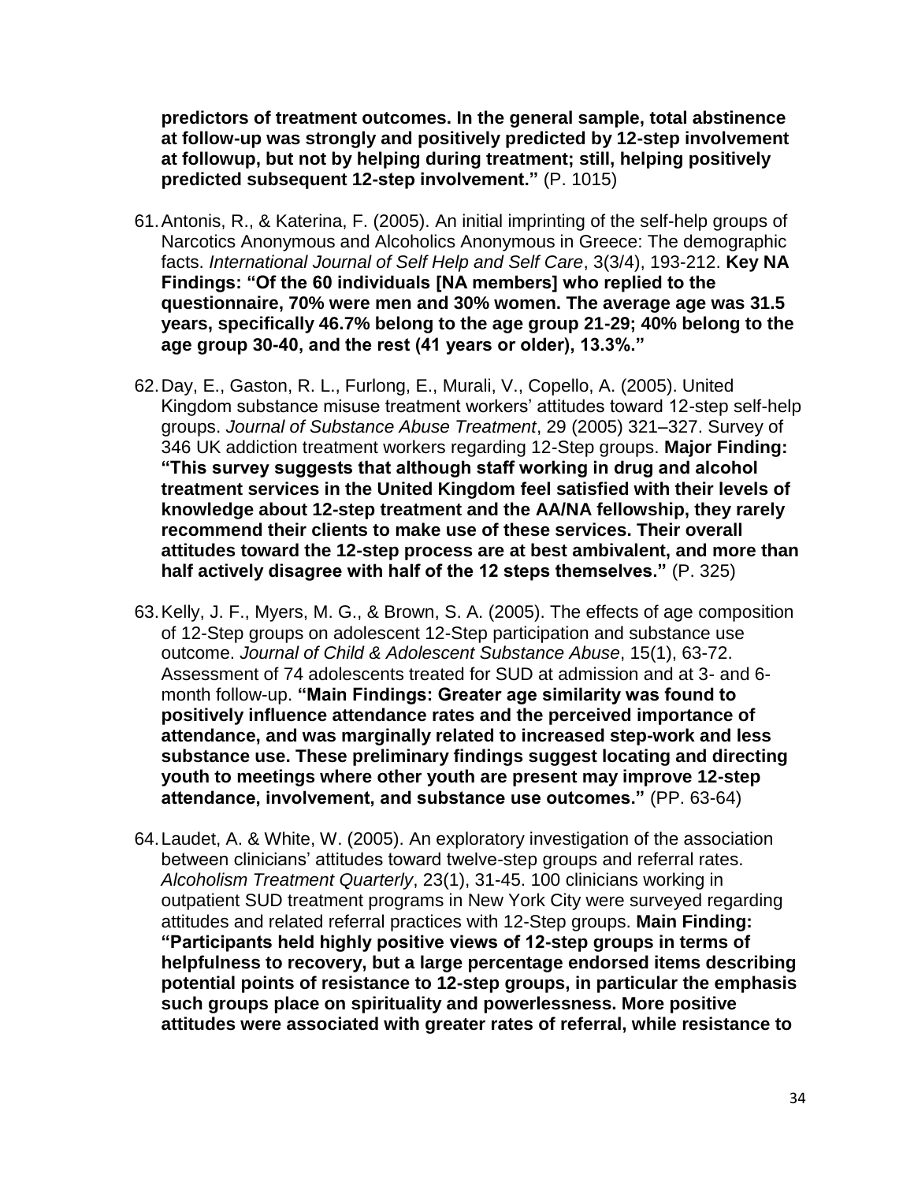**predictors of treatment outcomes. In the general sample, total abstinence at follow-up was strongly and positively predicted by 12-step involvement at followup, but not by helping during treatment; still, helping positively predicted subsequent 12-step involvement."** (P. 1015)

61. Antonis, R., & Katerina, F. (2005). An initial imprinting of the self-help groups of Narcotics Anonymous and Alcoholics Anonymous in Greece: The demographic facts. *International Journal of Self Help and Self Care*, 3(3/4), 193-212. **Key NA Findings: "Of the 60 individuals [NA members] who replied to the questionnaire, 70% were men and 30% women. The average age was 31.5 years, specifically 46.7% belong to the age group 21-29; 40% belong to the age group 30-40, and the rest (41 years or older), 13.3%."**

62. Day, E., Gaston, R. L., Furlong, E., Murali, V., Copello, A. (2005). United Kingdom substance misuse treatment workers' attitudes toward 12-step self-help groups. *Journal of Substance Abuse Treatment*, 29 (2005) 321–327. Survey of 346 UK addiction treatment workers regarding 12-Step groups. **Major Finding: "This survey suggests that although staff working in drug and alcohol treatment services in the United Kingdom feel satisfied with their levels of knowledge about 12-step treatment and the AA/NA fellowship, they rarely recommend their clients to make use of these services. Their overall attitudes toward the 12-step process are at best ambivalent, and more than half actively disagree with half of the 12 steps themselves."** (P. 325)

63. Kelly, J. F., Myers, M. G., & Brown, S. A. (2005). The effects of age composition of 12-Step groups on adolescent 12-Step participation and substance use outcome. *Journal of Child & Adolescent Substance Abuse*, 15(1), 63-72. Assessment of 74 adolescents treated for SUD at admission and at 3- and 6-month follow-up. **"Main Findings: Greater age similarity was found to positively influence attendance rates and the perceived importance of attendance, and was marginally related to increased step-work and less substance use. These preliminary findings suggest locating and directing youth to meetings where other youth are present may improve 12-step attendance, involvement, and substance use outcomes."** (PP. 63-64)

64. Laudet, A. & White, W. (2005). An exploratory investigation of the association between clinicians' attitudes toward twelve-step groups and referral rates. *Alcoholism Treatment Quarterly*, 23(1), 31-45. 100 clinicians working in outpatient SUD treatment programs in New York City were surveyed regarding attitudes and related referral practices with 12-Step groups. **Main Finding: "Participants held highly positive views of 12-step groups in terms of helpfulness to recovery, but a large percentage endorsed items describing potential points of resistance to 12-step groups, in particular the emphasis such groups place on spirituality and powerlessness. More positive attitudes were associated with greater rates of referral, while resistance to**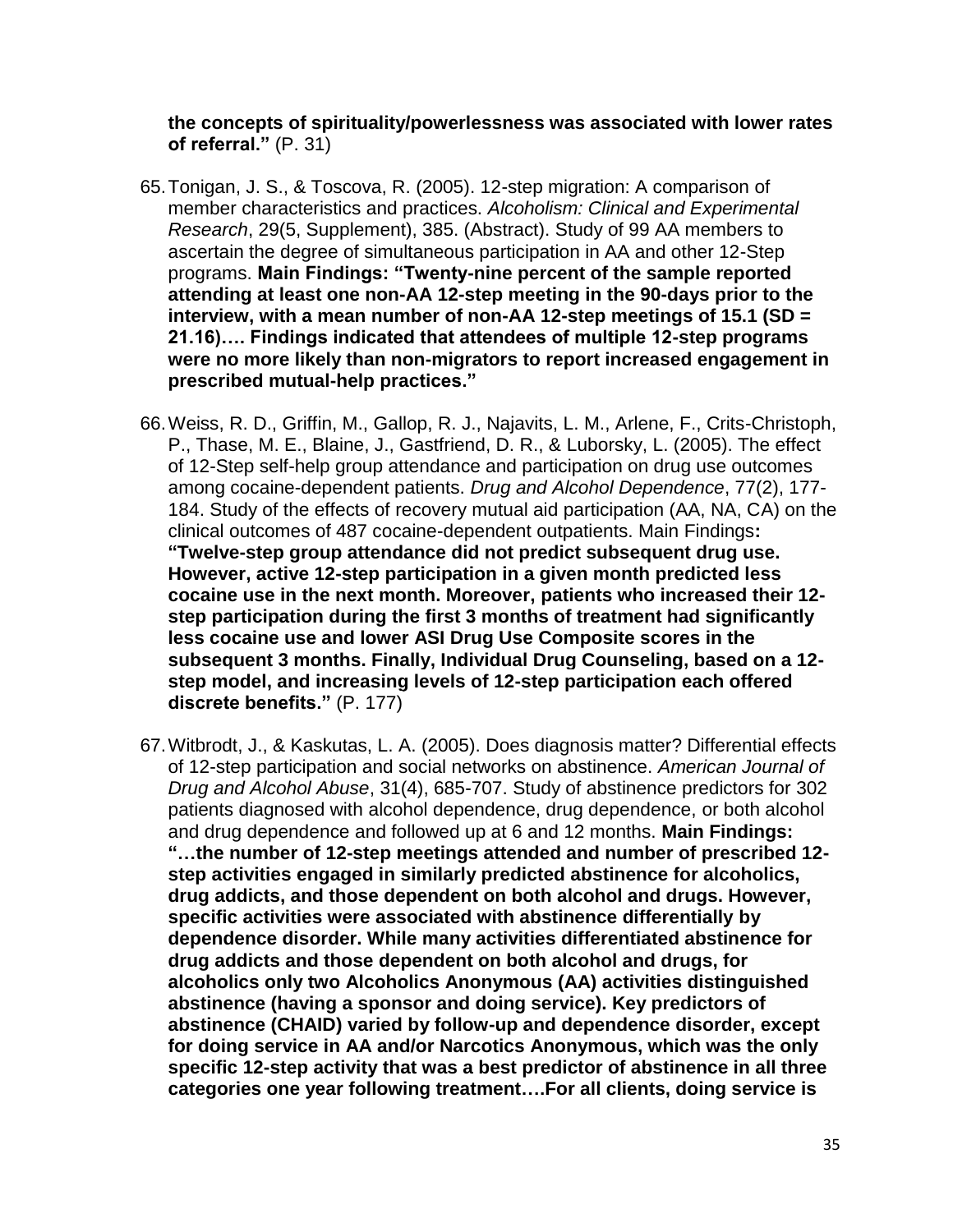**the concepts of spirituality/powerlessness was associated with lower rates of referral."** (P. 31)

65. Tonigan, J. S., & Toscova, R. (2005). 12-step migration: A comparison of member characteristics and practices. *Alcoholism: Clinical and Experimental Research*, 29(5, Supplement), 385. (Abstract). Study of 99 AA members to ascertain the degree of simultaneous participation in AA and other 12-Step programs. **Main Findings: "Twenty-nine percent of the sample reported attending at least one non-AA 12-step meeting in the 90-days prior to the interview, with a mean number of non-AA 12-step meetings of 15.1 (SD = 21.16)…. Findings indicated that attendees of multiple 12-step programs were no more likely than non-migrators to report increased engagement in prescribed mutual-help practices."**

66. Weiss, R. D., Griffin, M., Gallop, R. J., Najavits, L. M., Arlene, F., Crits-Christoph, P., Thase, M. E., Blaine, J., Gastfriend, D. R., & Luborsky, L. (2005). The effect of 12-Step self-help group attendance and participation on drug use outcomes among cocaine-dependent patients. *Drug and Alcohol Dependence*, 77(2), 177-184. Study of the effects of recovery mutual aid participation (AA, NA, CA) on the clinical outcomes of 487 cocaine-dependent outpatients. Main Findings**: "Twelve-step group attendance did not predict subsequent drug use. However, active 12-step participation in a given month predicted less cocaine use in the next month. Moreover, patients who increased their 12-step participation during the first 3 months of treatment had significantly less cocaine use and lower ASI Drug Use Composite scores in the subsequent 3 months. Finally, Individual Drug Counseling, based on a 12-step model, and increasing levels of 12-step participation each offered discrete benefits."** (P. 177)

67. Witbrodt, J., & Kaskutas, L. A. (2005). Does diagnosis matter? Differential effects of 12-step participation and social networks on abstinence. *American Journal of Drug and Alcohol Abuse*, 31(4), 685-707. Study of abstinence predictors for 302 patients diagnosed with alcohol dependence, drug dependence, or both alcohol and drug dependence and followed up at 6 and 12 months. **Main Findings: "…the number of 12-step meetings attended and number of prescribed 12-step activities engaged in similarly predicted abstinence for alcoholics, drug addicts, and those dependent on both alcohol and drugs. However, specific activities were associated with abstinence differentially by dependence disorder. While many activities differentiated abstinence for drug addicts and those dependent on both alcohol and drugs, for alcoholics only two Alcoholics Anonymous (AA) activities distinguished abstinence (having a sponsor and doing service). Key predictors of abstinence (CHAID) varied by follow-up and dependence disorder, except for doing service in AA and/or Narcotics Anonymous, which was the only specific 12-step activity that was a best predictor of abstinence in all three categories one year following treatment….For all clients, doing service is**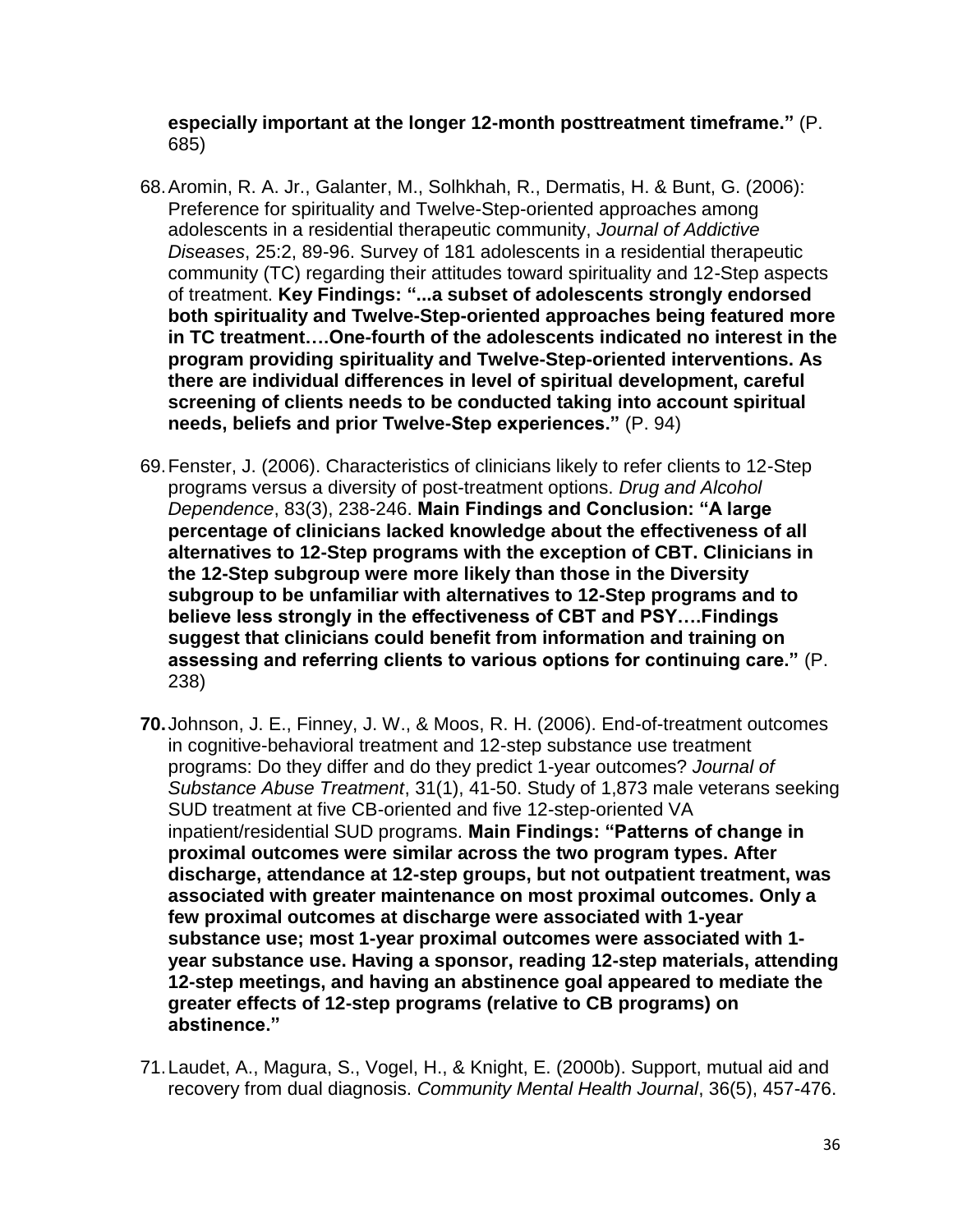**especially important at the longer 12-month posttreatment timeframe."** (P. 685)

68. Aromin, R. A. Jr., Galanter, M., Solhkhah, R., Dermatis, H. & Bunt, G. (2006): Preference for spirituality and Twelve-Step-oriented approaches among adolescents in a residential therapeutic community, *Journal of Addictive Diseases*, 25:2, 89-96. Survey of 181 adolescents in a residential therapeutic community (TC) regarding their attitudes toward spirituality and 12-Step aspects of treatment. **Key Findings: "...a subset of adolescents strongly endorsed both spirituality and Twelve-Step-oriented approaches being featured more in TC treatment….One-fourth of the adolescents indicated no interest in the program providing spirituality and Twelve-Step-oriented interventions. As there are individual differences in level of spiritual development, careful screening of clients needs to be conducted taking into account spiritual needs, beliefs and prior Twelve-Step experiences."** (P. 94)

69. Fenster, J. (2006). Characteristics of clinicians likely to refer clients to 12-Step programs versus a diversity of post-treatment options. *Drug and Alcohol Dependence*, 83(3), 238-246. **Main Findings and Conclusion: "A large percentage of clinicians lacked knowledge about the effectiveness of all alternatives to 12-Step programs with the exception of CBT. Clinicians in the 12-Step subgroup were more likely than those in the Diversity subgroup to be unfamiliar with alternatives to 12-Step programs and to believe less strongly in the effectiveness of CBT and PSY….Findings suggest that clinicians could benefit from information and training on assessing and referring clients to various options for continuing care."** (P. 238)

**70.** Johnson, J. E., Finney, J. W., & Moos, R. H. (2006). End-of-treatment outcomes in cognitive-behavioral treatment and 12-step substance use treatment programs: Do they differ and do they predict 1-year outcomes? *Journal of Substance Abuse Treatment*, 31(1), 41-50. Study of 1,873 male veterans seeking SUD treatment at five CB-oriented and five 12-step-oriented VA inpatient/residential SUD programs. **Main Findings: "Patterns of change in proximal outcomes were similar across the two program types. After discharge, attendance at 12-step groups, but not outpatient treatment, was associated with greater maintenance on most proximal outcomes. Only a few proximal outcomes at discharge were associated with 1-year substance use; most 1-year proximal outcomes were associated with 1-year substance use. Having a sponsor, reading 12-step materials, attending 12-step meetings, and having an abstinence goal appeared to mediate the greater effects of 12-step programs (relative to CB programs) on abstinence."**

71. Laudet, A., Magura, S., Vogel, H., & Knight, E. (2000b). Support, mutual aid and recovery from dual diagnosis. *Community Mental Health Journal*, 36(5), 457-476.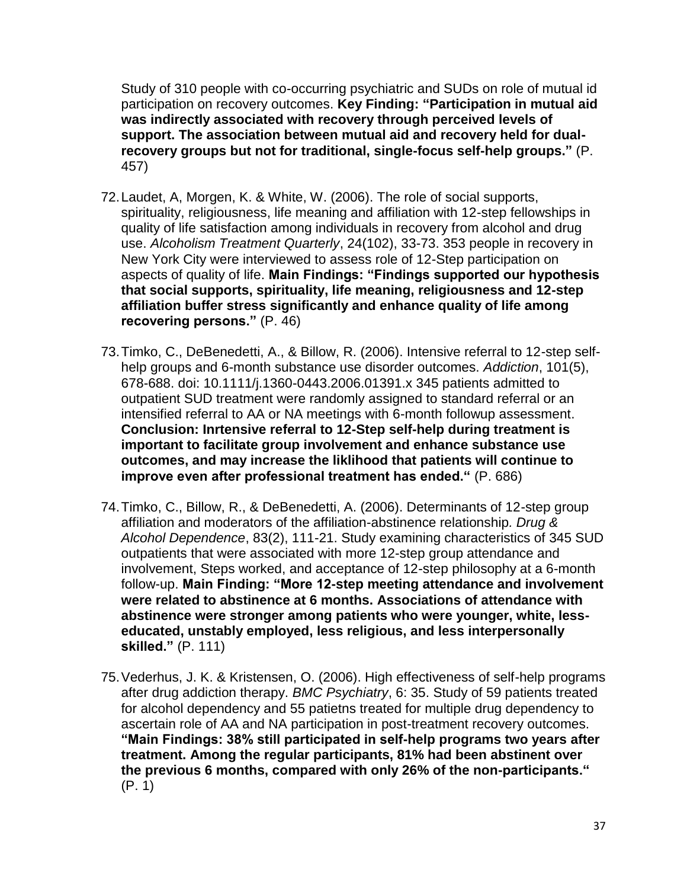Study of 310 people with co-occurring psychiatric and SUDs on role of mutual id participation on recovery outcomes. **Key Finding: "Participation in mutual aid was indirectly associated with recovery through perceived levels of support. The association between mutual aid and recovery held for dual-recovery groups but not for traditional, single-focus self-help groups."** (P. 457)

72. Laudet, A, Morgen, K. & White, W. (2006). The role of social supports, spirituality, religiousness, life meaning and affiliation with 12-step fellowships in quality of life satisfaction among individuals in recovery from alcohol and drug use. *Alcoholism Treatment Quarterly*, 24(102), 33-73. 353 people in recovery in New York City were interviewed to assess role of 12-Step participation on aspects of quality of life. **Main Findings: "Findings supported our hypothesis that social supports, spirituality, life meaning, religiousness and 12-step affiliation buffer stress significantly and enhance quality of life among recovering persons."** (P. 46)

73. Timko, C., DeBenedetti, A., & Billow, R. (2006). Intensive referral to 12-step self-help groups and 6-month substance use disorder outcomes. *Addiction*, 101(5), 678-688. doi: 10.1111/j.1360-0443.2006.01391.x 345 patients admitted to outpatient SUD treatment were randomly assigned to standard referral or an intensified referral to AA or NA meetings with 6-month followup assessment. **Conclusion: Inrtensive referral to 12-Step self-help during treatment is important to facilitate group involvement and enhance substance use outcomes, and may increase the liklihood that patients will continue to improve even after professional treatment has ended."** (P. 686)

74. Timko, C., Billow, R., & DeBenedetti, A. (2006). Determinants of 12-step group affiliation and moderators of the affiliation-abstinence relationship*. Drug & Alcohol Dependence*, 83(2), 111-21. Study examining characteristics of 345 SUD outpatients that were associated with more 12-step group attendance and involvement, Steps worked, and acceptance of 12-step philosophy at a 6-month follow-up. **Main Finding: "More 12-step meeting attendance and involvement were related to abstinence at 6 months. Associations of attendance with abstinence were stronger among patients who were younger, white, less-educated, unstably employed, less religious, and less interpersonally skilled."** (P. 111)

75. Vederhus, J. K. & Kristensen, O. (2006). High effectiveness of self-help programs after drug addiction therapy. *BMC Psychiatry*, 6: 35. Study of 59 patients treated for alcohol dependency and 55 patietns treated for multiple drug dependency to ascertain role of AA and NA participation in post-treatment recovery outcomes. **"Main Findings: 38% still participated in self-help programs two years after treatment. Among the regular participants, 81% had been abstinent over the previous 6 months, compared with only 26% of the non-participants."** (P. 1)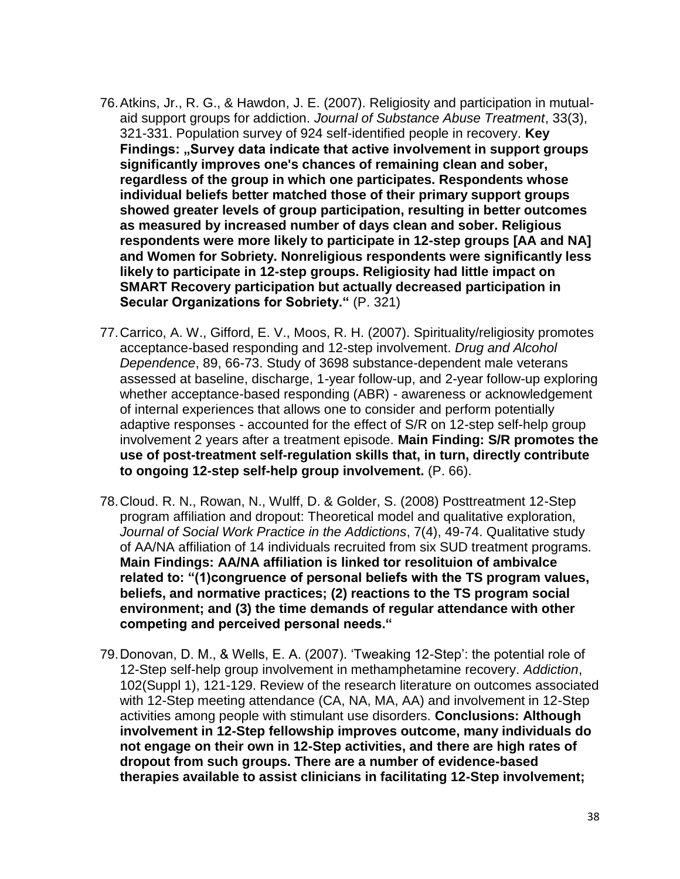76. Atkins, Jr., R. G., & Hawdon, J. E. (2007). Religiosity and participation in mutual-aid support groups for addiction. *Journal of Substance Abuse Treatment*, 33(3), 321-331. Population survey of 924 self-identified people in recovery. **Key Findings: „Survey data indicate that active involvement in support groups significantly improves one's chances of remaining clean and sober, regardless of the group in which one participates. Respondents whose individual beliefs better matched those of their primary support groups showed greater levels of group participation, resulting in better outcomes as measured by increased number of days clean and sober. Religious respondents were more likely to participate in 12-step groups [AA and NA] and Women for Sobriety. Nonreligious respondents were significantly less likely to participate in 12-step groups. Religiosity had little impact on SMART Recovery participation but actually decreased participation in Secular Organizations for Sobriety."** (P. 321)

77. Carrico, A. W., Gifford, E. V., Moos, R. H. (2007). Spirituality/religiosity promotes acceptance-based responding and 12-step involvement. *Drug and Alcohol Dependence*, 89, 66-73. Study of 3698 substance-dependent male veterans assessed at baseline, discharge, 1-year follow-up, and 2-year follow-up exploring whether acceptance-based responding (ABR) - awareness or acknowledgement of internal experiences that allows one to consider and perform potentially adaptive responses - accounted for the effect of S/R on 12-step self-help group involvement 2 years after a treatment episode. **Main Finding: S/R promotes the use of post-treatment self-regulation skills that, in turn, directly contribute to ongoing 12-step self-help group involvement.** (P. 66).

78. Cloud. R. N., Rowan, N., Wulff, D. & Golder, S. (2008) Posttreatment 12-Step program affiliation and dropout: Theoretical model and qualitative exploration, *Journal of Social Work Practice in the Addictions*, 7(4), 49-74. Qualitative study of AA/NA affiliation of 14 individuals recruited from six SUD treatment programs. **Main Findings: AA/NA affiliation is linked tor resolituion of ambivalce related to: "(1)congruence of personal beliefs with the TS program values, beliefs, and normative practices; (2) reactions to the TS program social environment; and (3) the time demands of regular attendance with other competing and perceived personal needs."**

79. Donovan, D. M., & Wells, E. A. (2007). 'Tweaking 12-Step': the potential role of 12-Step self-help group involvement in methamphetamine recovery. *Addiction*, 102(Suppl 1), 121-129. Review of the research literature on outcomes associated with 12-Step meeting attendance (CA, NA, MA, AA) and involvement in 12-Step activities among people with stimulant use disorders. **Conclusions: Although involvement in 12-Step fellowship improves outcome, many individuals do not engage on their own in 12-Step activities, and there are high rates of dropout from such groups. There are a number of evidence-based therapies available to assist clinicians in facilitating 12-Step involvement;**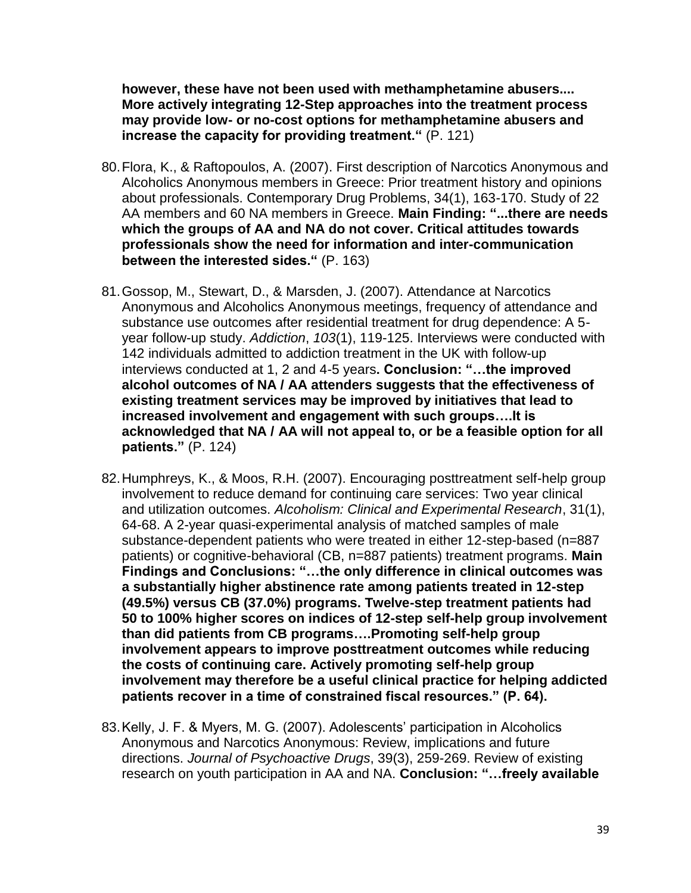**however, these have not been used with methamphetamine abusers.... More actively integrating 12-Step approaches into the treatment process may provide low- or no-cost options for methamphetamine abusers and increase the capacity for providing treatment."** (P. 121)

80. Flora, K., & Raftopoulos, A. (2007). First description of Narcotics Anonymous and Alcoholics Anonymous members in Greece: Prior treatment history and opinions about professionals. Contemporary Drug Problems, 34(1), 163-170. Study of 22 AA members and 60 NA members in Greece. **Main Finding: "...there are needs which the groups of AA and NA do not cover. Critical attitudes towards professionals show the need for information and inter-communication between the interested sides."** (P. 163)

81. Gossop, M., Stewart, D., & Marsden, J. (2007). Attendance at Narcotics Anonymous and Alcoholics Anonymous meetings, frequency of attendance and substance use outcomes after residential treatment for drug dependence: A 5-year follow-up study. *Addiction*, *103*(1), 119-125. Interviews were conducted with 142 individuals admitted to addiction treatment in the UK with follow-up interviews conducted at 1, 2 and 4-5 years**. Conclusion: "…the improved alcohol outcomes of NA / AA attenders suggests that the effectiveness of existing treatment services may be improved by initiatives that lead to increased involvement and engagement with such groups….It is acknowledged that NA / AA will not appeal to, or be a feasible option for all patients."** (P. 124)

82. Humphreys, K., & Moos, R.H. (2007). Encouraging posttreatment self-help group involvement to reduce demand for continuing care services: Two year clinical and utilization outcomes. *Alcoholism: Clinical and Experimental Research*, 31(1), 64-68. A 2-year quasi-experimental analysis of matched samples of male substance-dependent patients who were treated in either 12-step-based (n=887 patients) or cognitive-behavioral (CB, n=887 patients) treatment programs. **Main Findings and Conclusions: "…the only difference in clinical outcomes was a substantially higher abstinence rate among patients treated in 12-step (49.5%) versus CB (37.0%) programs. Twelve-step treatment patients had 50 to 100% higher scores on indices of 12-step self-help group involvement than did patients from CB programs….Promoting self-help group involvement appears to improve posttreatment outcomes while reducing the costs of continuing care. Actively promoting self-help group involvement may therefore be a useful clinical practice for helping addicted patients recover in a time of constrained fiscal resources." (P. 64).**

83. Kelly, J. F. & Myers, M. G. (2007). Adolescents' participation in Alcoholics Anonymous and Narcotics Anonymous: Review, implications and future directions. *Journal of Psychoactive Drugs*, 39(3), 259-269. Review of existing research on youth participation in AA and NA. **Conclusion: "…freely available**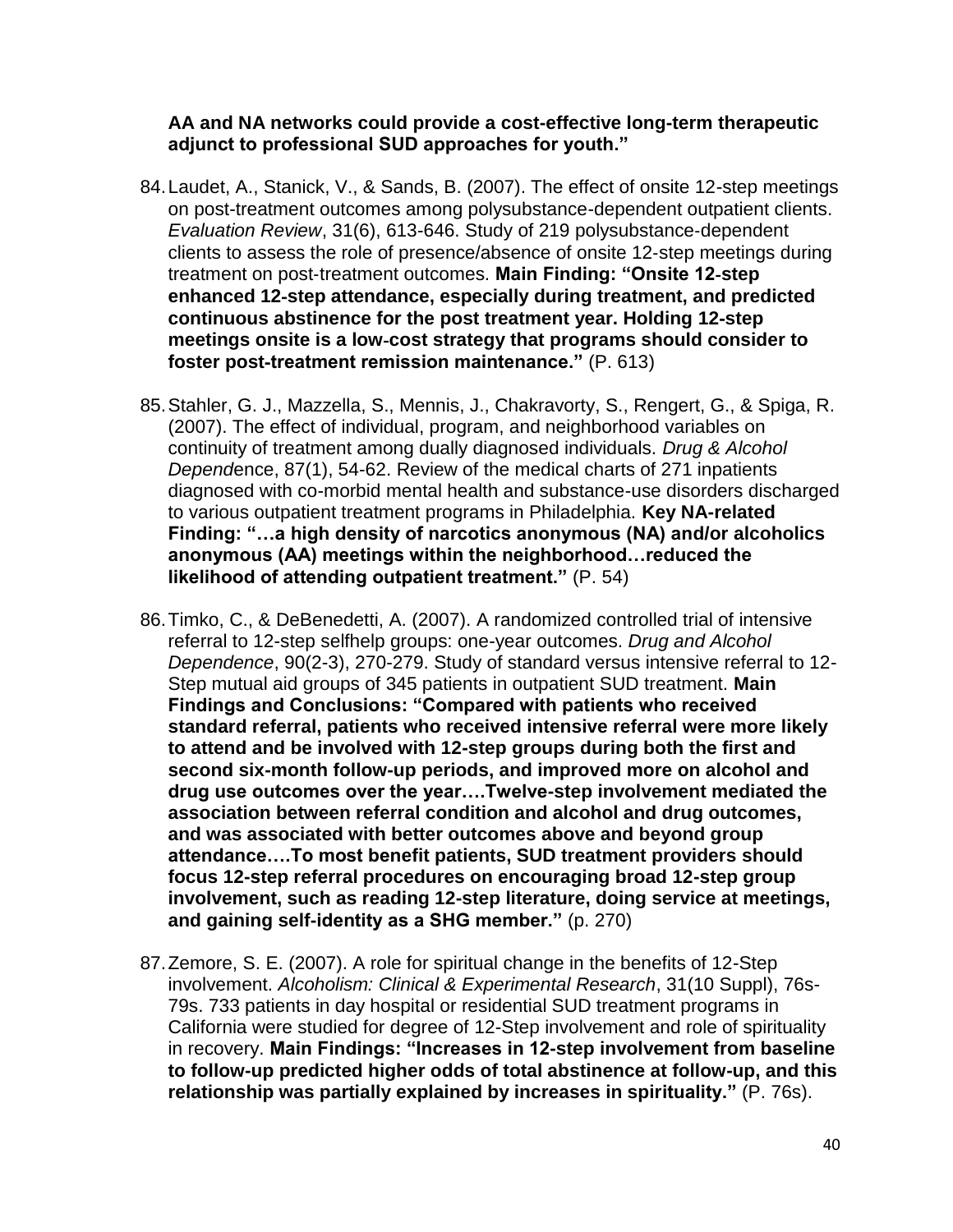**AA and NA networks could provide a cost-effective long-term therapeutic adjunct to professional SUD approaches for youth."**

84. Laudet, A., Stanick, V., & Sands, B. (2007). The effect of onsite 12-step meetings on post-treatment outcomes among polysubstance-dependent outpatient clients. *Evaluation Review*, 31(6), 613-646. Study of 219 polysubstance-dependent clients to assess the role of presence/absence of onsite 12-step meetings during treatment on post-treatment outcomes. **Main Finding: "Onsite 12-step enhanced 12-step attendance, especially during treatment, and predicted continuous abstinence for the post treatment year. Holding 12-step meetings onsite is a low-cost strategy that programs should consider to foster post-treatment remission maintenance."** (P. 613)

85. Stahler, G. J., Mazzella, S., Mennis, J., Chakravorty, S., Rengert, G., & Spiga, R. (2007). The effect of individual, program, and neighborhood variables on continuity of treatment among dually diagnosed individuals. *Drug & Alcohol Depend*ence, 87(1), 54-62. Review of the medical charts of 271 inpatients diagnosed with co-morbid mental health and substance-use disorders discharged to various outpatient treatment programs in Philadelphia. **Key NA-related Finding: "…a high density of narcotics anonymous (NA) and/or alcoholics anonymous (AA) meetings within the neighborhood…reduced the likelihood of attending outpatient treatment."** (P. 54)

86. Timko, C., & DeBenedetti, A. (2007). A randomized controlled trial of intensive referral to 12-step selfhelp groups: one-year outcomes. *Drug and Alcohol Dependence*, 90(2-3), 270-279. Study of standard versus intensive referral to 12-Step mutual aid groups of 345 patients in outpatient SUD treatment. **Main Findings and Conclusions: "Compared with patients who received standard referral, patients who received intensive referral were more likely to attend and be involved with 12-step groups during both the first and second six-month follow-up periods, and improved more on alcohol and drug use outcomes over the year….Twelve-step involvement mediated the association between referral condition and alcohol and drug outcomes, and was associated with better outcomes above and beyond group attendance….To most benefit patients, SUD treatment providers should focus 12-step referral procedures on encouraging broad 12-step group involvement, such as reading 12-step literature, doing service at meetings, and gaining self-identity as a SHG member."** (p. 270)

87. Zemore, S. E. (2007). A role for spiritual change in the benefits of 12-Step involvement. *Alcoholism: Clinical & Experimental Research*, 31(10 Suppl), 76s-79s. 733 patients in day hospital or residential SUD treatment programs in California were studied for degree of 12-Step involvement and role of spirituality in recovery. **Main Findings: "Increases in 12-step involvement from baseline to follow-up predicted higher odds of total abstinence at follow-up, and this relationship was partially explained by increases in spirituality."** (P. 76s).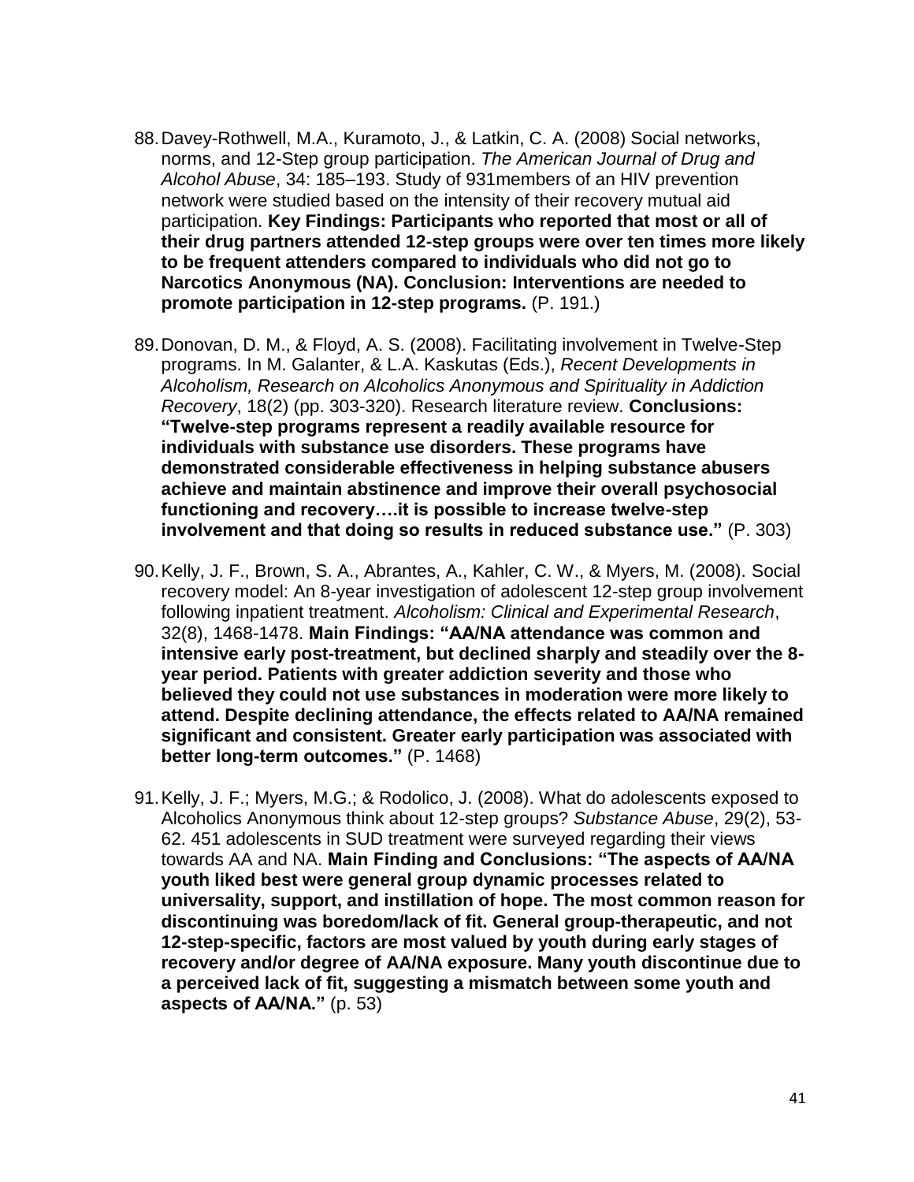88. Davey-Rothwell, M.A., Kuramoto, J., & Latkin, C. A. (2008) Social networks, norms, and 12-Step group participation. *The American Journal of Drug and Alcohol Abuse*, 34: 185–193. Study of 931members of an HIV prevention network were studied based on the intensity of their recovery mutual aid participation. **Key Findings: Participants who reported that most or all of their drug partners attended 12-step groups were over ten times more likely to be frequent attenders compared to individuals who did not go to Narcotics Anonymous (NA). Conclusion: Interventions are needed to promote participation in 12-step programs.** (P. 191.)

89. Donovan, D. M., & Floyd, A. S. (2008). Facilitating involvement in Twelve-Step programs. In M. Galanter, & L.A. Kaskutas (Eds.), *Recent Developments in Alcoholism, Research on Alcoholics Anonymous and Spirituality in Addiction Recovery*, 18(2) (pp. 303-320). Research literature review. **Conclusions: "Twelve-step programs represent a readily available resource for individuals with substance use disorders. These programs have demonstrated considerable effectiveness in helping substance abusers achieve and maintain abstinence and improve their overall psychosocial functioning and recovery….it is possible to increase twelve-step involvement and that doing so results in reduced substance use."** (P. 303)

90. Kelly, J. F., Brown, S. A., Abrantes, A., Kahler, C. W., & Myers, M. (2008). Social recovery model: An 8-year investigation of adolescent 12-step group involvement following inpatient treatment. *Alcoholism: Clinical and Experimental Research*, 32(8), 1468-1478. **Main Findings: "AA/NA attendance was common and intensive early post-treatment, but declined sharply and steadily over the 8-year period. Patients with greater addiction severity and those who believed they could not use substances in moderation were more likely to attend. Despite declining attendance, the effects related to AA/NA remained significant and consistent. Greater early participation was associated with better long-term outcomes."** (P. 1468)

91. Kelly, J. F.; Myers, M.G.; & Rodolico, J. (2008). What do adolescents exposed to Alcoholics Anonymous think about 12-step groups? *Substance Abuse*, 29(2), 53-62. 451 adolescents in SUD treatment were surveyed regarding their views towards AA and NA. **Main Finding and Conclusions: "The aspects of AA/NA youth liked best were general group dynamic processes related to universality, support, and instillation of hope. The most common reason for discontinuing was boredom/lack of fit. General group-therapeutic, and not 12-step-specific, factors are most valued by youth during early stages of recovery and/or degree of AA/NA exposure. Many youth discontinue due to a perceived lack of fit, suggesting a mismatch between some youth and aspects of AA/NA."** (p. 53)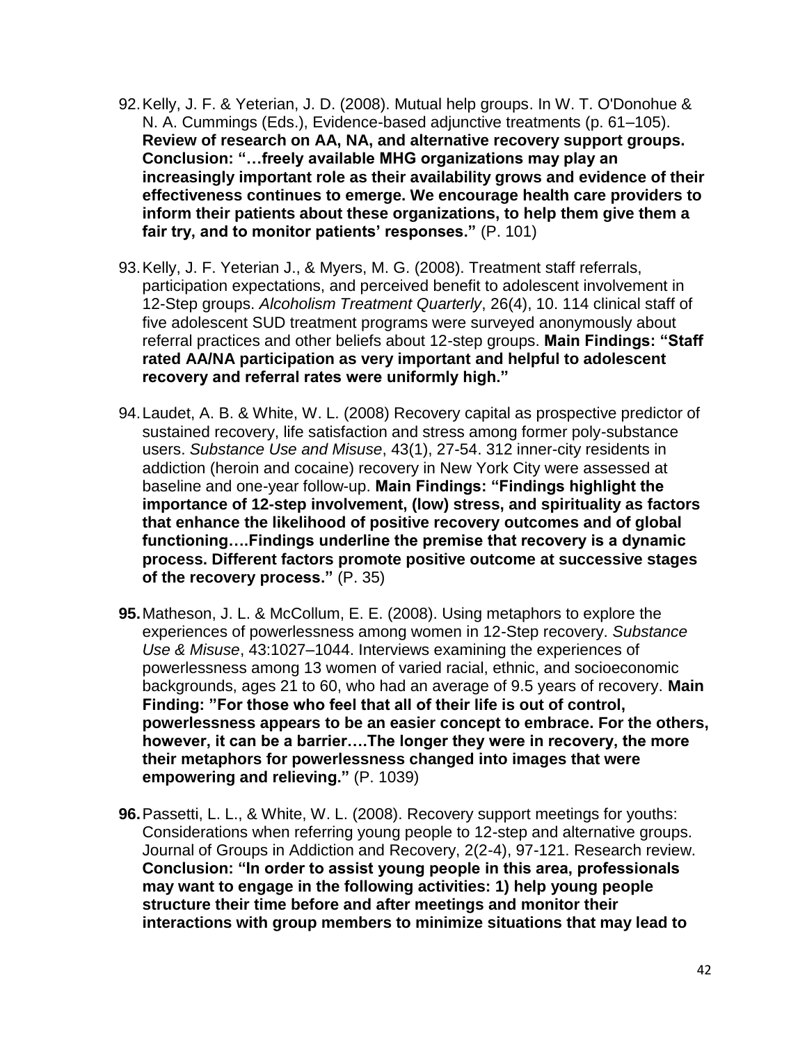92. Kelly, J. F. & Yeterian, J. D. (2008). Mutual help groups. In W. T. O'Donohue & N. A. Cummings (Eds.), Evidence-based adjunctive treatments (p. 61–105). **Review of research on AA, NA, and alternative recovery support groups. Conclusion: "…freely available MHG organizations may play an increasingly important role as their availability grows and evidence of their effectiveness continues to emerge. We encourage health care providers to inform their patients about these organizations, to help them give them a fair try, and to monitor patients' responses."** (P. 101)

93. Kelly, J. F. Yeterian J., & Myers, M. G. (2008). Treatment staff referrals, participation expectations, and perceived benefit to adolescent involvement in 12-Step groups. *Alcoholism Treatment Quarterly*, 26(4), 10. 114 clinical staff of five adolescent SUD treatment programs were surveyed anonymously about referral practices and other beliefs about 12-step groups. **Main Findings: "Staff rated AA/NA participation as very important and helpful to adolescent recovery and referral rates were uniformly high."**

94. Laudet, A. B. & White, W. L. (2008) Recovery capital as prospective predictor of sustained recovery, life satisfaction and stress among former poly-substance users. *Substance Use and Misuse*, 43(1), 27-54. 312 inner-city residents in addiction (heroin and cocaine) recovery in New York City were assessed at baseline and one-year follow-up. **Main Findings: "Findings highlight the importance of 12-step involvement, (low) stress, and spirituality as factors that enhance the likelihood of positive recovery outcomes and of global functioning….Findings underline the premise that recovery is a dynamic process. Different factors promote positive outcome at successive stages of the recovery process."** (P. 35)

**95.** Matheson, J. L. & McCollum, E. E. (2008). Using metaphors to explore the experiences of powerlessness among women in 12-Step recovery. *Substance Use & Misuse*, 43:1027–1044. Interviews examining the experiences of powerlessness among 13 women of varied racial, ethnic, and socioeconomic backgrounds, ages 21 to 60, who had an average of 9.5 years of recovery. **Main Finding: "For those who feel that all of their life is out of control, powerlessness appears to be an easier concept to embrace. For the others, however, it can be a barrier….The longer they were in recovery, the more their metaphors for powerlessness changed into images that were empowering and relieving."** (P. 1039)

**96.** Passetti, L. L., & White, W. L. (2008). Recovery support meetings for youths: Considerations when referring young people to 12-step and alternative groups. Journal of Groups in Addiction and Recovery, 2(2-4), 97-121. Research review. **Conclusion: "In order to assist young people in this area, professionals may want to engage in the following activities: 1) help young people structure their time before and after meetings and monitor their interactions with group members to minimize situations that may lead to**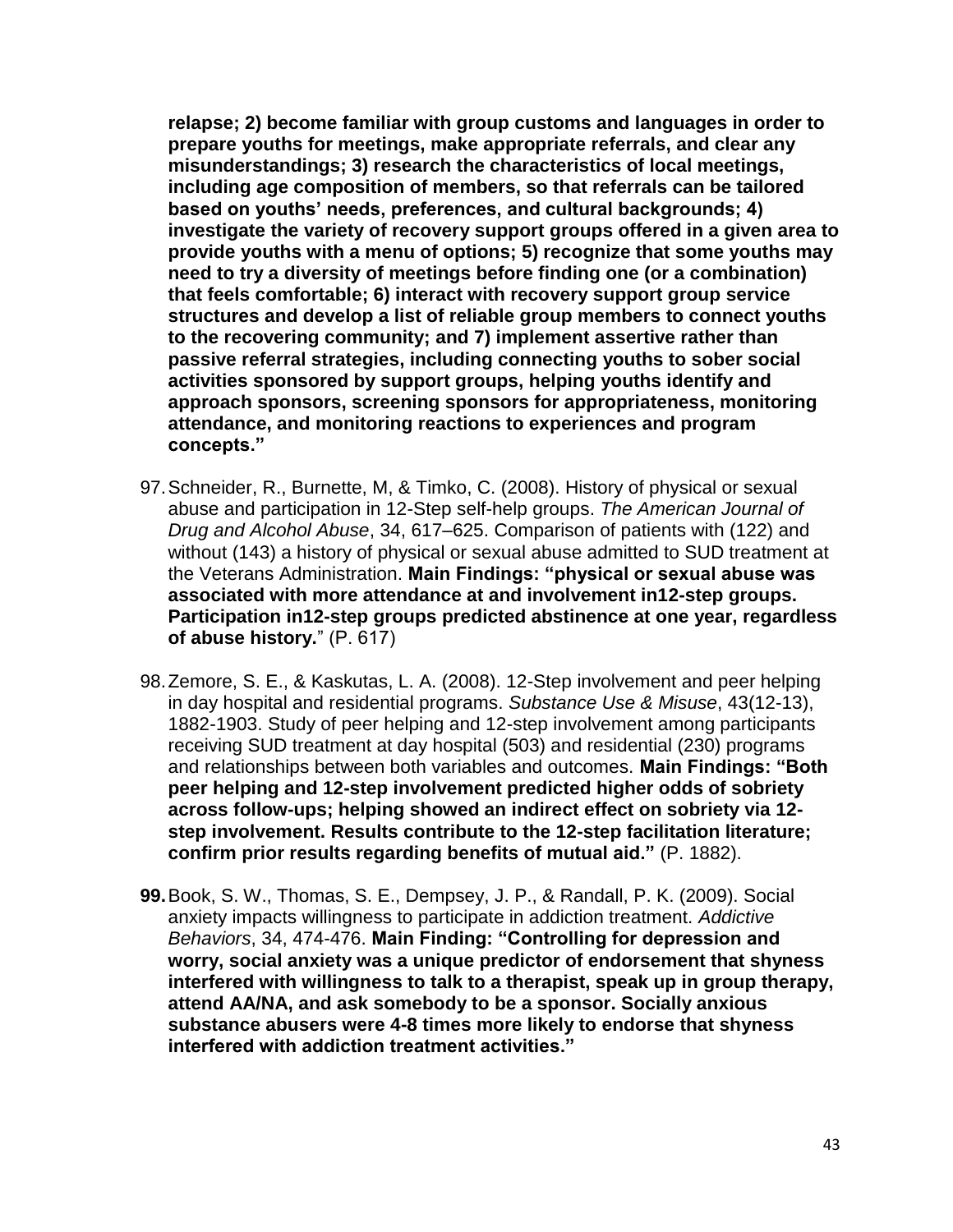**relapse; 2) become familiar with group customs and languages in order to prepare youths for meetings, make appropriate referrals, and clear any misunderstandings; 3) research the characteristics of local meetings, including age composition of members, so that referrals can be tailored based on youths' needs, preferences, and cultural backgrounds; 4) investigate the variety of recovery support groups offered in a given area to provide youths with a menu of options; 5) recognize that some youths may need to try a diversity of meetings before finding one (or a combination) that feels comfortable; 6) interact with recovery support group service structures and develop a list of reliable group members to connect youths to the recovering community; and 7) implement assertive rather than passive referral strategies, including connecting youths to sober social activities sponsored by support groups, helping youths identify and approach sponsors, screening sponsors for appropriateness, monitoring attendance, and monitoring reactions to experiences and program concepts."**

97. Schneider, R., Burnette, M, & Timko, C. (2008). History of physical or sexual abuse and participation in 12-Step self-help groups. *The American Journal of Drug and Alcohol Abuse*, 34, 617–625. Comparison of patients with (122) and without (143) a history of physical or sexual abuse admitted to SUD treatment at the Veterans Administration. **Main Findings: "physical or sexual abuse was associated with more attendance at and involvement in12-step groups. Participation in12-step groups predicted abstinence at one year, regardless of abuse history.**" (P. 617)

98. Zemore, S. E., & Kaskutas, L. A. (2008). 12-Step involvement and peer helping in day hospital and residential programs. *Substance Use & Misuse*, 43(12-13), 1882-1903. Study of peer helping and 12-step involvement among participants receiving SUD treatment at day hospital (503) and residential (230) programs and relationships between both variables and outcomes. **Main Findings: "Both peer helping and 12-step involvement predicted higher odds of sobriety across follow-ups; helping showed an indirect effect on sobriety via 12-step involvement. Results contribute to the 12-step facilitation literature; confirm prior results regarding benefits of mutual aid."** (P. 1882).

**99.** Book, S. W., Thomas, S. E., Dempsey, J. P., & Randall, P. K. (2009). Social anxiety impacts willingness to participate in addiction treatment. *Addictive Behaviors*, 34, 474-476. **Main Finding: "Controlling for depression and worry, social anxiety was a unique predictor of endorsement that shyness interfered with willingness to talk to a therapist, speak up in group therapy, attend AA/NA, and ask somebody to be a sponsor. Socially anxious substance abusers were 4-8 times more likely to endorse that shyness interfered with addiction treatment activities."**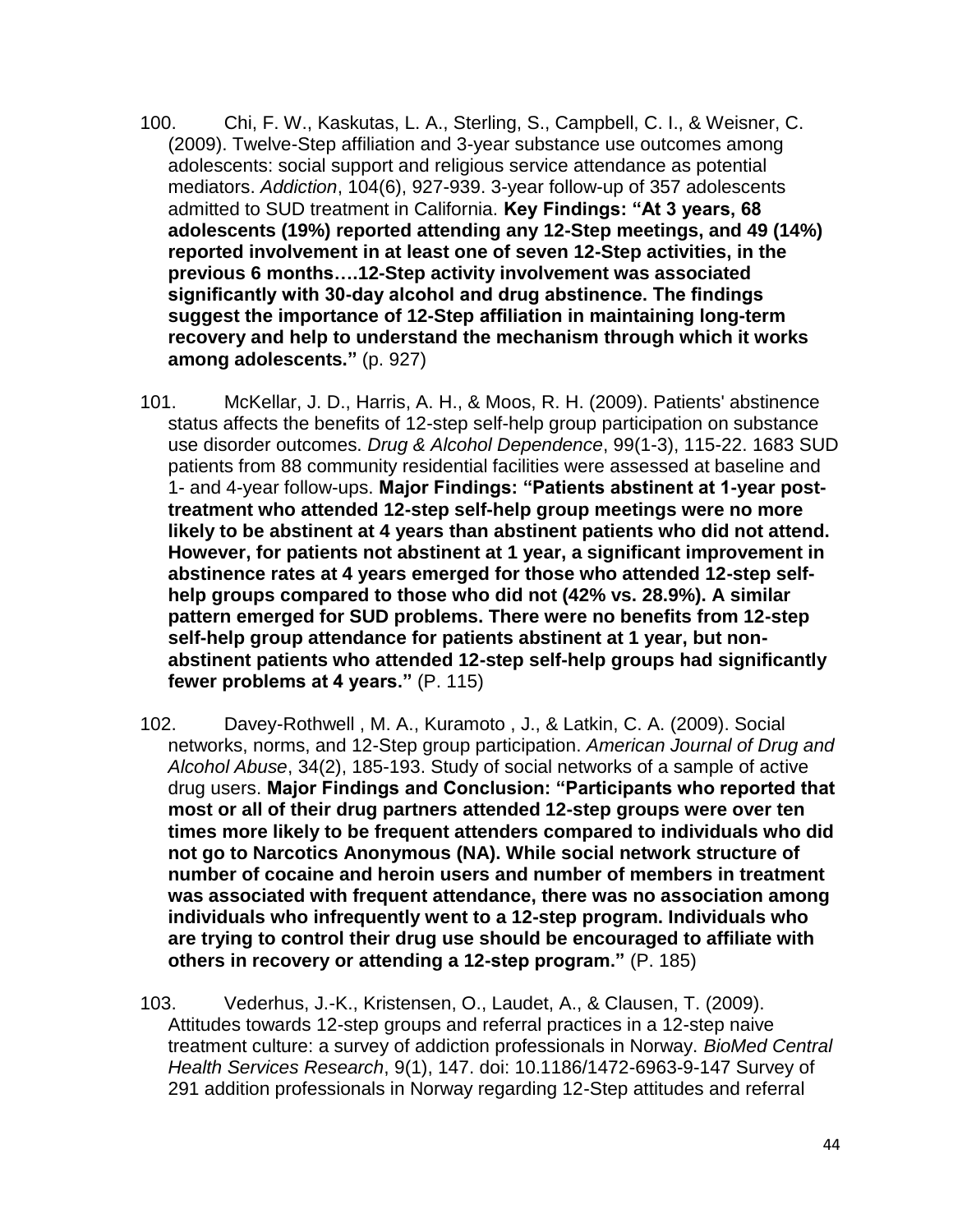100. Chi, F. W., Kaskutas, L. A., Sterling, S., Campbell, C. I., & Weisner, C. (2009). Twelve-Step affiliation and 3-year substance use outcomes among adolescents: social support and religious service attendance as potential mediators. *Addiction*, 104(6), 927-939. 3-year follow-up of 357 adolescents admitted to SUD treatment in California. **Key Findings: "At 3 years, 68 adolescents (19%) reported attending any 12-Step meetings, and 49 (14%) reported involvement in at least one of seven 12-Step activities, in the previous 6 months….12-Step activity involvement was associated significantly with 30-day alcohol and drug abstinence. The findings suggest the importance of 12-Step affiliation in maintaining long-term recovery and help to understand the mechanism through which it works among adolescents."** (p. 927)

101. McKellar, J. D., Harris, A. H., & Moos, R. H. (2009). Patients' abstinence status affects the benefits of 12-step self-help group participation on substance use disorder outcomes. *Drug & Alcohol Dependence*, 99(1-3), 115-22. 1683 SUD patients from 88 community residential facilities were assessed at baseline and 1- and 4-year follow-ups. **Major Findings: "Patients abstinent at 1-year post-treatment who attended 12-step self-help group meetings were no more likely to be abstinent at 4 years than abstinent patients who did not attend. However, for patients not abstinent at 1 year, a significant improvement in abstinence rates at 4 years emerged for those who attended 12-step self-help groups compared to those who did not (42% vs. 28.9%). A similar pattern emerged for SUD problems. There were no benefits from 12-step self-help group attendance for patients abstinent at 1 year, but non-abstinent patients who attended 12-step self-help groups had significantly fewer problems at 4 years."** (P. 115)

102. Davey-Rothwell , M. A., Kuramoto , J., & Latkin, C. A. (2009). Social networks, norms, and 12-Step group participation. *American Journal of Drug and Alcohol Abuse*, 34(2), 185-193. Study of social networks of a sample of active drug users. **Major Findings and Conclusion: "Participants who reported that most or all of their drug partners attended 12-step groups were over ten times more likely to be frequent attenders compared to individuals who did not go to Narcotics Anonymous (NA). While social network structure of number of cocaine and heroin users and number of members in treatment was associated with frequent attendance, there was no association among individuals who infrequently went to a 12-step program. Individuals who are trying to control their drug use should be encouraged to affiliate with others in recovery or attending a 12-step program."** (P. 185)

103. Vederhus, J.-K., Kristensen, O., Laudet, A., & Clausen, T. (2009). Attitudes towards 12-step groups and referral practices in a 12-step naive treatment culture: a survey of addiction professionals in Norway. *BioMed Central Health Services Research*, 9(1), 147. doi: 10.1186/1472-6963-9-147 Survey of 291 addition professionals in Norway regarding 12-Step attitudes and referral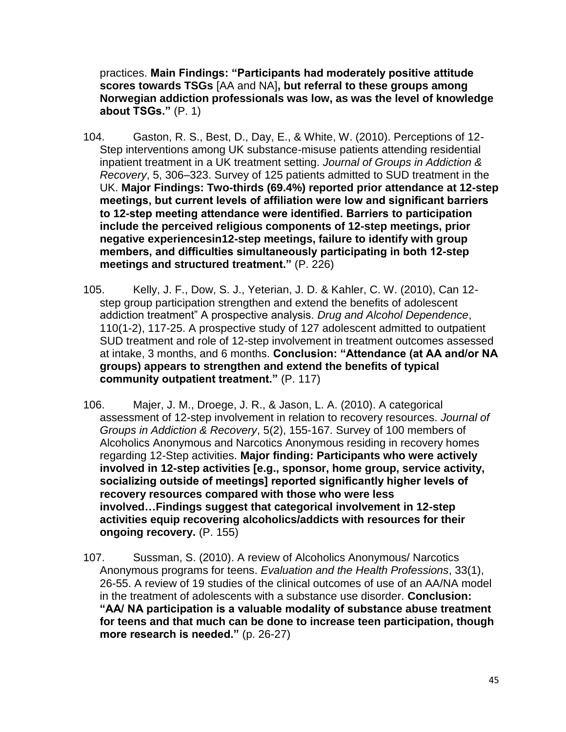practices. **Main Findings: "Participants had moderately positive attitude scores towards TSGs** [AA and NA]**, but referral to these groups among Norwegian addiction professionals was low, as was the level of knowledge about TSGs."** (P. 1)

104. Gaston, R. S., Best, D., Day, E., & White, W. (2010). Perceptions of 12-Step interventions among UK substance-misuse patients attending residential inpatient treatment in a UK treatment setting. *Journal of Groups in Addiction & Recovery*, 5, 306–323. Survey of 125 patients admitted to SUD treatment in the UK. **Major Findings: Two-thirds (69.4%) reported prior attendance at 12-step meetings, but current levels of affiliation were low and significant barriers to 12-step meeting attendance were identified. Barriers to participation include the perceived religious components of 12-step meetings, prior negative experiencesin12-step meetings, failure to identify with group members, and difficulties simultaneously participating in both 12-step meetings and structured treatment."** (P. 226)

105. Kelly, J. F., Dow, S. J., Yeterian, J. D. & Kahler, C. W. (2010), Can 12-step group participation strengthen and extend the benefits of adolescent addiction treatment" A prospective analysis. *Drug and Alcohol Dependence*, 110(1-2), 117-25. A prospective study of 127 adolescent admitted to outpatient SUD treatment and role of 12-step involvement in treatment outcomes assessed at intake, 3 months, and 6 months. **Conclusion: "Attendance (at AA and/or NA groups) appears to strengthen and extend the benefits of typical community outpatient treatment."** (P. 117)

106. Majer, J. M., Droege, J. R., & Jason, L. A. (2010). A categorical assessment of 12-step involvement in relation to recovery resources. *Journal of Groups in Addiction & Recovery*, 5(2), 155-167. Survey of 100 members of Alcoholics Anonymous and Narcotics Anonymous residing in recovery homes regarding 12-Step activities. **Major finding: Participants who were actively involved in 12-step activities [e.g., sponsor, home group, service activity, socializing outside of meetings] reported significantly higher levels of recovery resources compared with those who were less involved…Findings suggest that categorical involvement in 12-step activities equip recovering alcoholics/addicts with resources for their ongoing recovery.** (P. 155)

107. Sussman, S. (2010). A review of Alcoholics Anonymous/ Narcotics Anonymous programs for teens. *Evaluation and the Health Professions*, 33(1), 26-55. A review of 19 studies of the clinical outcomes of use of an AA/NA model in the treatment of adolescents with a substance use disorder. **Conclusion: "AA/ NA participation is a valuable modality of substance abuse treatment for teens and that much can be done to increase teen participation, though more research is needed."** (p. 26-27)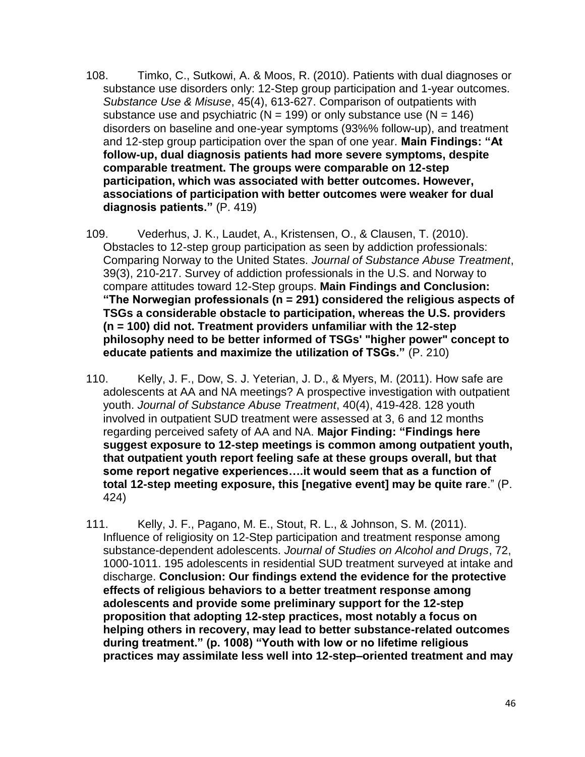108. Timko, C., Sutkowi, A. & Moos, R. (2010). Patients with dual diagnoses or substance use disorders only: 12-Step group participation and 1-year outcomes. *Substance Use & Misuse*, 45(4), 613-627. Comparison of outpatients with substance use and psychiatric (N = 199) or only substance use (N = 146) disorders on baseline and one-year symptoms (93%% follow-up), and treatment and 12-step group participation over the span of one year. **Main Findings: "At follow-up, dual diagnosis patients had more severe symptoms, despite comparable treatment. The groups were comparable on 12-step participation, which was associated with better outcomes. However, associations of participation with better outcomes were weaker for dual diagnosis patients."** (P. 419)

109. Vederhus, J. K., Laudet, A., Kristensen, O., & Clausen, T. (2010). Obstacles to 12-step group participation as seen by addiction professionals: Comparing Norway to the United States. *Journal of Substance Abuse Treatment*, 39(3), 210-217. Survey of addiction professionals in the U.S. and Norway to compare attitudes toward 12-Step groups. **Main Findings and Conclusion: "The Norwegian professionals (n = 291) considered the religious aspects of TSGs a considerable obstacle to participation, whereas the U.S. providers (n = 100) did not. Treatment providers unfamiliar with the 12-step philosophy need to be better informed of TSGs' "higher power" concept to educate patients and maximize the utilization of TSGs."** (P. 210)

110. Kelly, J. F., Dow, S. J. Yeterian, J. D., & Myers, M. (2011). How safe are adolescents at AA and NA meetings? A prospective investigation with outpatient youth. *Journal of Substance Abuse Treatment*, 40(4), 419-428. 128 youth involved in outpatient SUD treatment were assessed at 3, 6 and 12 months regarding perceived safety of AA and NA. **Major Finding: "Findings here suggest exposure to 12-step meetings is common among outpatient youth, that outpatient youth report feeling safe at these groups overall, but that some report negative experiences….it would seem that as a function of total 12-step meeting exposure, this [negative event] may be quite rare**." (P. 424)

111. Kelly, J. F., Pagano, M. E., Stout, R. L., & Johnson, S. M. (2011). Influence of religiosity on 12-Step participation and treatment response among substance-dependent adolescents. *Journal of Studies on Alcohol and Drugs*, 72, 1000-1011. 195 adolescents in residential SUD treatment surveyed at intake and discharge. **Conclusion: Our findings extend the evidence for the protective effects of religious behaviors to a better treatment response among adolescents and provide some preliminary support for the 12-step proposition that adopting 12-step practices, most notably a focus on helping others in recovery, may lead to better substance-related outcomes during treatment." (p. 1008) "Youth with low or no lifetime religious practices may assimilate less well into 12-step–oriented treatment and may**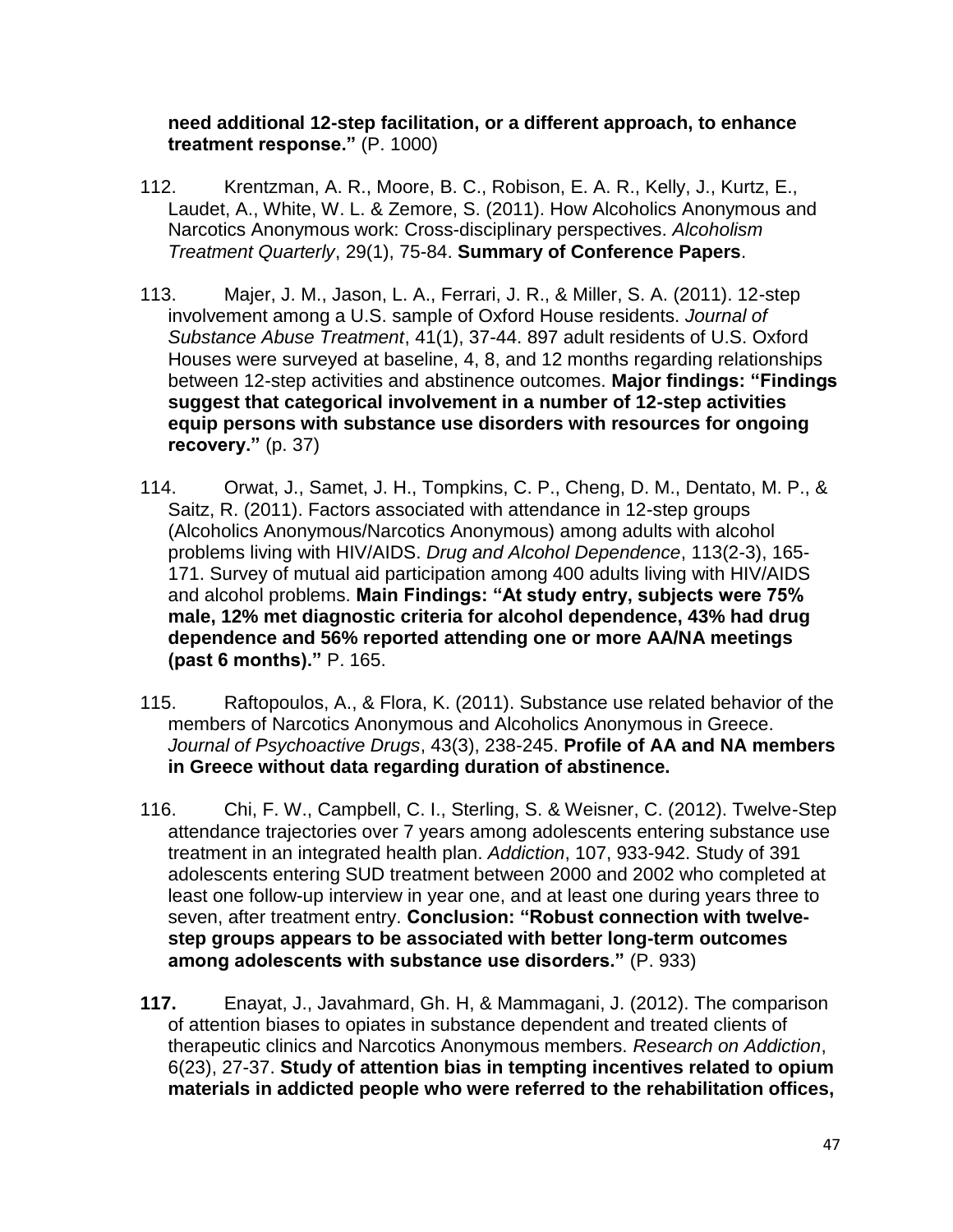**need additional 12-step facilitation, or a different approach, to enhance treatment response."** (P. 1000)

112. Krentzman, A. R., Moore, B. C., Robison, E. A. R., Kelly, J., Kurtz, E., Laudet, A., White, W. L. & Zemore, S. (2011). How Alcoholics Anonymous and Narcotics Anonymous work: Cross-disciplinary perspectives. *Alcoholism Treatment Quarterly*, 29(1), 75-84. **Summary of Conference Papers**.

113. Majer, J. M., Jason, L. A., Ferrari, J. R., & Miller, S. A. (2011). 12-step involvement among a U.S. sample of Oxford House residents. *Journal of Substance Abuse Treatment*, 41(1), 37-44. 897 adult residents of U.S. Oxford Houses were surveyed at baseline, 4, 8, and 12 months regarding relationships between 12-step activities and abstinence outcomes. **Major findings: "Findings suggest that categorical involvement in a number of 12-step activities equip persons with substance use disorders with resources for ongoing recovery."** (p. 37)

114. Orwat, J., Samet, J. H., Tompkins, C. P., Cheng, D. M., Dentato, M. P., & Saitz, R. (2011). Factors associated with attendance in 12-step groups (Alcoholics Anonymous/Narcotics Anonymous) among adults with alcohol problems living with HIV/AIDS. *Drug and Alcohol Dependence*, 113(2-3), 165-171. Survey of mutual aid participation among 400 adults living with HIV/AIDS and alcohol problems. **Main Findings: "At study entry, subjects were 75% male, 12% met diagnostic criteria for alcohol dependence, 43% had drug dependence and 56% reported attending one or more AA/NA meetings (past 6 months)."** P. 165.

115. Raftopoulos, A., & Flora, K. (2011). Substance use related behavior of the members of Narcotics Anonymous and Alcoholics Anonymous in Greece. *Journal of Psychoactive Drugs*, 43(3), 238-245. **Profile of AA and NA members in Greece without data regarding duration of abstinence.**

116. Chi, F. W., Campbell, C. I., Sterling, S. & Weisner, C. (2012). Twelve-Step attendance trajectories over 7 years among adolescents entering substance use treatment in an integrated health plan. *Addiction*, 107, 933-942. Study of 391 adolescents entering SUD treatment between 2000 and 2002 who completed at least one follow-up interview in year one, and at least one during years three to seven, after treatment entry. **Conclusion: "Robust connection with twelve-step groups appears to be associated with better long-term outcomes among adolescents with substance use disorders."** (P. 933)

**117.** Enayat, J., Javahmard, Gh. H, & Mammagani, J. (2012). The comparison of attention biases to opiates in substance dependent and treated clients of therapeutic clinics and Narcotics Anonymous members. *Research on Addiction*, 6(23), 27-37. **Study of attention bias in tempting incentives related to opium materials in addicted people who were referred to the rehabilitation offices,**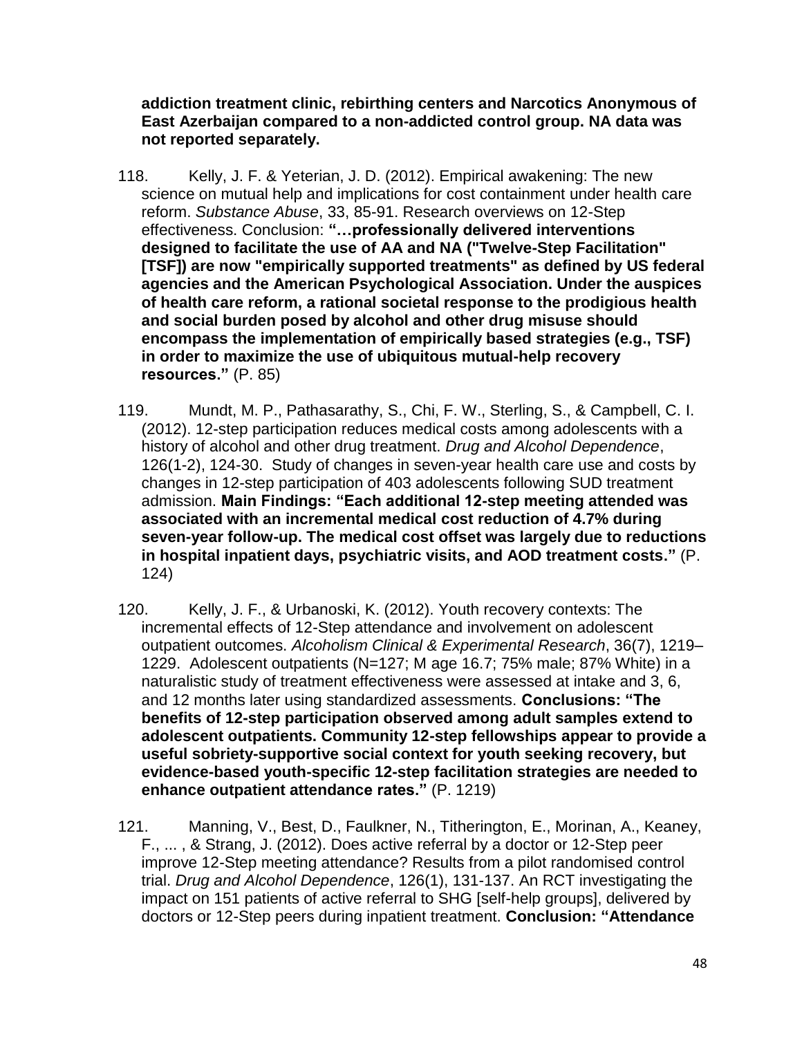**addiction treatment clinic, rebirthing centers and Narcotics Anonymous of East Azerbaijan compared to a non-addicted control group. NA data was not reported separately.**

118. Kelly, J. F. & Yeterian, J. D. (2012). Empirical awakening: The new science on mutual help and implications for cost containment under health care reform. *Substance Abuse*, 33, 85-91. Research overviews on 12-Step effectiveness. Conclusion: **"…professionally delivered interventions designed to facilitate the use of AA and NA ("Twelve-Step Facilitation" [TSF]) are now "empirically supported treatments" as defined by US federal agencies and the American Psychological Association. Under the auspices of health care reform, a rational societal response to the prodigious health and social burden posed by alcohol and other drug misuse should encompass the implementation of empirically based strategies (e.g., TSF) in order to maximize the use of ubiquitous mutual-help recovery resources."** (P. 85)

119. Mundt, M. P., Pathasarathy, S., Chi, F. W., Sterling, S., & Campbell, C. I. (2012). 12-step participation reduces medical costs among adolescents with a history of alcohol and other drug treatment. *Drug and Alcohol Dependence*, 126(1-2), 124-30. Study of changes in seven-year health care use and costs by changes in 12-step participation of 403 adolescents following SUD treatment admission. **Main Findings: "Each additional 12-step meeting attended was associated with an incremental medical cost reduction of 4.7% during seven-year follow-up. The medical cost offset was largely due to reductions in hospital inpatient days, psychiatric visits, and AOD treatment costs."** (P. 124)

120. Kelly, J. F., & Urbanoski, K. (2012). Youth recovery contexts: The incremental effects of 12-Step attendance and involvement on adolescent outpatient outcomes. *Alcoholism Clinical & Experimental Research*, 36(7), 1219–1229. Adolescent outpatients (N=127; M age 16.7; 75% male; 87% White) in a naturalistic study of treatment effectiveness were assessed at intake and 3, 6, and 12 months later using standardized assessments. **Conclusions: "The benefits of 12-step participation observed among adult samples extend to adolescent outpatients. Community 12-step fellowships appear to provide a useful sobriety-supportive social context for youth seeking recovery, but evidence-based youth-specific 12-step facilitation strategies are needed to enhance outpatient attendance rates."** (P. 1219)

121. Manning, V., Best, D., Faulkner, N., Titherington, E., Morinan, A., Keaney, F., ... , & Strang, J. (2012). Does active referral by a doctor or 12-Step peer improve 12-Step meeting attendance? Results from a pilot randomised control trial. *Drug and Alcohol Dependence*, 126(1), 131-137. An RCT investigating the impact on 151 patients of active referral to SHG [self-help groups], delivered by doctors or 12-Step peers during inpatient treatment. **Conclusion: "Attendance**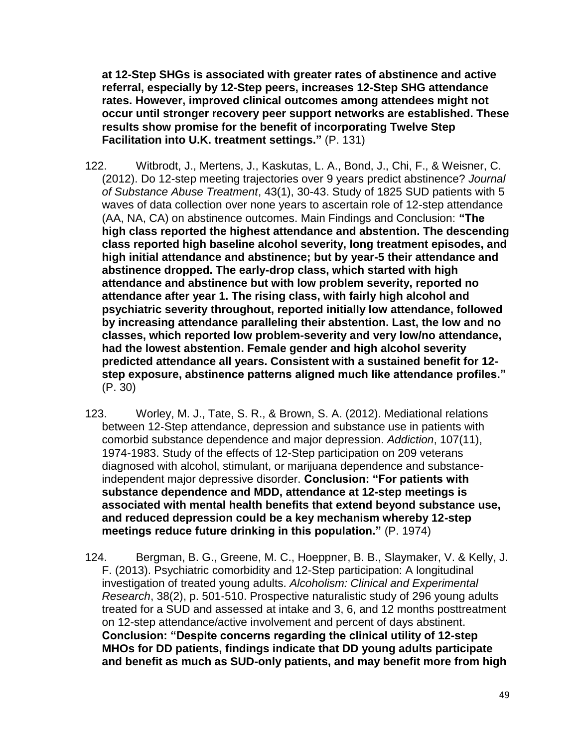**at 12-Step SHGs is associated with greater rates of abstinence and active referral, especially by 12-Step peers, increases 12-Step SHG attendance rates. However, improved clinical outcomes among attendees might not occur until stronger recovery peer support networks are established. These results show promise for the benefit of incorporating Twelve Step Facilitation into U.K. treatment settings."** (P. 131)

122. Witbrodt, J., Mertens, J., Kaskutas, L. A., Bond, J., Chi, F., & Weisner, C. (2012). Do 12-step meeting trajectories over 9 years predict abstinence? *Journal of Substance Abuse Treatment*, 43(1), 30-43. Study of 1825 SUD patients with 5 waves of data collection over none years to ascertain role of 12-step attendance (AA, NA, CA) on abstinence outcomes. Main Findings and Conclusion: **"The high class reported the highest attendance and abstention. The descending class reported high baseline alcohol severity, long treatment episodes, and high initial attendance and abstinence; but by year-5 their attendance and abstinence dropped. The early-drop class, which started with high attendance and abstinence but with low problem severity, reported no attendance after year 1. The rising class, with fairly high alcohol and psychiatric severity throughout, reported initially low attendance, followed by increasing attendance paralleling their abstention. Last, the low and no classes, which reported low problem-severity and very low/no attendance, had the lowest abstention. Female gender and high alcohol severity predicted attendance all years. Consistent with a sustained benefit for 12-step exposure, abstinence patterns aligned much like attendance profiles."** (P. 30)

123. Worley, M. J., Tate, S. R., & Brown, S. A. (2012). Mediational relations between 12-Step attendance, depression and substance use in patients with comorbid substance dependence and major depression. *Addiction*, 107(11), 1974-1983. Study of the effects of 12-Step participation on 209 veterans diagnosed with alcohol, stimulant, or marijuana dependence and substance-independent major depressive disorder. **Conclusion: "For patients with substance dependence and MDD, attendance at 12-step meetings is associated with mental health benefits that extend beyond substance use, and reduced depression could be a key mechanism whereby 12-step meetings reduce future drinking in this population."** (P. 1974)

124. Bergman, B. G., Greene, M. C., Hoeppner, B. B., Slaymaker, V. & Kelly, J. F. (2013). Psychiatric comorbidity and 12-Step participation: A longitudinal investigation of treated young adults. *Alcoholism: Clinical and Experimental Research*, 38(2), p. 501-510. Prospective naturalistic study of 296 young adults treated for a SUD and assessed at intake and 3, 6, and 12 months posttreatment on 12-step attendance/active involvement and percent of days abstinent. **Conclusion: "Despite concerns regarding the clinical utility of 12-step MHOs for DD patients, findings indicate that DD young adults participate and benefit as much as SUD-only patients, and may benefit more from high**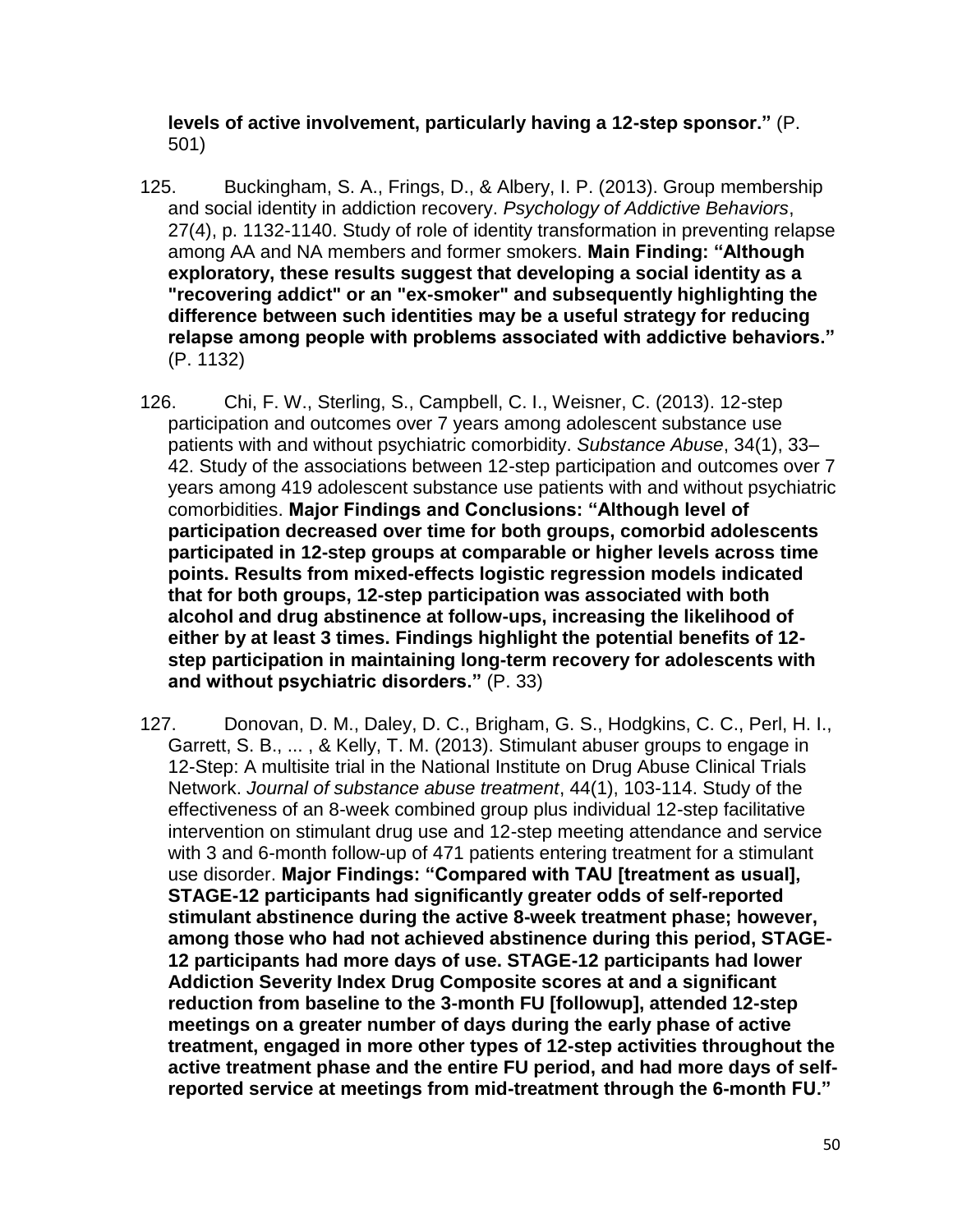**levels of active involvement, particularly having a 12-step sponsor."** (P. 501)

125. Buckingham, S. A., Frings, D., & Albery, I. P. (2013). Group membership and social identity in addiction recovery. *Psychology of Addictive Behaviors*, 27(4), p. 1132-1140. Study of role of identity transformation in preventing relapse among AA and NA members and former smokers. **Main Finding: "Although exploratory, these results suggest that developing a social identity as a "recovering addict" or an "ex-smoker" and subsequently highlighting the difference between such identities may be a useful strategy for reducing relapse among people with problems associated with addictive behaviors."** (P. 1132)

126. Chi, F. W., Sterling, S., Campbell, C. I., Weisner, C. (2013). 12-step participation and outcomes over 7 years among adolescent substance use patients with and without psychiatric comorbidity. *Substance Abuse*, 34(1), 33–42. Study of the associations between 12-step participation and outcomes over 7 years among 419 adolescent substance use patients with and without psychiatric comorbidities. **Major Findings and Conclusions: "Although level of participation decreased over time for both groups, comorbid adolescents participated in 12-step groups at comparable or higher levels across time points. Results from mixed-effects logistic regression models indicated that for both groups, 12-step participation was associated with both alcohol and drug abstinence at follow-ups, increasing the likelihood of either by at least 3 times. Findings highlight the potential benefits of 12-step participation in maintaining long-term recovery for adolescents with and without psychiatric disorders."** (P. 33)

127. Donovan, D. M., Daley, D. C., Brigham, G. S., Hodgkins, C. C., Perl, H. I., Garrett, S. B., ... , & Kelly, T. M. (2013). Stimulant abuser groups to engage in 12-Step: A multisite trial in the National Institute on Drug Abuse Clinical Trials Network. *Journal of substance abuse treatment*, 44(1), 103-114. Study of the effectiveness of an 8-week combined group plus individual 12-step facilitative intervention on stimulant drug use and 12-step meeting attendance and service with 3 and 6-month follow-up of 471 patients entering treatment for a stimulant use disorder. **Major Findings: "Compared with TAU [treatment as usual], STAGE-12 participants had significantly greater odds of self-reported stimulant abstinence during the active 8-week treatment phase; however, among those who had not achieved abstinence during this period, STAGE-12 participants had more days of use. STAGE-12 participants had lower Addiction Severity Index Drug Composite scores at and a significant reduction from baseline to the 3-month FU [followup], attended 12-step meetings on a greater number of days during the early phase of active treatment, engaged in more other types of 12-step activities throughout the active treatment phase and the entire FU period, and had more days of self-reported service at meetings from mid-treatment through the 6-month FU."**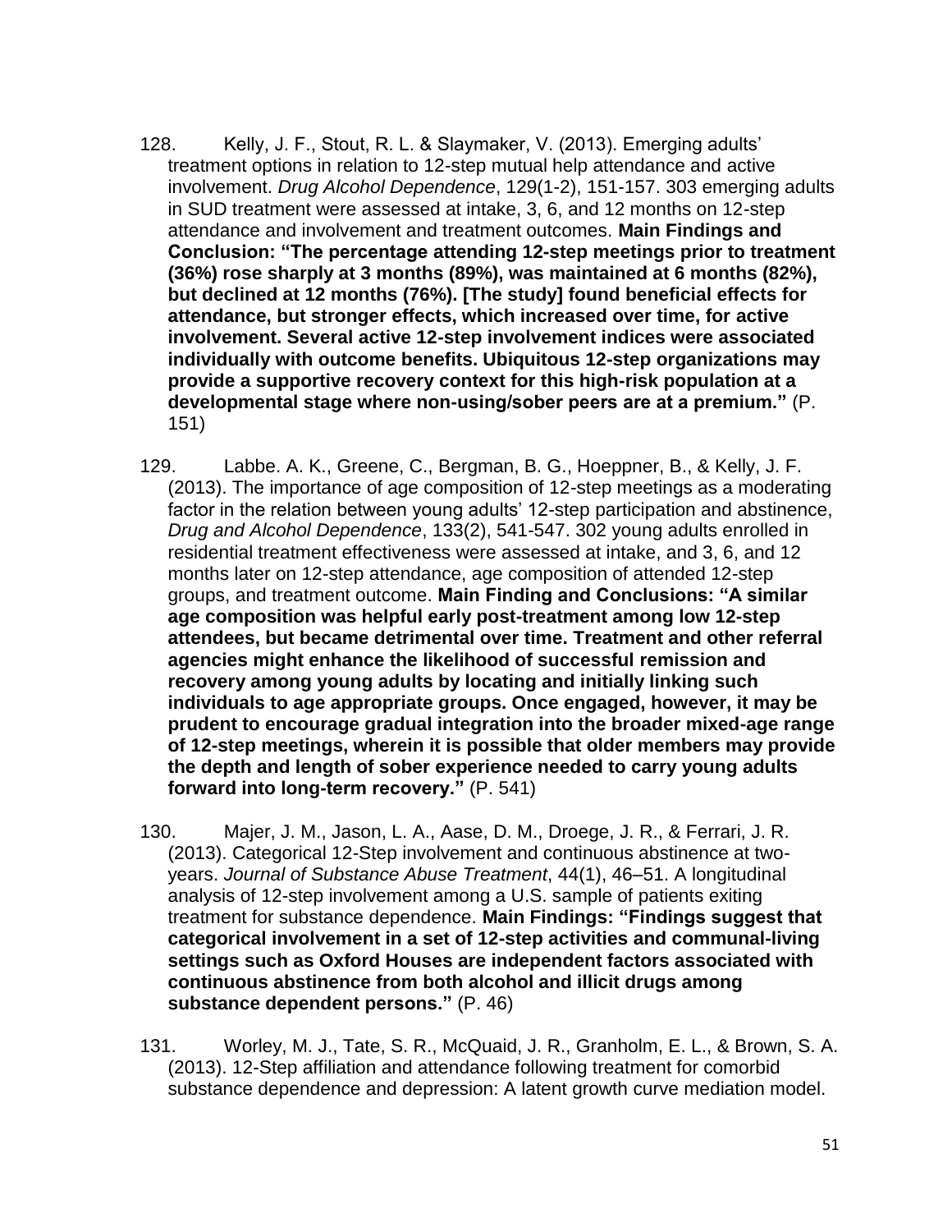128. Kelly, J. F., Stout, R. L. & Slaymaker, V. (2013). Emerging adults' treatment options in relation to 12-step mutual help attendance and active involvement. *Drug Alcohol Dependence*, 129(1-2), 151-157. 303 emerging adults in SUD treatment were assessed at intake, 3, 6, and 12 months on 12-step attendance and involvement and treatment outcomes. **Main Findings and Conclusion: "The percentage attending 12-step meetings prior to treatment (36%) rose sharply at 3 months (89%), was maintained at 6 months (82%), but declined at 12 months (76%). [The study] found beneficial effects for attendance, but stronger effects, which increased over time, for active involvement. Several active 12-step involvement indices were associated individually with outcome benefits. Ubiquitous 12-step organizations may provide a supportive recovery context for this high-risk population at a developmental stage where non-using/sober peers are at a premium."** (P. 151)

129. Labbe. A. K., Greene, C., Bergman, B. G., Hoeppner, B., & Kelly, J. F. (2013). The importance of age composition of 12-step meetings as a moderating factor in the relation between young adults' 12-step participation and abstinence, *Drug and Alcohol Dependence*, 133(2), 541-547. 302 young adults enrolled in residential treatment effectiveness were assessed at intake, and 3, 6, and 12 months later on 12-step attendance, age composition of attended 12-step groups, and treatment outcome. **Main Finding and Conclusions: "A similar age composition was helpful early post-treatment among low 12-step attendees, but became detrimental over time. Treatment and other referral agencies might enhance the likelihood of successful remission and recovery among young adults by locating and initially linking such individuals to age appropriate groups. Once engaged, however, it may be prudent to encourage gradual integration into the broader mixed-age range of 12-step meetings, wherein it is possible that older members may provide the depth and length of sober experience needed to carry young adults forward into long-term recovery."** (P. 541)

130. Majer, J. M., Jason, L. A., Aase, D. M., Droege, J. R., & Ferrari, J. R. (2013). Categorical 12-Step involvement and continuous abstinence at two-years. *Journal of Substance Abuse Treatment*, 44(1), 46–51. A longitudinal analysis of 12-step involvement among a U.S. sample of patients exiting treatment for substance dependence. **Main Findings: "Findings suggest that categorical involvement in a set of 12-step activities and communal-living settings such as Oxford Houses are independent factors associated with continuous abstinence from both alcohol and illicit drugs among substance dependent persons."** (P. 46)

131. Worley, M. J., Tate, S. R., McQuaid, J. R., Granholm, E. L., & Brown, S. A. (2013). 12-Step affiliation and attendance following treatment for comorbid substance dependence and depression: A latent growth curve mediation model.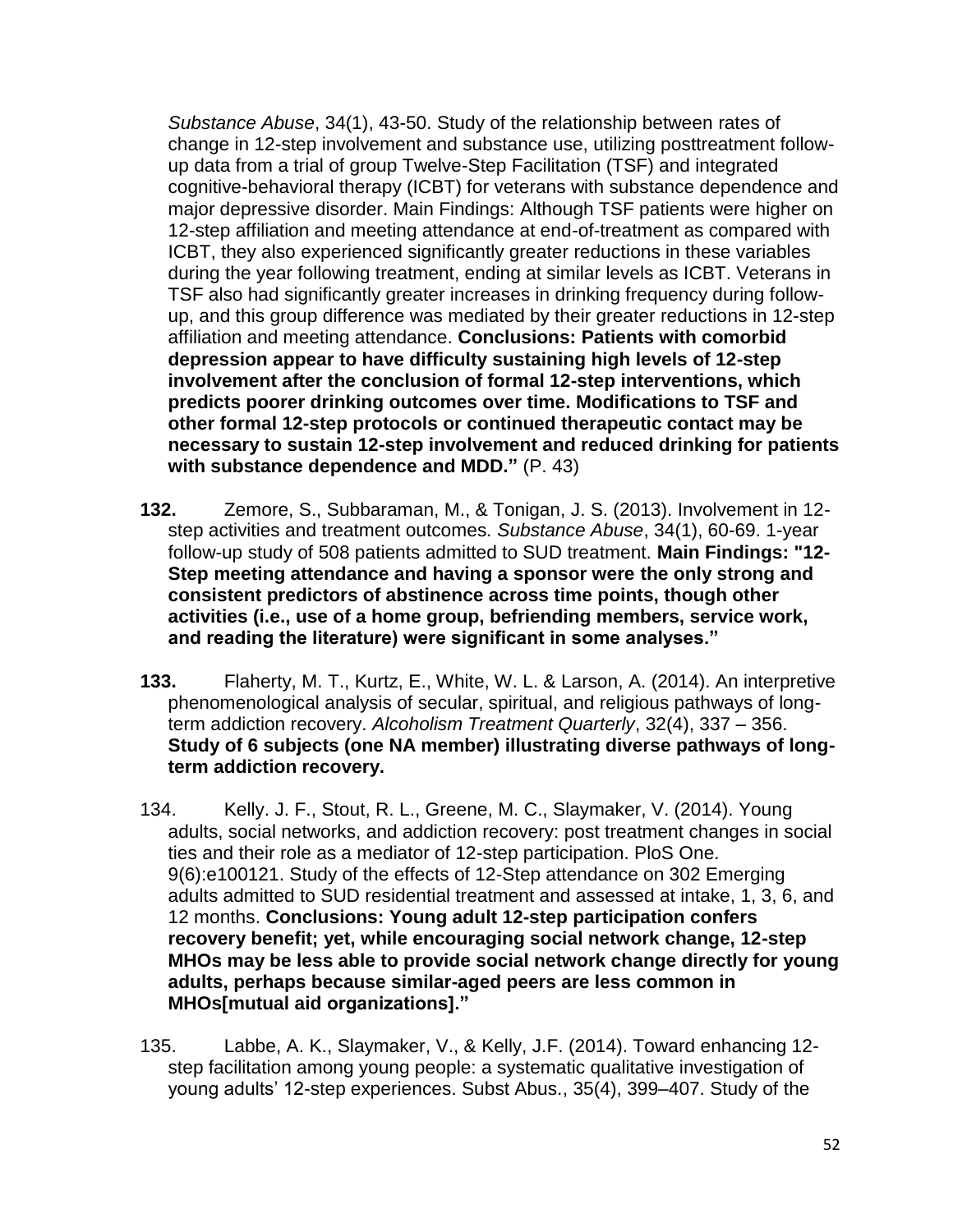*Substance Abuse*, 34(1), 43-50. Study of the relationship between rates of change in 12-step involvement and substance use, utilizing posttreatment follow-up data from a trial of group Twelve-Step Facilitation (TSF) and integrated cognitive-behavioral therapy (ICBT) for veterans with substance dependence and major depressive disorder. Main Findings: Although TSF patients were higher on 12-step affiliation and meeting attendance at end-of-treatment as compared with ICBT, they also experienced significantly greater reductions in these variables during the year following treatment, ending at similar levels as ICBT. Veterans in TSF also had significantly greater increases in drinking frequency during follow-up, and this group difference was mediated by their greater reductions in 12-step affiliation and meeting attendance. **Conclusions: Patients with comorbid depression appear to have difficulty sustaining high levels of 12-step involvement after the conclusion of formal 12-step interventions, which predicts poorer drinking outcomes over time. Modifications to TSF and other formal 12-step protocols or continued therapeutic contact may be necessary to sustain 12-step involvement and reduced drinking for patients with substance dependence and MDD."** (P. 43)

**132.** Zemore, S., Subbaraman, M., & Tonigan, J. S. (2013). Involvement in 12-step activities and treatment outcomes. *Substance Abuse*, 34(1), 60-69. 1-year follow-up study of 508 patients admitted to SUD treatment. **Main Findings: "12-Step meeting attendance and having a sponsor were the only strong and consistent predictors of abstinence across time points, though other activities (i.e., use of a home group, befriending members, service work, and reading the literature) were significant in some analyses."**

**133.** Flaherty, M. T., Kurtz, E., White, W. L. & Larson, A. (2014). An interpretive phenomenological analysis of secular, spiritual, and religious pathways of long-term addiction recovery. *Alcoholism Treatment Quarterly*, 32(4), 337 – 356. **Study of 6 subjects (one NA member) illustrating diverse pathways of long-term addiction recovery.**

134. Kelly. J. F., Stout, R. L., Greene, M. C., Slaymaker, V. (2014). Young adults, social networks, and addiction recovery: post treatment changes in social ties and their role as a mediator of 12-step participation. PloS One. 9(6):e100121. Study of the effects of 12-Step attendance on 302 Emerging adults admitted to SUD residential treatment and assessed at intake, 1, 3, 6, and 12 months. **Conclusions: Young adult 12-step participation confers recovery benefit; yet, while encouraging social network change, 12-step MHOs may be less able to provide social network change directly for young adults, perhaps because similar-aged peers are less common in MHOs[mutual aid organizations]."**

135. Labbe, A. K., Slaymaker, V., & Kelly, J.F. (2014). Toward enhancing 12-step facilitation among young people: a systematic qualitative investigation of young adults' 12-step experiences. Subst Abus., 35(4), 399–407. Study of the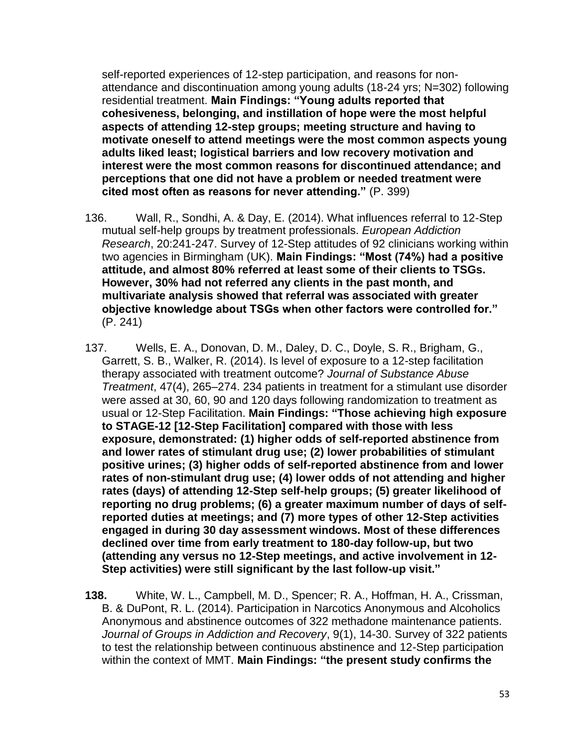self-reported experiences of 12-step participation, and reasons for non-attendance and discontinuation among young adults (18-24 yrs; N=302) following residential treatment. **Main Findings: "Young adults reported that cohesiveness, belonging, and instillation of hope were the most helpful aspects of attending 12-step groups; meeting structure and having to motivate oneself to attend meetings were the most common aspects young adults liked least; logistical barriers and low recovery motivation and interest were the most common reasons for discontinued attendance; and perceptions that one did not have a problem or needed treatment were cited most often as reasons for never attending."** (P. 399)

136. Wall, R., Sondhi, A. & Day, E. (2014). What influences referral to 12-Step mutual self-help groups by treatment professionals. *European Addiction Research*, 20:241-247. Survey of 12-Step attitudes of 92 clinicians working within two agencies in Birmingham (UK). **Main Findings: "Most (74%) had a positive attitude, and almost 80% referred at least some of their clients to TSGs. However, 30% had not referred any clients in the past month, and multivariate analysis showed that referral was associated with greater objective knowledge about TSGs when other factors were controlled for."** (P. 241)

137. Wells, E. A., Donovan, D. M., Daley, D. C., Doyle, S. R., Brigham, G., Garrett, S. B., Walker, R. (2014). Is level of exposure to a 12-step facilitation therapy associated with treatment outcome? *Journal of Substance Abuse Treatment*, 47(4), 265–274. 234 patients in treatment for a stimulant use disorder were assed at 30, 60, 90 and 120 days following randomization to treatment as usual or 12-Step Facilitation. **Main Findings: "Those achieving high exposure to STAGE-12 [12-Step Facilitation] compared with those with less exposure, demonstrated: (1) higher odds of self-reported abstinence from and lower rates of stimulant drug use; (2) lower probabilities of stimulant positive urines; (3) higher odds of self-reported abstinence from and lower rates of non-stimulant drug use; (4) lower odds of not attending and higher rates (days) of attending 12-Step self-help groups; (5) greater likelihood of reporting no drug problems; (6) a greater maximum number of days of self-reported duties at meetings; and (7) more types of other 12-Step activities engaged in during 30 day assessment windows. Most of these differences declined over time from early treatment to 180-day follow-up, but two (attending any versus no 12-Step meetings, and active involvement in 12-Step activities) were still significant by the last follow-up visit."**

**138.** White, W. L., Campbell, M. D., Spencer; R. A., Hoffman, H. A., Crissman, B. & DuPont, R. L. (2014). Participation in Narcotics Anonymous and Alcoholics Anonymous and abstinence outcomes of 322 methadone maintenance patients. *Journal of Groups in Addiction and Recovery*, 9(1), 14-30. Survey of 322 patients to test the relationship between continuous abstinence and 12-Step participation within the context of MMT. **Main Findings: "the present study confirms the**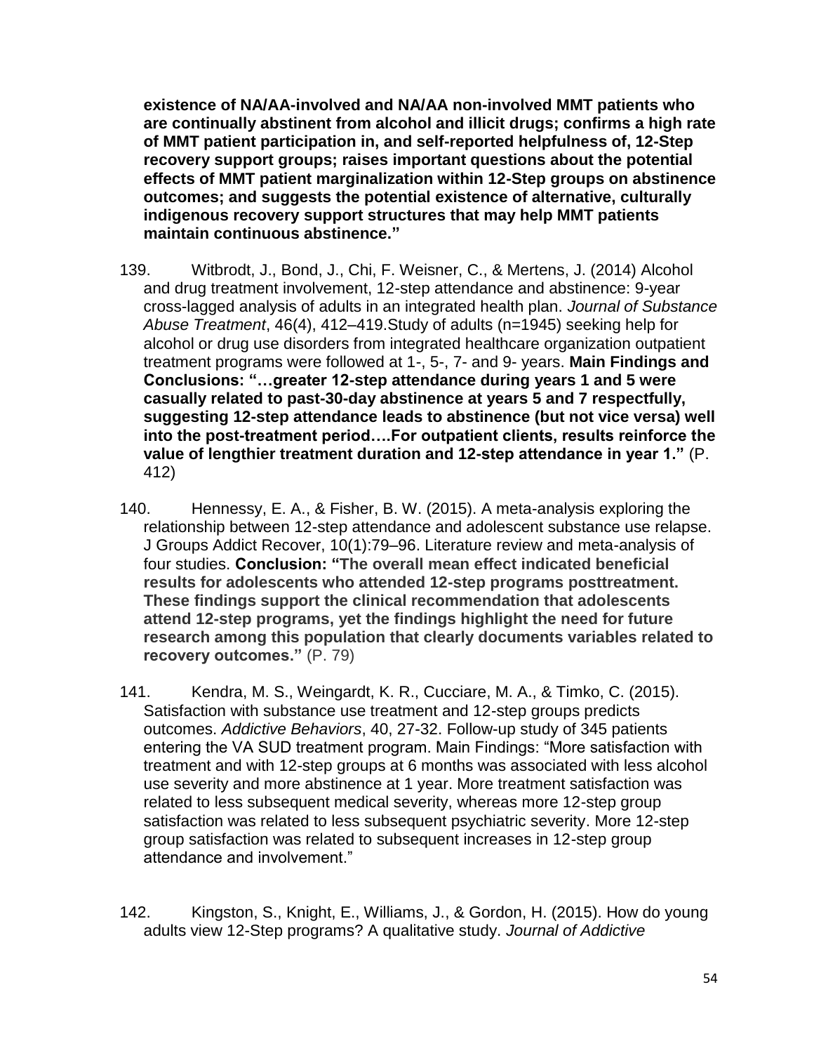**existence of NA/AA-involved and NA/AA non-involved MMT patients who are continually abstinent from alcohol and illicit drugs; confirms a high rate of MMT patient participation in, and self-reported helpfulness of, 12-Step recovery support groups; raises important questions about the potential effects of MMT patient marginalization within 12-Step groups on abstinence outcomes; and suggests the potential existence of alternative, culturally indigenous recovery support structures that may help MMT patients maintain continuous abstinence."**

139. Witbrodt, J., Bond, J., Chi, F. Weisner, C., & Mertens, J. (2014) Alcohol and drug treatment involvement, 12-step attendance and abstinence: 9-year cross-lagged analysis of adults in an integrated health plan. *Journal of Substance Abuse Treatment*, 46(4), 412–419.Study of adults (n=1945) seeking help for alcohol or drug use disorders from integrated healthcare organization outpatient treatment programs were followed at 1-, 5-, 7- and 9- years. **Main Findings and Conclusions: "…greater 12-step attendance during years 1 and 5 were casually related to past-30-day abstinence at years 5 and 7 respectfully, suggesting 12-step attendance leads to abstinence (but not vice versa) well into the post-treatment period….For outpatient clients, results reinforce the value of lengthier treatment duration and 12-step attendance in year 1."** (P. 412)

140. Hennessy, E. A., & Fisher, B. W. (2015). A meta-analysis exploring the relationship between 12-step attendance and adolescent substance use relapse. J Groups Addict Recover, 10(1):79–96. Literature review and meta-analysis of four studies. **Conclusion: "The overall mean effect indicated beneficial results for adolescents who attended 12-step programs posttreatment. These findings support the clinical recommendation that adolescents attend 12-step programs, yet the findings highlight the need for future research among this population that clearly documents variables related to recovery outcomes."** (P. 79)

141. Kendra, M. S., Weingardt, K. R., Cucciare, M. A., & Timko, C. (2015). Satisfaction with substance use treatment and 12-step groups predicts outcomes. *Addictive Behaviors*, 40, 27-32. Follow-up study of 345 patients entering the VA SUD treatment program. Main Findings: "More satisfaction with treatment and with 12-step groups at 6 months was associated with less alcohol use severity and more abstinence at 1 year. More treatment satisfaction was related to less subsequent medical severity, whereas more 12-step group satisfaction was related to less subsequent psychiatric severity. More 12-step group satisfaction was related to subsequent increases in 12-step group attendance and involvement."

142. Kingston, S., Knight, E., Williams, J., & Gordon, H. (2015). How do young adults view 12-Step programs? A qualitative study. *Journal of Addictive*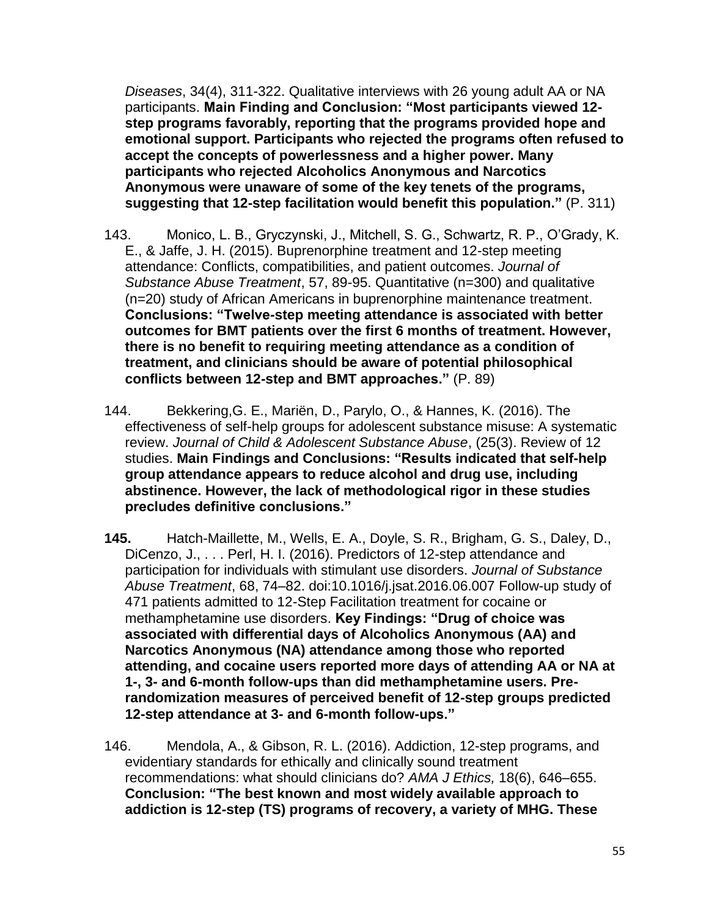*Diseases*, 34(4), 311-322. Qualitative interviews with 26 young adult AA or NA participants. **Main Finding and Conclusion: "Most participants viewed 12-step programs favorably, reporting that the programs provided hope and emotional support. Participants who rejected the programs often refused to accept the concepts of powerlessness and a higher power. Many participants who rejected Alcoholics Anonymous and Narcotics Anonymous were unaware of some of the key tenets of the programs, suggesting that 12-step facilitation would benefit this population."** (P. 311)

143. Monico, L. B., Gryczynski, J., Mitchell, S. G., Schwartz, R. P., O'Grady, K. E., & Jaffe, J. H. (2015). Buprenorphine treatment and 12-step meeting attendance: Conflicts, compatibilities, and patient outcomes. *Journal of Substance Abuse Treatment*, 57, 89-95. Quantitative (n=300) and qualitative (n=20) study of African Americans in buprenorphine maintenance treatment. **Conclusions: "Twelve-step meeting attendance is associated with better outcomes for BMT patients over the first 6 months of treatment. However, there is no benefit to requiring meeting attendance as a condition of treatment, and clinicians should be aware of potential philosophical conflicts between 12-step and BMT approaches."** (P. 89)

144. Bekkering,G. E., Mariën, D., Parylo, O., & Hannes, K. (2016). The effectiveness of self-help groups for adolescent substance misuse: A systematic review. *Journal of Child & Adolescent Substance Abuse*, (25(3). Review of 12 studies. **Main Findings and Conclusions: "Results indicated that self-help group attendance appears to reduce alcohol and drug use, including abstinence. However, the lack of methodological rigor in these studies precludes definitive conclusions."**

**145.** Hatch-Maillette, M., Wells, E. A., Doyle, S. R., Brigham, G. S., Daley, D., DiCenzo, J., . . . Perl, H. I. (2016). Predictors of 12-step attendance and participation for individuals with stimulant use disorders. *Journal of Substance Abuse Treatment*, 68, 74–82. doi:10.1016/j.jsat.2016.06.007 Follow-up study of 471 patients admitted to 12-Step Facilitation treatment for cocaine or methamphetamine use disorders. **Key Findings: "Drug of choice was associated with differential days of Alcoholics Anonymous (AA) and Narcotics Anonymous (NA) attendance among those who reported attending, and cocaine users reported more days of attending AA or NA at 1-, 3- and 6-month follow-ups than did methamphetamine users. Pre-randomization measures of perceived benefit of 12-step groups predicted 12-step attendance at 3- and 6-month follow-ups."**

146. Mendola, A., & Gibson, R. L. (2016). Addiction, 12-step programs, and evidentiary standards for ethically and clinically sound treatment recommendations: what should clinicians do? *AMA J Ethics,* 18(6), 646–655. **Conclusion: "The best known and most widely available approach to addiction is 12-step (TS) programs of recovery, a variety of MHG. These**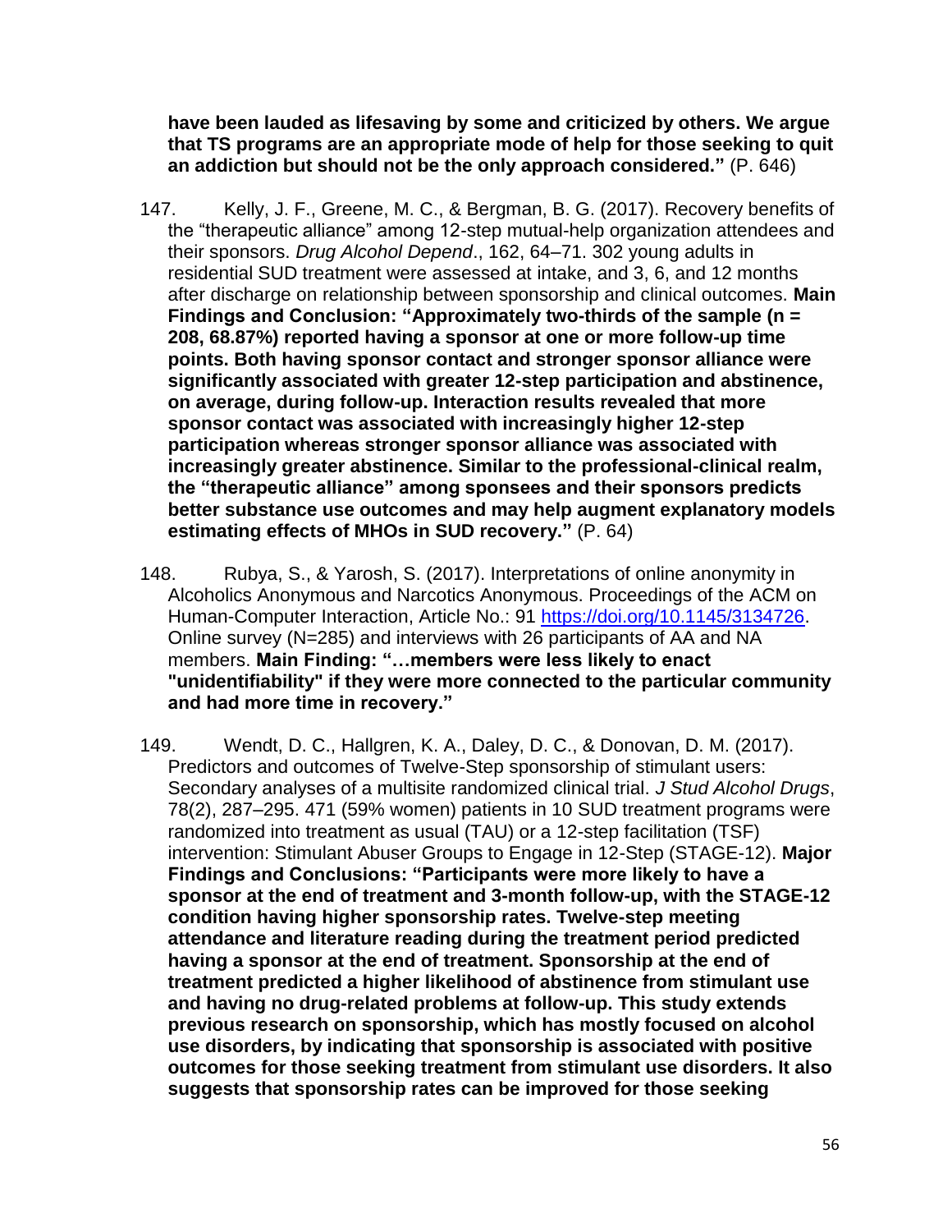**have been lauded as lifesaving by some and criticized by others. We argue that TS programs are an appropriate mode of help for those seeking to quit an addiction but should not be the only approach considered."** (P. 646)

147. Kelly, J. F., Greene, M. C., & Bergman, B. G. (2017). Recovery benefits of the "therapeutic alliance" among 12-step mutual-help organization attendees and their sponsors. *Drug Alcohol Depend*., 162, 64–71. 302 young adults in residential SUD treatment were assessed at intake, and 3, 6, and 12 months after discharge on relationship between sponsorship and clinical outcomes. **Main Findings and Conclusion: "Approximately two-thirds of the sample (n = 208, 68.87%) reported having a sponsor at one or more follow-up time points. Both having sponsor contact and stronger sponsor alliance were significantly associated with greater 12-step participation and abstinence, on average, during follow-up. Interaction results revealed that more sponsor contact was associated with increasingly higher 12-step participation whereas stronger sponsor alliance was associated with increasingly greater abstinence. Similar to the professional-clinical realm, the "therapeutic alliance" among sponsees and their sponsors predicts better substance use outcomes and may help augment explanatory models estimating effects of MHOs in SUD recovery."** (P. 64)

148. Rubya, S., & Yarosh, S. (2017). Interpretations of online anonymity in Alcoholics Anonymous and Narcotics Anonymous. Proceedings of the ACM on Human-Computer Interaction, Article No.: 91 [https://doi.org/10.1145/3134726](https://doi.org/10.1145/3134726). Online survey (N=285) and interviews with 26 participants of AA and NA members. **Main Finding: "…members were less likely to enact "unidentifiability" if they were more connected to the particular community and had more time in recovery."**

149. Wendt, D. C., Hallgren, K. A., Daley, D. C., & Donovan, D. M. (2017). Predictors and outcomes of Twelve-Step sponsorship of stimulant users: Secondary analyses of a multisite randomized clinical trial. *J Stud Alcohol Drugs*, 78(2), 287–295. 471 (59% women) patients in 10 SUD treatment programs were randomized into treatment as usual (TAU) or a 12-step facilitation (TSF) intervention: Stimulant Abuser Groups to Engage in 12-Step (STAGE-12). **Major Findings and Conclusions: "Participants were more likely to have a sponsor at the end of treatment and 3-month follow-up, with the STAGE-12 condition having higher sponsorship rates. Twelve-step meeting attendance and literature reading during the treatment period predicted having a sponsor at the end of treatment. Sponsorship at the end of treatment predicted a higher likelihood of abstinence from stimulant use and having no drug-related problems at follow-up. This study extends previous research on sponsorship, which has mostly focused on alcohol use disorders, by indicating that sponsorship is associated with positive outcomes for those seeking treatment from stimulant use disorders. It also suggests that sponsorship rates can be improved for those seeking**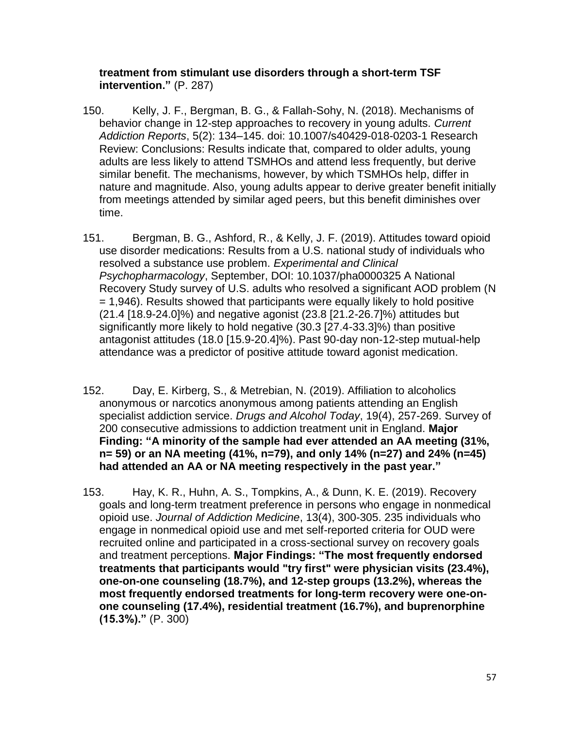**treatment from stimulant use disorders through a short-term TSF intervention."** (P. 287)

150. Kelly, J. F., Bergman, B. G., & Fallah-Sohy, N. (2018). Mechanisms of behavior change in 12-step approaches to recovery in young adults. *Current Addiction Reports*, 5(2): 134–145. doi: 10.1007/s40429-018-0203-1 Research Review: Conclusions: Results indicate that, compared to older adults, young adults are less likely to attend TSMHOs and attend less frequently, but derive similar benefit. The mechanisms, however, by which TSMHOs help, differ in nature and magnitude. Also, young adults appear to derive greater benefit initially from meetings attended by similar aged peers, but this benefit diminishes over time.

151. Bergman, B. G., Ashford, R., & Kelly, J. F. (2019). Attitudes toward opioid use disorder medications: Results from a U.S. national study of individuals who resolved a substance use problem. *Experimental and Clinical Psychopharmacology*, September, DOI: 10.1037/pha0000325 A National Recovery Study survey of U.S. adults who resolved a significant AOD problem (N = 1,946). Results showed that participants were equally likely to hold positive (21.4 [18.9-24.0]%) and negative agonist (23.8 [21.2-26.7]%) attitudes but significantly more likely to hold negative (30.3 [27.4-33.3]%) than positive antagonist attitudes (18.0 [15.9-20.4]%). Past 90-day non-12-step mutual-help attendance was a predictor of positive attitude toward agonist medication.

152. Day, E. Kirberg, S., & Metrebian, N. (2019). Affiliation to alcoholics anonymous or narcotics anonymous among patients attending an English specialist addiction service. *Drugs and Alcohol Today*, 19(4), 257-269. Survey of 200 consecutive admissions to addiction treatment unit in England. **Major Finding: "A minority of the sample had ever attended an AA meeting (31%, n= 59) or an NA meeting (41%, n=79), and only 14% (n=27) and 24% (n=45) had attended an AA or NA meeting respectively in the past year."**

153. Hay, K. R., Huhn, A. S., Tompkins, A., & Dunn, K. E. (2019). Recovery goals and long-term treatment preference in persons who engage in nonmedical opioid use. *Journal of Addiction Medicine*, 13(4), 300-305. 235 individuals who engage in nonmedical opioid use and met self-reported criteria for OUD were recruited online and participated in a cross-sectional survey on recovery goals and treatment perceptions. **Major Findings: "The most frequently endorsed treatments that participants would "try first" were physician visits (23.4%), one-on-one counseling (18.7%), and 12-step groups (13.2%), whereas the most frequently endorsed treatments for long-term recovery were one-on-one counseling (17.4%), residential treatment (16.7%), and buprenorphine (15.3%)."** (P. 300)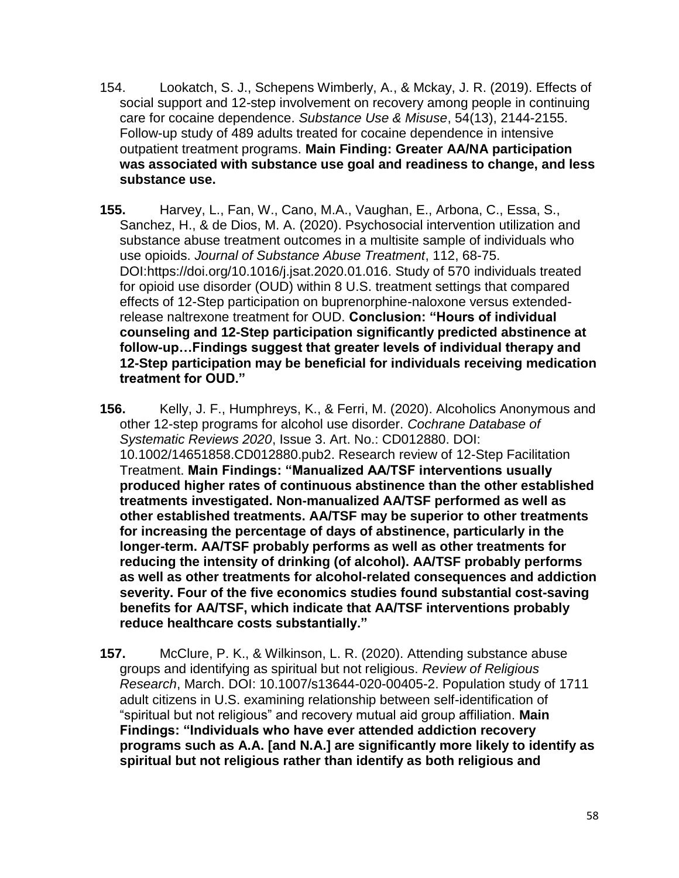154. Lookatch, S. J., Schepens Wimberly, A., & Mckay, J. R. (2019). Effects of social support and 12-step involvement on recovery among people in continuing care for cocaine dependence. *Substance Use & Misuse*, 54(13), 2144-2155. Follow-up study of 489 adults treated for cocaine dependence in intensive outpatient treatment programs. **Main Finding: Greater AA/NA participation was associated with substance use goal and readiness to change, and less substance use.**

**155.** Harvey, L., Fan, W., Cano, M.A., Vaughan, E., Arbona, C., Essa, S., Sanchez, H., & de Dios, M. A. (2020). Psychosocial intervention utilization and substance abuse treatment outcomes in a multisite sample of individuals who use opioids. *Journal of Substance Abuse Treatment*, 112, 68-75. DOI:https://doi.org/10.1016/j.jsat.2020.01.016. Study of 570 individuals treated for opioid use disorder (OUD) within 8 U.S. treatment settings that compared effects of 12-Step participation on buprenorphine-naloxone versus extended-release naltrexone treatment for OUD. **Conclusion: "Hours of individual counseling and 12-Step participation significantly predicted abstinence at follow-up…Findings suggest that greater levels of individual therapy and 12-Step participation may be beneficial for individuals receiving medication treatment for OUD."**

**156.** Kelly, J. F., Humphreys, K., & Ferri, M. (2020). Alcoholics Anonymous and other 12-step programs for alcohol use disorder. *Cochrane Database of Systematic Reviews 2020*, Issue 3. Art. No.: CD012880. DOI: 10.1002/14651858.CD012880.pub2. Research review of 12-Step Facilitation Treatment. **Main Findings: "Manualized AA/TSF interventions usually produced higher rates of continuous abstinence than the other established treatments investigated. Non-manualized AA/TSF performed as well as other established treatments. AA/TSF may be superior to other treatments for increasing the percentage of days of abstinence, particularly in the longer-term. AA/TSF probably performs as well as other treatments for reducing the intensity of drinking (of alcohol). AA/TSF probably performs as well as other treatments for alcohol-related consequences and addiction severity. Four of the five economics studies found substantial cost-saving benefits for AA/TSF, which indicate that AA/TSF interventions probably reduce healthcare costs substantially."**

**157.** McClure, P. K., & Wilkinson, L. R. (2020). Attending substance abuse groups and identifying as spiritual but not religious. *Review of Religious Research*, March. DOI: 10.1007/s13644-020-00405-2. Population study of 1711 adult citizens in U.S. examining relationship between self-identification of "spiritual but not religious" and recovery mutual aid group affiliation. **Main Findings: "Individuals who have ever attended addiction recovery programs such as A.A. [and N.A.] are significantly more likely to identify as spiritual but not religious rather than identify as both religious and**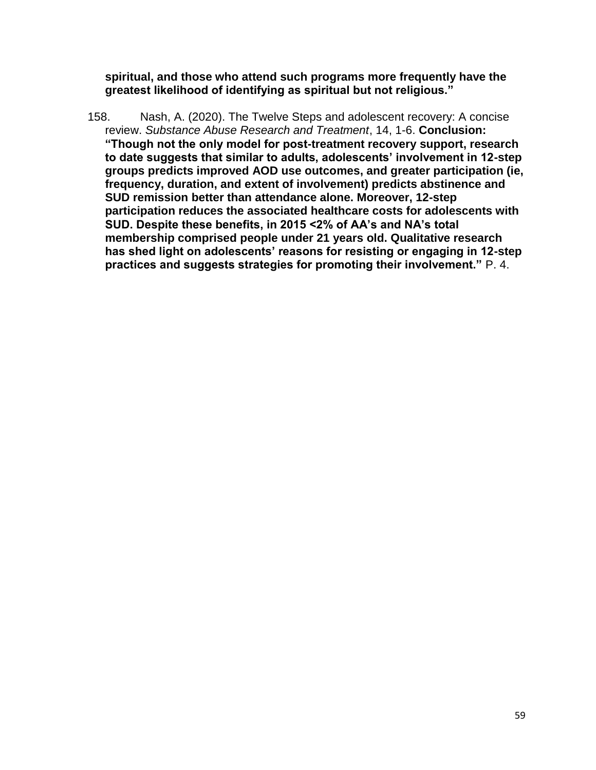**spiritual, and those who attend such programs more frequently have the greatest likelihood of identifying as spiritual but not religious."**

158. Nash, A. (2020). The Twelve Steps and adolescent recovery: A concise review. *Substance Abuse Research and Treatment*, 14, 1-6. **Conclusion: "Though not the only model for post-treatment recovery support, research to date suggests that similar to adults, adolescents' involvement in 12-step groups predicts improved AOD use outcomes, and greater participation (ie, frequency, duration, and extent of involvement) predicts abstinence and SUD remission better than attendance alone. Moreover, 12-step participation reduces the associated healthcare costs for adolescents with SUD. Despite these benefits, in 2015 <2% of AA's and NA's total membership comprised people under 21 years old. Qualitative research has shed light on adolescents' reasons for resisting or engaging in 12-step practices and suggests strategies for promoting their involvement."** P. 4.